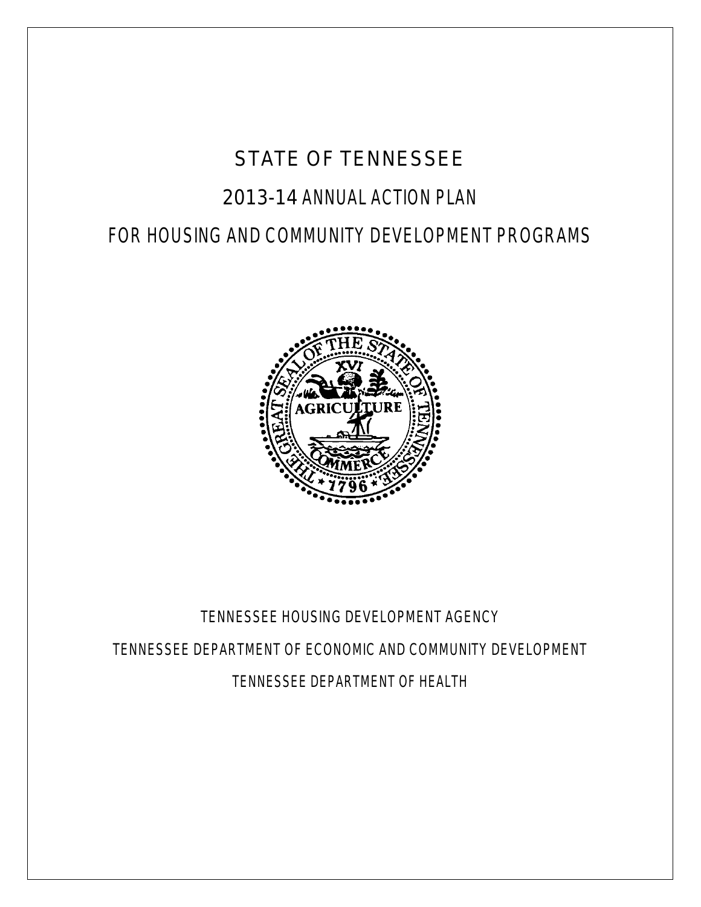# STATE OF TENNESSEE

## 2013-14 ANNUAL ACTION PLAN

## FOR HOUSING AND COMMUNITY DEVELOPMENT PROGRAMS

TENNESSEE HOUSING DEVELOPMENT AGENCY

TENNESSEE DEPARTMENT OF ECONOMIC AND COMMUNITY DEVELOPMENT

TENNESSEE DEPARTMENT OF HEALTH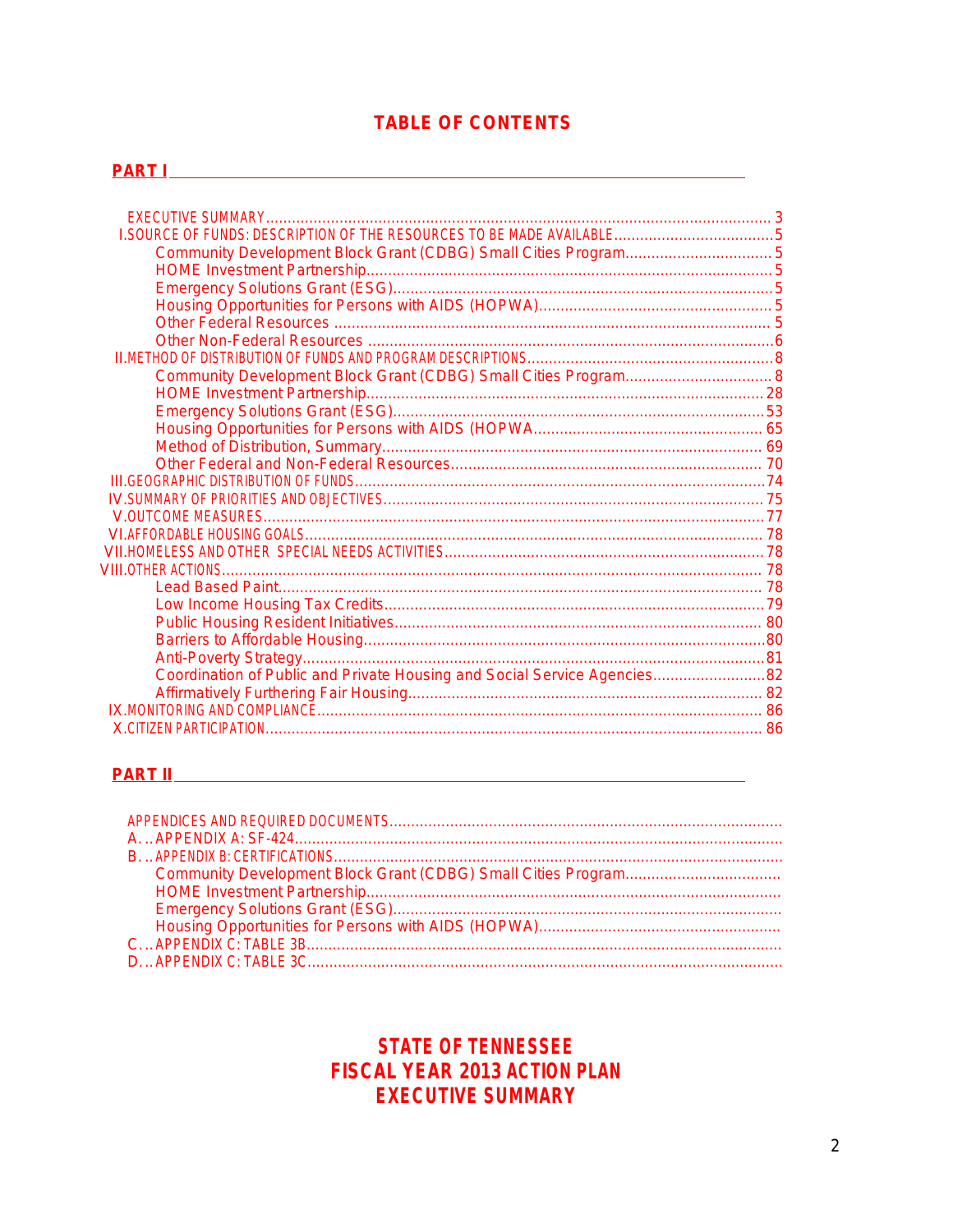# TABLE OF CONTENTS

## PART I

- EXECUTIVE SUMMARY .......... 3
- I. SOURCE OF FUNDS: DESCRIPTION OF THE RESOURCES TO BE MADE AVAILABLE .......... 5
  - Community Development Block Grant (CDBG) Small Cities Program .......... 5
  - HOME Investment Partnership .......... 5
  - Emergency Solutions Grant (ESG) .......... 5
  - Housing Opportunities for Persons with AIDS (HOPWA) .......... 5
  - Other Federal Resources .......... 5
  - Other Non-Federal Resources .......... 6
- II. METHOD OF DISTRIBUTION OF FUNDS AND PROGRAM DESCRIPTIONS .......... 8
  - Community Development Block Grant (CDBG) Small Cities Program .......... 8
  - HOME Investment Partnership .......... 28
  - Emergency Solutions Grant (ESG) .......... 53
  - Housing Opportunities for Persons with AIDS (HOPWA .......... 65
  - Method of Distribution, Summary .......... 69
  - Other Federal and Non-Federal Resources .......... 70
- III. GEOGRAPHIC DISTRIBUTION OF FUNDS .......... 74
- IV. SUMMARY OF PRIORITIES AND OBJECTIVES .......... 75
- V. OUTCOME MEASURES .......... 77
- VI. AFFORDABLE HOUSING GOALS .......... 78
- VII. HOMELESS AND OTHER SPECIAL NEEDS ACTIVITIES .......... 78
- VIII. OTHER ACTIONS .......... 78
  - Lead Based Paint .......... 78
  - Low Income Housing Tax Credits .......... 79
  - Public Housing Resident Initiatives .......... 80
  - Barriers to Affordable Housing .......... 80
  - Anti-Poverty Strategy .......... 81
  - Coordination of Public and Private Housing and Social Service Agencies .......... 82
  - Affirmatively Furthering Fair Housing .......... 82
- IX. MONITORING AND COMPLIANCE .......... 86
- X. CITIZEN PARTICIPATION .......... 86

## PART II

- APPENDICES AND REQUIRED DOCUMENTS ..........
- A. . . APPENDIX A: SF-424 ..........
- B. . . APPENDIX B: CERTIFICATIONS ..........
  - Community Development Block Grant (CDBG) Small Cities Program ..........
  - HOME Investment Partnership ..........
  - Emergency Solutions Grant (ESG) ..........
  - Housing Opportunities for Persons with AIDS (HOPWA) ..........
- C. . . APPENDIX C: TABLE 3B ..........
- D. . . APPENDIX C: TABLE 3C ..........

# STATE OF TENNESSEE
# FISCAL YEAR 2013 ACTION PLAN
# EXECUTIVE SUMMARY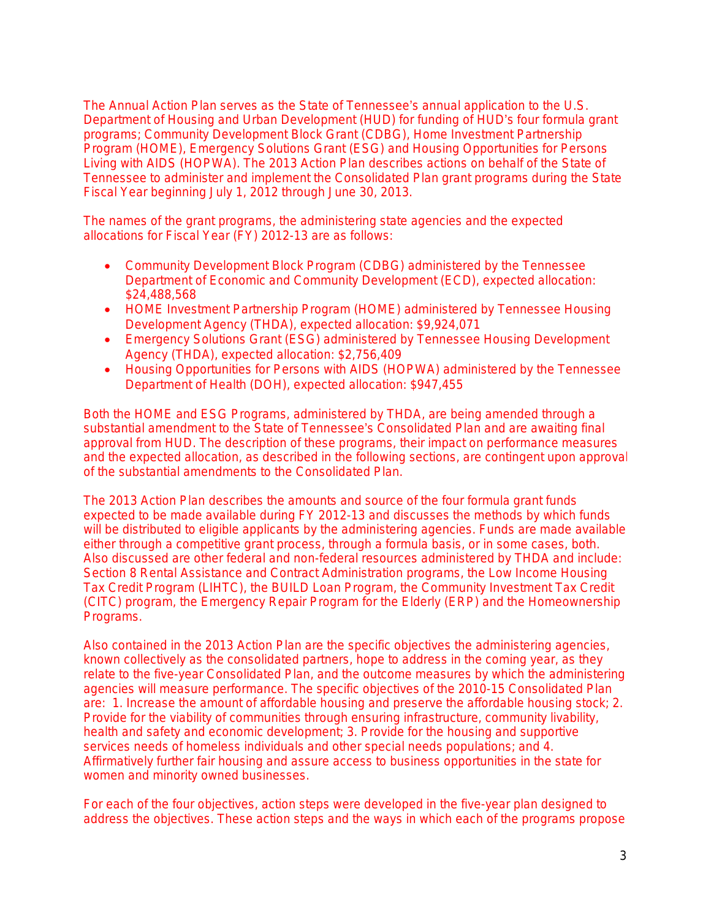The Annual Action Plan serves as the State of Tennessee's annual application to the U.S. Department of Housing and Urban Development (HUD) for funding of HUD's four formula grant programs; Community Development Block Grant (CDBG), Home Investment Partnership Program (HOME), Emergency Solutions Grant (ESG) and Housing Opportunities for Persons Living with AIDS (HOPWA). The 2013 Action Plan describes actions on behalf of the State of Tennessee to administer and implement the Consolidated Plan grant programs during the State Fiscal Year beginning July 1, 2012 through June 30, 2013.

The names of the grant programs, the administering state agencies and the expected allocations for Fiscal Year (FY) 2012-13 are as follows:

- Community Development Block Program (CDBG) administered by the Tennessee Department of Economic and Community Development (ECD), expected allocation: $24,488,568
- HOME Investment Partnership Program (HOME) administered by Tennessee Housing Development Agency (THDA), expected allocation: $9,924,071
- Emergency Solutions Grant (ESG) administered by Tennessee Housing Development Agency (THDA), expected allocation: $2,756,409
- Housing Opportunities for Persons with AIDS (HOPWA) administered by the Tennessee Department of Health (DOH), expected allocation: $947,455

Both the HOME and ESG Programs, administered by THDA, are being amended through a substantial amendment to the State of Tennessee's Consolidated Plan and are awaiting final approval from HUD. The description of these programs, their impact on performance measures and the expected allocation, as described in the following sections, are contingent upon approval of the substantial amendments to the Consolidated Plan.

The 2013 Action Plan describes the amounts and source of the four formula grant funds expected to be made available during FY 2012-13 and discusses the methods by which funds will be distributed to eligible applicants by the administering agencies. Funds are made available either through a competitive grant process, through a formula basis, or in some cases, both. Also discussed are other federal and non-federal resources administered by THDA and include: Section 8 Rental Assistance and Contract Administration programs, the Low Income Housing Tax Credit Program (LIHTC), the BUILD Loan Program, the Community Investment Tax Credit (CITC) program, the Emergency Repair Program for the Elderly (ERP) and the Homeownership Programs.

Also contained in the 2013 Action Plan are the specific objectives the administering agencies, known collectively as the consolidated partners, hope to address in the coming year, as they relate to the five-year Consolidated Plan, and the outcome measures by which the administering agencies will measure performance. The specific objectives of the 2010-15 Consolidated Plan are: 1. Increase the amount of affordable housing and preserve the affordable housing stock; 2. Provide for the viability of communities through ensuring infrastructure, community livability, health and safety and economic development; 3. Provide for the housing and supportive services needs of homeless individuals and other special needs populations; and 4. Affirmatively further fair housing and assure access to business opportunities in the state for women and minority owned businesses.

For each of the four objectives, action steps were developed in the five-year plan designed to address the objectives. These action steps and the ways in which each of the programs propose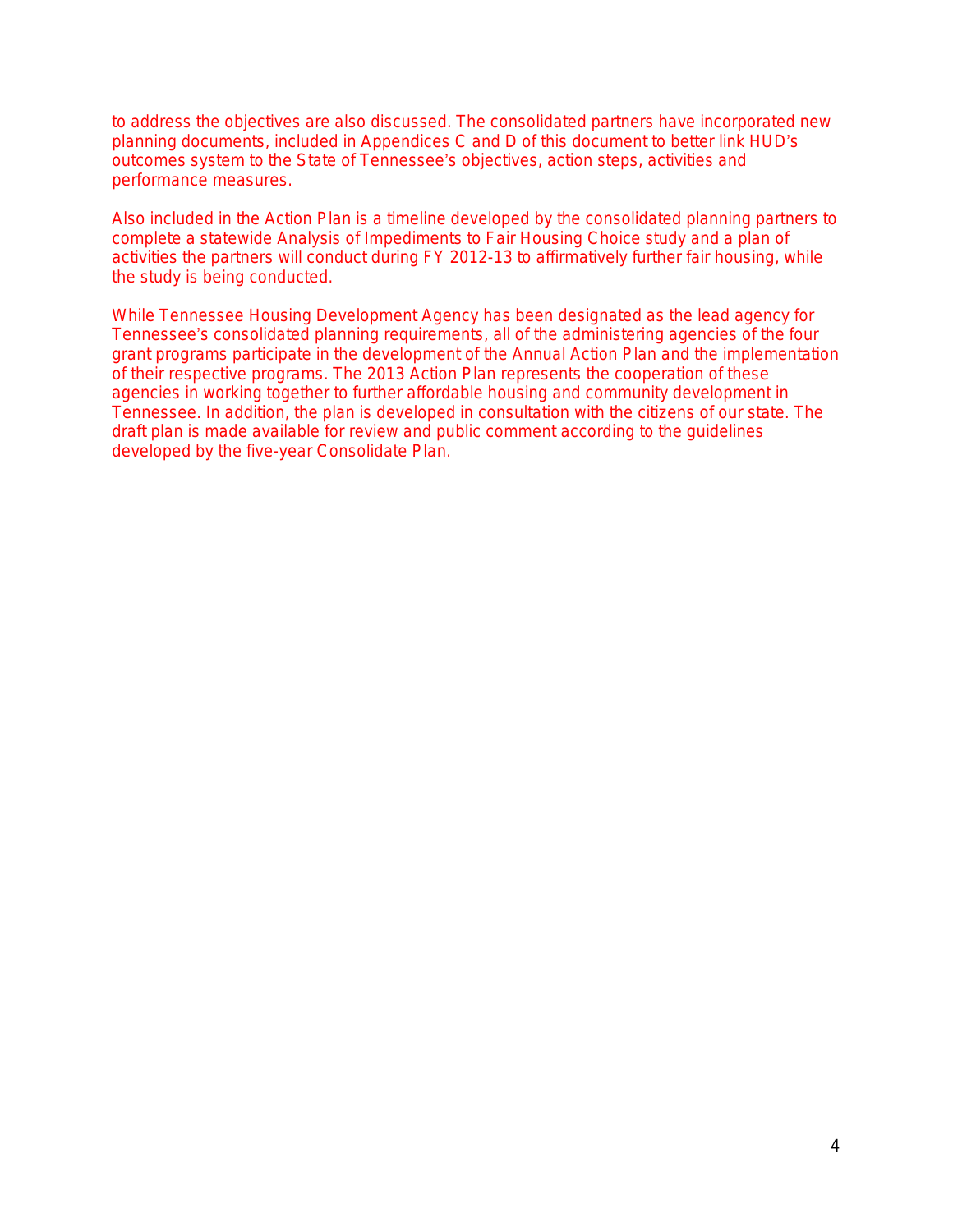to address the objectives are also discussed. The consolidated partners have incorporated new planning documents, included in Appendices C and D of this document to better link HUD's outcomes system to the State of Tennessee's objectives, action steps, activities and performance measures.

Also included in the Action Plan is a timeline developed by the consolidated planning partners to complete a statewide Analysis of Impediments to Fair Housing Choice study and a plan of activities the partners will conduct during FY 2012-13 to affirmatively further fair housing, while the study is being conducted.

While Tennessee Housing Development Agency has been designated as the lead agency for Tennessee's consolidated planning requirements, all of the administering agencies of the four grant programs participate in the development of the Annual Action Plan and the implementation of their respective programs. The 2013 Action Plan represents the cooperation of these agencies in working together to further affordable housing and community development in Tennessee. In addition, the plan is developed in consultation with the citizens of our state. The draft plan is made available for review and public comment according to the guidelines developed by the five-year Consolidate Plan.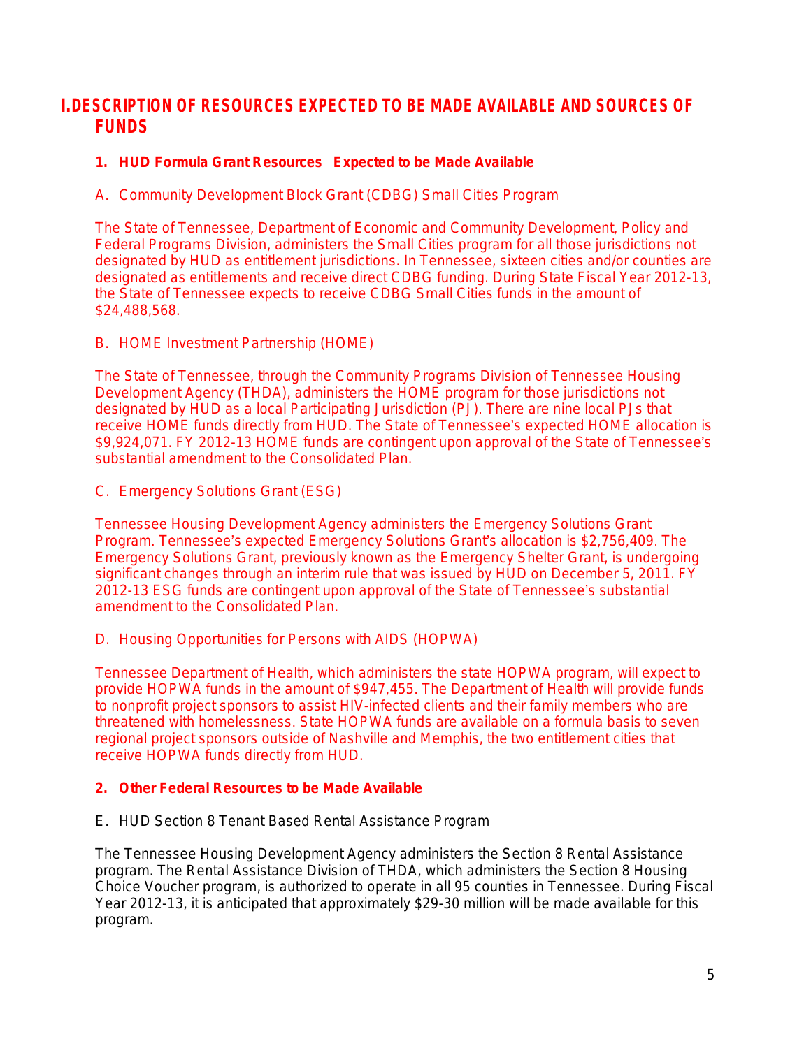# I. DESCRIPTION OF RESOURCES EXPECTED TO BE MADE AVAILABLE AND SOURCES OF FUNDS

## 1. HUD Formula Grant Resources Expected to be Made Available

### A. Community Development Block Grant (CDBG) Small Cities Program

The State of Tennessee, Department of Economic and Community Development, Policy and Federal Programs Division, administers the Small Cities program for all those jurisdictions not designated by HUD as entitlement jurisdictions. In Tennessee, sixteen cities and/or counties are designated as entitlements and receive direct CDBG funding. During State Fiscal Year 2012-13, the State of Tennessee expects to receive CDBG Small Cities funds in the amount of $24,488,568.

### B. HOME Investment Partnership (HOME)

The State of Tennessee, through the Community Programs Division of Tennessee Housing Development Agency (THDA), administers the HOME program for those jurisdictions not designated by HUD as a local Participating Jurisdiction (PJ). There are nine local PJs that receive HOME funds directly from HUD. The State of Tennessee's expected HOME allocation is $9,924,071. FY 2012-13 HOME funds are contingent upon approval of the State of Tennessee's substantial amendment to the Consolidated Plan.

### C. Emergency Solutions Grant (ESG)

Tennessee Housing Development Agency administers the Emergency Solutions Grant Program. Tennessee's expected Emergency Solutions Grant's allocation is $2,756,409. The Emergency Solutions Grant, previously known as the Emergency Shelter Grant, is undergoing significant changes through an interim rule that was issued by HUD on December 5, 2011. FY 2012-13 ESG funds are contingent upon approval of the State of Tennessee's substantial amendment to the Consolidated Plan.

### D. Housing Opportunities for Persons with AIDS (HOPWA)

Tennessee Department of Health, which administers the state HOPWA program, will expect to provide HOPWA funds in the amount of $947,455. The Department of Health will provide funds to nonprofit project sponsors to assist HIV-infected clients and their family members who are threatened with homelessness. State HOPWA funds are available on a formula basis to seven regional project sponsors outside of Nashville and Memphis, the two entitlement cities that receive HOPWA funds directly from HUD.

## 2. Other Federal Resources to be Made Available

### E. HUD Section 8 Tenant Based Rental Assistance Program

The Tennessee Housing Development Agency administers the Section 8 Rental Assistance program. The Rental Assistance Division of THDA, which administers the Section 8 Housing Choice Voucher program, is authorized to operate in all 95 counties in Tennessee. During Fiscal Year 2012-13, it is anticipated that approximately $29-30 million will be made available for this program.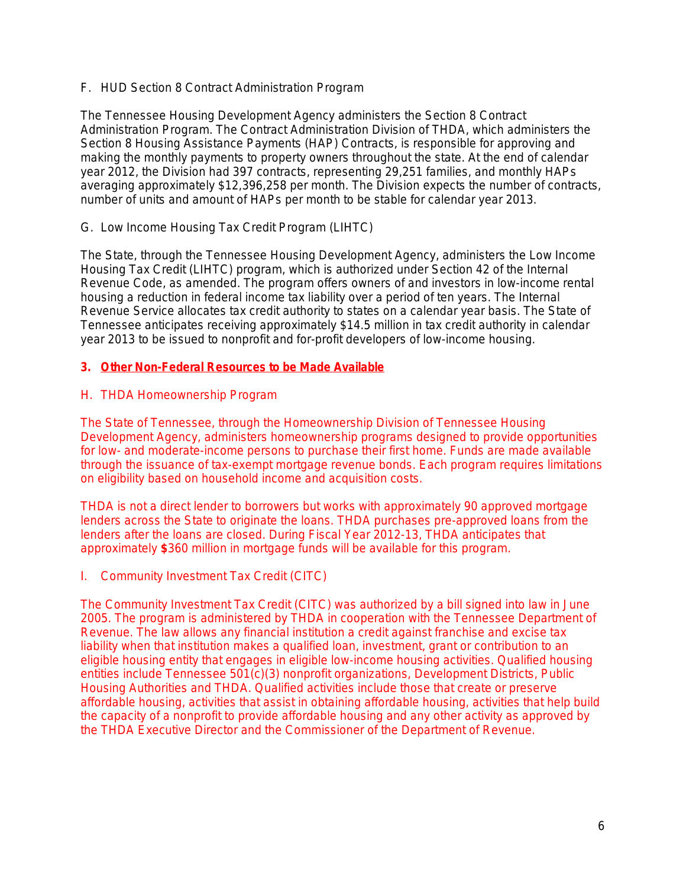F. HUD Section 8 Contract Administration Program

The Tennessee Housing Development Agency administers the Section 8 Contract Administration Program. The Contract Administration Division of THDA, which administers the Section 8 Housing Assistance Payments (HAP) Contracts, is responsible for approving and making the monthly payments to property owners throughout the state. At the end of calendar year 2012, the Division had 397 contracts, representing 29,251 families, and monthly HAPs averaging approximately $12,396,258 per month. The Division expects the number of contracts, number of units and amount of HAPs per month to be stable for calendar year 2013.

G. Low Income Housing Tax Credit Program (LIHTC)

The State, through the Tennessee Housing Development Agency, administers the Low Income Housing Tax Credit (LIHTC) program, which is authorized under Section 42 of the Internal Revenue Code, as amended. The program offers owners of and investors in low-income rental housing a reduction in federal income tax liability over a period of ten years. The Internal Revenue Service allocates tax credit authority to states on a calendar year basis. The State of Tennessee anticipates receiving approximately $14.5 million in tax credit authority in calendar year 2013 to be issued to nonprofit and for-profit developers of low-income housing.

**3. <u>Other Non-Federal Resources to be Made Available</u>**

H. THDA Homeownership Program

The State of Tennessee, through the Homeownership Division of Tennessee Housing Development Agency, administers homeownership programs designed to provide opportunities for low- and moderate-income persons to purchase their first home. Funds are made available through the issuance of tax-exempt mortgage revenue bonds. Each program requires limitations on eligibility based on household income and acquisition costs.

THDA is not a direct lender to borrowers but works with approximately 90 approved mortgage lenders across the State to originate the loans. THDA purchases pre-approved loans from the lenders after the loans are closed. During Fiscal Year 2012-13, THDA anticipates that approximately $360 million in mortgage funds will be available for this program.

I. Community Investment Tax Credit (CITC)

The Community Investment Tax Credit (CITC) was authorized by a bill signed into law in June 2005. The program is administered by THDA in cooperation with the Tennessee Department of Revenue. The law allows any financial institution a credit against franchise and excise tax liability when that institution makes a qualified loan, investment, grant or contribution to an eligible housing entity that engages in eligible low-income housing activities. Qualified housing entities include Tennessee 501(c)(3) nonprofit organizations, Development Districts, Public Housing Authorities and THDA. Qualified activities include those that create or preserve affordable housing, activities that assist in obtaining affordable housing, activities that help build the capacity of a nonprofit to provide affordable housing and any other activity as approved by the THDA Executive Director and the Commissioner of the Department of Revenue.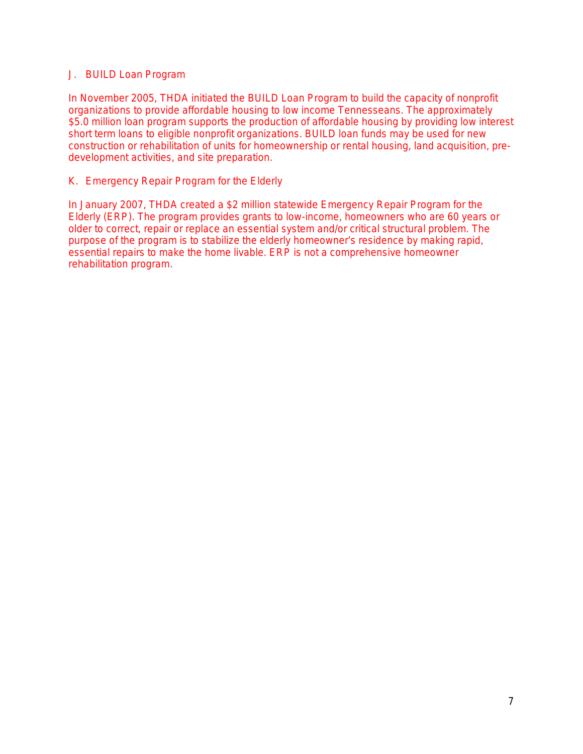### J. BUILD Loan Program

In November 2005, THDA initiated the BUILD Loan Program to build the capacity of nonprofit organizations to provide affordable housing to low income Tennesseans. The approximately $5.0 million loan program supports the production of affordable housing by providing low interest short term loans to eligible nonprofit organizations. BUILD loan funds may be used for new construction or rehabilitation of units for homeownership or rental housing, land acquisition, pre-development activities, and site preparation.

### K. Emergency Repair Program for the Elderly

In January 2007, THDA created a $2 million statewide Emergency Repair Program for the Elderly (ERP). The program provides grants to low-income, homeowners who are 60 years or older to correct, repair or replace an essential system and/or critical structural problem. The purpose of the program is to stabilize the elderly homeowner's residence by making rapid, essential repairs to make the home livable. ERP is not a comprehensive homeowner rehabilitation program.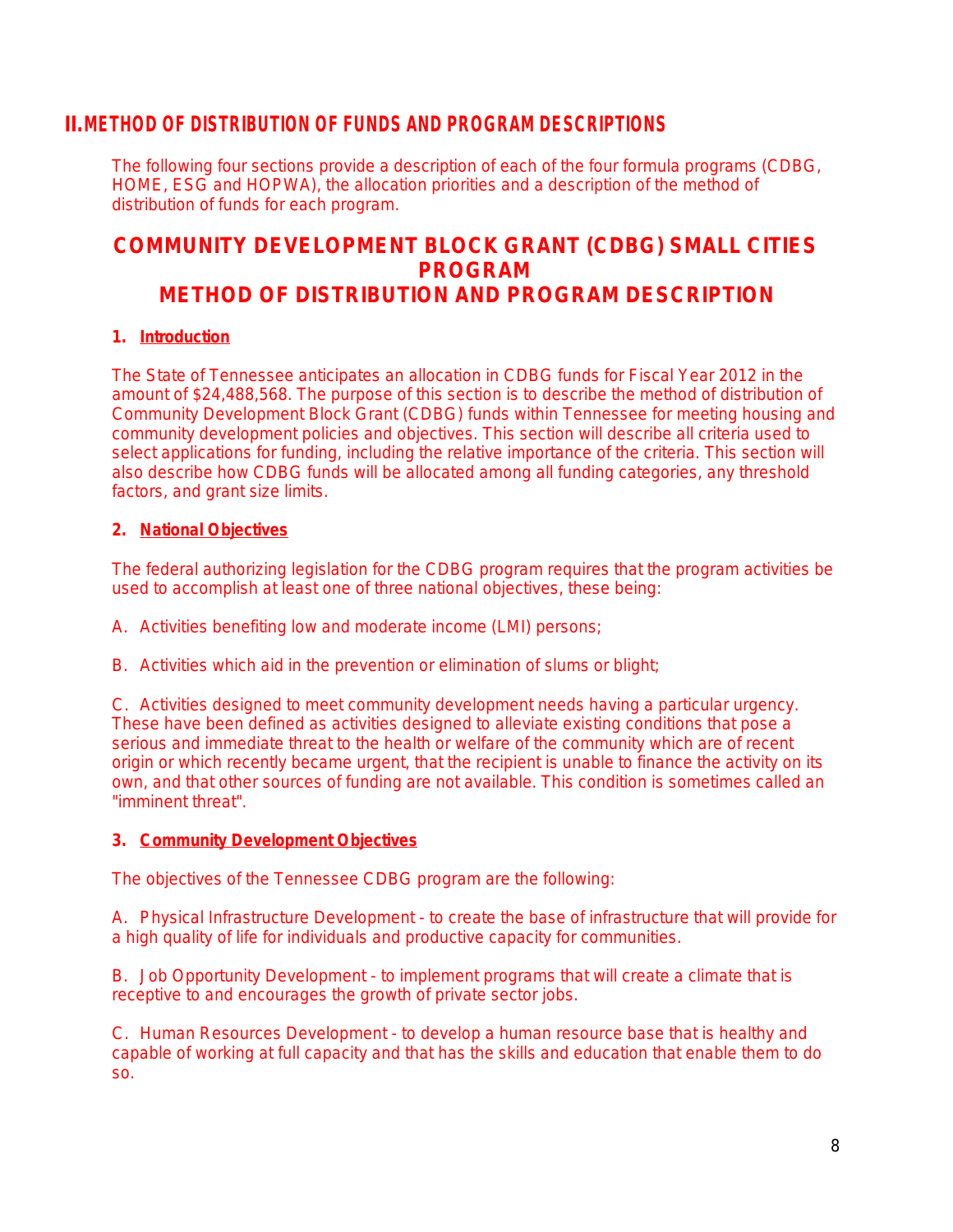# II. METHOD OF DISTRIBUTION OF FUNDS AND PROGRAM DESCRIPTIONS

The following four sections provide a description of each of the four formula programs (CDBG, HOME, ESG and HOPWA), the allocation priorities and a description of the method of distribution of funds for each program.

## COMMUNITY DEVELOPMENT BLOCK GRANT (CDBG) SMALL CITIES PROGRAM
## METHOD OF DISTRIBUTION AND PROGRAM DESCRIPTION

### 1. Introduction

The State of Tennessee anticipates an allocation in CDBG funds for Fiscal Year 2012 in the amount of $24,488,568. The purpose of this section is to describe the method of distribution of Community Development Block Grant (CDBG) funds within Tennessee for meeting housing and community development policies and objectives. This section will describe all criteria used to select applications for funding, including the relative importance of the criteria. This section will also describe how CDBG funds will be allocated among all funding categories, any threshold factors, and grant size limits.

### 2. National Objectives

The federal authorizing legislation for the CDBG program requires that the program activities be used to accomplish at least one of three national objectives, these being:

A. Activities benefiting low and moderate income (LMI) persons;

B. Activities which aid in the prevention or elimination of slums or blight;

C. Activities designed to meet community development needs having a particular urgency. These have been defined as activities designed to alleviate existing conditions that pose a serious and immediate threat to the health or welfare of the community which are of recent origin or which recently became urgent, that the recipient is unable to finance the activity on its own, and that other sources of funding are not available. This condition is sometimes called an "imminent threat".

### 3. Community Development Objectives

The objectives of the Tennessee CDBG program are the following:

A. Physical Infrastructure Development - to create the base of infrastructure that will provide for a high quality of life for individuals and productive capacity for communities.

B. Job Opportunity Development - to implement programs that will create a climate that is receptive to and encourages the growth of private sector jobs.

C. Human Resources Development - to develop a human resource base that is healthy and capable of working at full capacity and that has the skills and education that enable them to do so.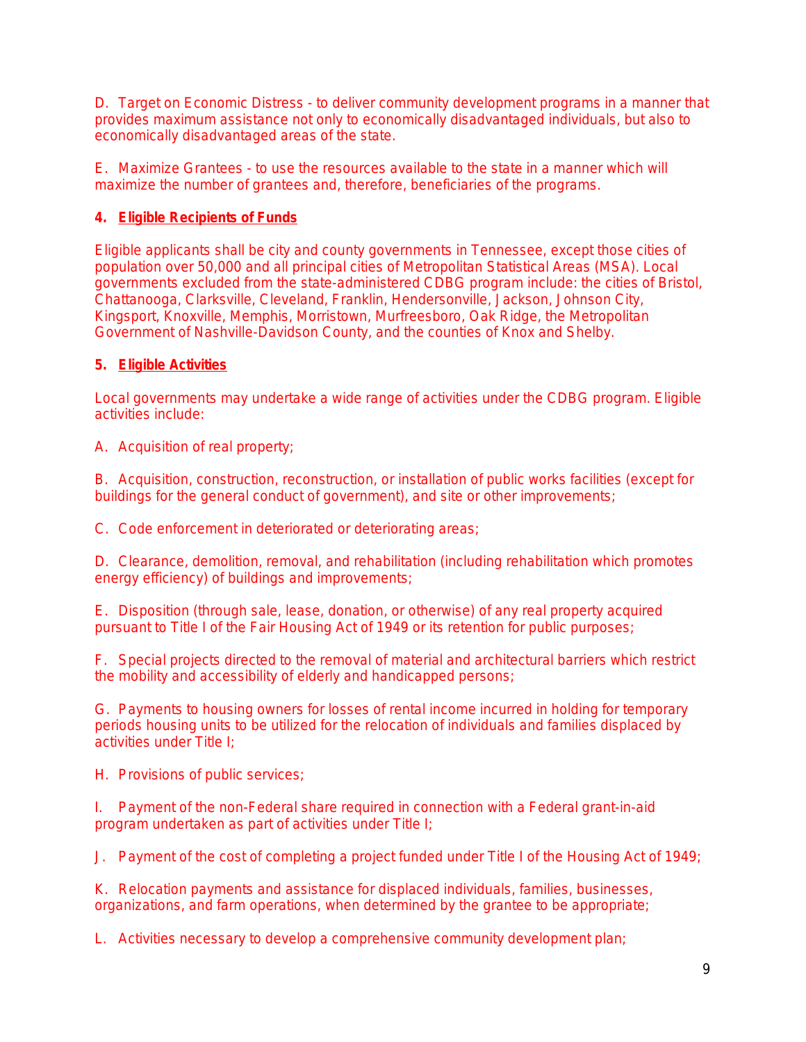D. Target on Economic Distress - to deliver community development programs in a manner that provides maximum assistance not only to economically disadvantaged individuals, but also to economically disadvantaged areas of the state.

E. Maximize Grantees - to use the resources available to the state in a manner which will maximize the number of grantees and, therefore, beneficiaries of the programs.

**4. Eligible Recipients of Funds**

Eligible applicants shall be city and county governments in Tennessee, except those cities of population over 50,000 and all principal cities of Metropolitan Statistical Areas (MSA). Local governments excluded from the state-administered CDBG program include: the cities of Bristol, Chattanooga, Clarksville, Cleveland, Franklin, Hendersonville, Jackson, Johnson City, Kingsport, Knoxville, Memphis, Morristown, Murfreesboro, Oak Ridge, the Metropolitan Government of Nashville-Davidson County, and the counties of Knox and Shelby.

**5. Eligible Activities**

Local governments may undertake a wide range of activities under the CDBG program. Eligible activities include:

A. Acquisition of real property;

B. Acquisition, construction, reconstruction, or installation of public works facilities (except for buildings for the general conduct of government), and site or other improvements;

C. Code enforcement in deteriorated or deteriorating areas;

D. Clearance, demolition, removal, and rehabilitation (including rehabilitation which promotes energy efficiency) of buildings and improvements;

E. Disposition (through sale, lease, donation, or otherwise) of any real property acquired pursuant to Title I of the Fair Housing Act of 1949 or its retention for public purposes;

F. Special projects directed to the removal of material and architectural barriers which restrict the mobility and accessibility of elderly and handicapped persons;

G. Payments to housing owners for losses of rental income incurred in holding for temporary periods housing units to be utilized for the relocation of individuals and families displaced by activities under Title I;

H. Provisions of public services;

I. Payment of the non-Federal share required in connection with a Federal grant-in-aid program undertaken as part of activities under Title I;

J. Payment of the cost of completing a project funded under Title I of the Housing Act of 1949;

K. Relocation payments and assistance for displaced individuals, families, businesses, organizations, and farm operations, when determined by the grantee to be appropriate;

L. Activities necessary to develop a comprehensive community development plan;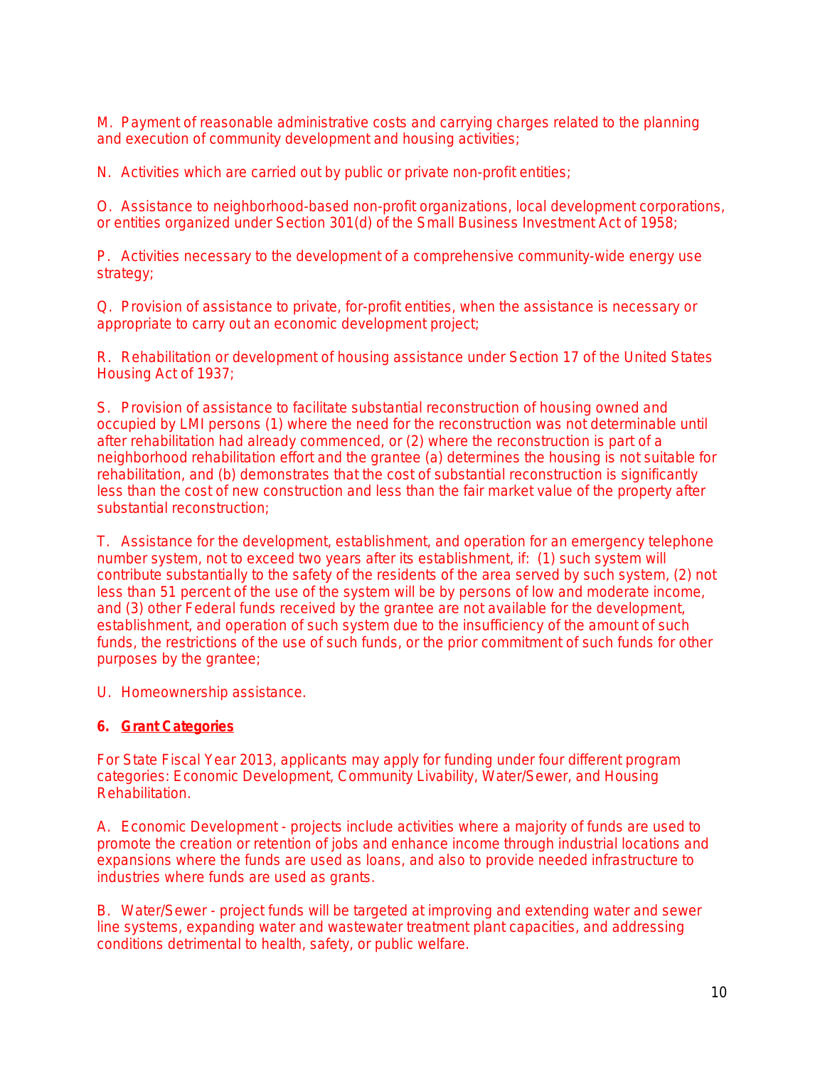M. Payment of reasonable administrative costs and carrying charges related to the planning and execution of community development and housing activities;

N. Activities which are carried out by public or private non-profit entities;

O. Assistance to neighborhood-based non-profit organizations, local development corporations, or entities organized under Section 301(d) of the Small Business Investment Act of 1958;

P. Activities necessary to the development of a comprehensive community-wide energy use strategy;

Q. Provision of assistance to private, for-profit entities, when the assistance is necessary or appropriate to carry out an economic development project;

R. Rehabilitation or development of housing assistance under Section 17 of the United States Housing Act of 1937;

S. Provision of assistance to facilitate substantial reconstruction of housing owned and occupied by LMI persons (1) where the need for the reconstruction was not determinable until after rehabilitation had already commenced, or (2) where the reconstruction is part of a neighborhood rehabilitation effort and the grantee (a) determines the housing is not suitable for rehabilitation, and (b) demonstrates that the cost of substantial reconstruction is significantly less than the cost of new construction and less than the fair market value of the property after substantial reconstruction;

T. Assistance for the development, establishment, and operation for an emergency telephone number system, not to exceed two years after its establishment, if: (1) such system will contribute substantially to the safety of the residents of the area served by such system, (2) not less than 51 percent of the use of the system will be by persons of low and moderate income, and (3) other Federal funds received by the grantee are not available for the development, establishment, and operation of such system due to the insufficiency of the amount of such funds, the restrictions of the use of such funds, or the prior commitment of such funds for other purposes by the grantee;

U. Homeownership assistance.

### 6. **Grant Categories**

For State Fiscal Year 2013, applicants may apply for funding under four different program categories: Economic Development, Community Livability, Water/Sewer, and Housing Rehabilitation.

A. Economic Development - projects include activities where a majority of funds are used to promote the creation or retention of jobs and enhance income through industrial locations and expansions where the funds are used as loans, and also to provide needed infrastructure to industries where funds are used as grants.

B. Water/Sewer - project funds will be targeted at improving and extending water and sewer line systems, expanding water and wastewater treatment plant capacities, and addressing conditions detrimental to health, safety, or public welfare.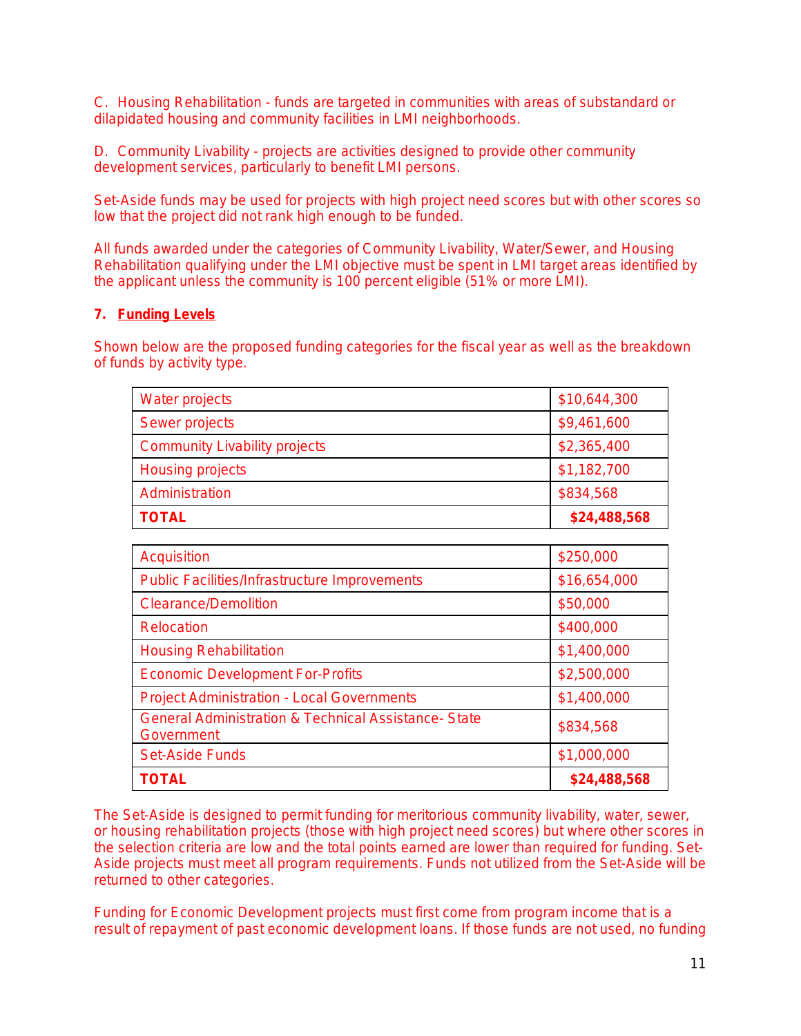C. Housing Rehabilitation - funds are targeted in communities with areas of substandard or dilapidated housing and community facilities in LMI neighborhoods.

D. Community Livability - projects are activities designed to provide other community development services, particularly to benefit LMI persons.

Set-Aside funds may be used for projects with high project need scores but with other scores so low that the project did not rank high enough to be funded.

All funds awarded under the categories of Community Livability, Water/Sewer, and Housing Rehabilitation qualifying under the LMI objective must be spent in LMI target areas identified by the applicant unless the community is 100 percent eligible (51% or more LMI).

**7. Funding Levels**

Shown below are the proposed funding categories for the fiscal year as well as the breakdown of funds by activity type.

| | |
|---|---|
| Water projects | $10,644,300 |
| Sewer projects | $9,461,600 |
| Community Livability projects | $2,365,400 |
| Housing projects | $1,182,700 |
| Administration | $834,568 |
| **TOTAL** | **$24,488,568** |

| | |
|---|---|
| Acquisition | $250,000 |
| Public Facilities/Infrastructure Improvements | $16,654,000 |
| Clearance/Demolition | $50,000 |
| Relocation | $400,000 |
| Housing Rehabilitation | $1,400,000 |
| Economic Development For-Profits | $2,500,000 |
| Project Administration - Local Governments | $1,400,000 |
| General Administration & Technical Assistance- State Government | $834,568 |
| Set-Aside Funds | $1,000,000 |
| **TOTAL** | **$24,488,568** |

The Set-Aside is designed to permit funding for meritorious community livability, water, sewer, or housing rehabilitation projects (those with high project need scores) but where other scores in the selection criteria are low and the total points earned are lower than required for funding. Set-Aside projects must meet all program requirements. Funds not utilized from the Set-Aside will be returned to other categories.

Funding for Economic Development projects must first come from program income that is a result of repayment of past economic development loans. If those funds are not used, no funding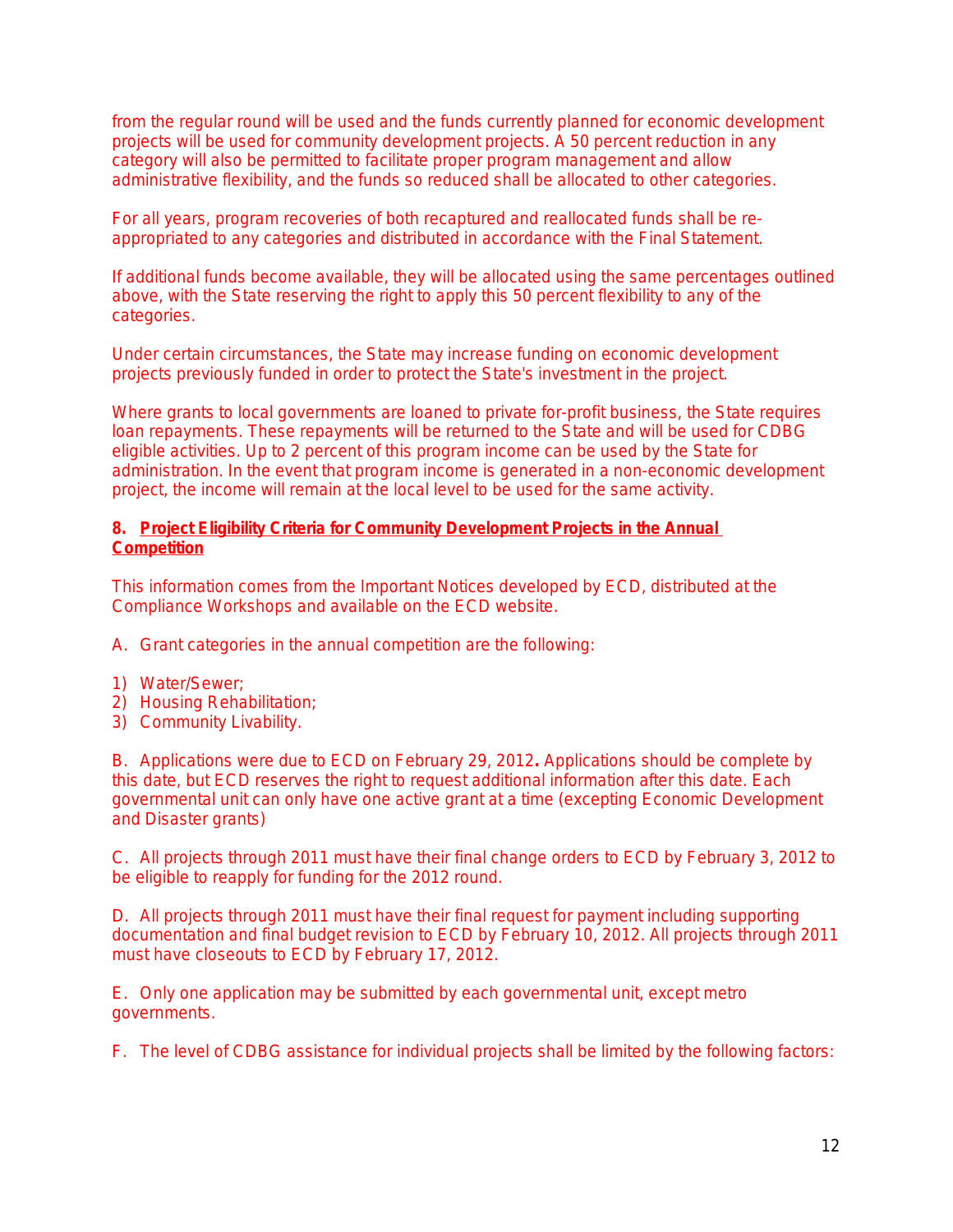from the regular round will be used and the funds currently planned for economic development projects will be used for community development projects. A 50 percent reduction in any category will also be permitted to facilitate proper program management and allow administrative flexibility, and the funds so reduced shall be allocated to other categories.

For all years, program recoveries of both recaptured and reallocated funds shall be re-appropriated to any categories and distributed in accordance with the Final Statement.

If additional funds become available, they will be allocated using the same percentages outlined above, with the State reserving the right to apply this 50 percent flexibility to any of the categories.

Under certain circumstances, the State may increase funding on economic development projects previously funded in order to protect the State's investment in the project.

Where grants to local governments are loaned to private for-profit business, the State requires loan repayments. These repayments will be returned to the State and will be used for CDBG eligible activities. Up to 2 percent of this program income can be used by the State for administration. In the event that program income is generated in a non-economic development project, the income will remain at the local level to be used for the same activity.

### 8. Project Eligibility Criteria for Community Development Projects in the Annual Competition

This information comes from the Important Notices developed by ECD, distributed at the Compliance Workshops and available on the ECD website.

A. Grant categories in the annual competition are the following:

1) Water/Sewer;
2) Housing Rehabilitation;
3) Community Livability.

B. Applications were due to ECD on February 29, 2012**.** Applications should be complete by this date, but ECD reserves the right to request additional information after this date. Each governmental unit can only have one active grant at a time (excepting Economic Development and Disaster grants)

C. All projects through 2011 must have their final change orders to ECD by February 3, 2012 to be eligible to reapply for funding for the 2012 round.

D. All projects through 2011 must have their final request for payment including supporting documentation and final budget revision to ECD by February 10, 2012. All projects through 2011 must have closeouts to ECD by February 17, 2012.

E. Only one application may be submitted by each governmental unit, except metro governments.

F. The level of CDBG assistance for individual projects shall be limited by the following factors: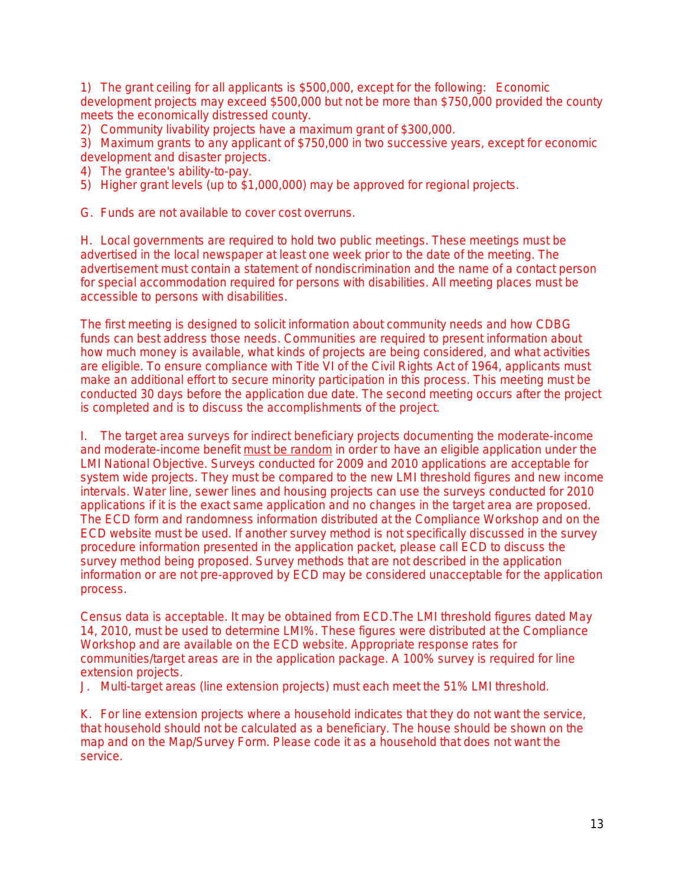1) The grant ceiling for all applicants is $500,000, except for the following: Economic development projects may exceed $500,000 but not be more than $750,000 provided the county meets the economically distressed county.
2) Community livability projects have a maximum grant of $300,000.
3) Maximum grants to any applicant of $750,000 in two successive years, except for economic development and disaster projects.
4) The grantee's ability-to-pay.
5) Higher grant levels (up to $1,000,000) may be approved for regional projects.

G. Funds are not available to cover cost overruns.

H. Local governments are required to hold two public meetings. These meetings must be advertised in the local newspaper at least one week prior to the date of the meeting. The advertisement must contain a statement of nondiscrimination and the name of a contact person for special accommodation required for persons with disabilities. All meeting places must be accessible to persons with disabilities.

The first meeting is designed to solicit information about community needs and how CDBG funds can best address those needs. Communities are required to present information about how much money is available, what kinds of projects are being considered, and what activities are eligible. To ensure compliance with Title VI of the Civil Rights Act of 1964, applicants must make an additional effort to secure minority participation in this process. This meeting must be conducted 30 days before the application due date. The second meeting occurs after the project is completed and is to discuss the accomplishments of the project.

I. The target area surveys for indirect beneficiary projects documenting the moderate-income and moderate-income benefit <u>must be random</u> in order to have an eligible application under the LMI National Objective. Surveys conducted for 2009 and 2010 applications are acceptable for system wide projects. They must be compared to the new LMI threshold figures and new income intervals. Water line, sewer lines and housing projects can use the surveys conducted for 2010 applications if it is the exact same application and no changes in the target area are proposed. The ECD form and randomness information distributed at the Compliance Workshop and on the ECD website must be used. If another survey method is not specifically discussed in the survey procedure information presented in the application packet, please call ECD to discuss the survey method being proposed. Survey methods that are not described in the application information or are not pre-approved by ECD may be considered unacceptable for the application process.

Census data is acceptable. It may be obtained from ECD.The LMI threshold figures dated May 14, 2010, must be used to determine LMI%. These figures were distributed at the Compliance Workshop and are available on the ECD website. Appropriate response rates for communities/target areas are in the application package. A 100% survey is required for line extension projects.

J. Multi-target areas (line extension projects) must each meet the 51% LMI threshold.

K. For line extension projects where a household indicates that they do not want the service, that household should not be calculated as a beneficiary. The house should be shown on the map and on the Map/Survey Form. Please code it as a household that does not want the service.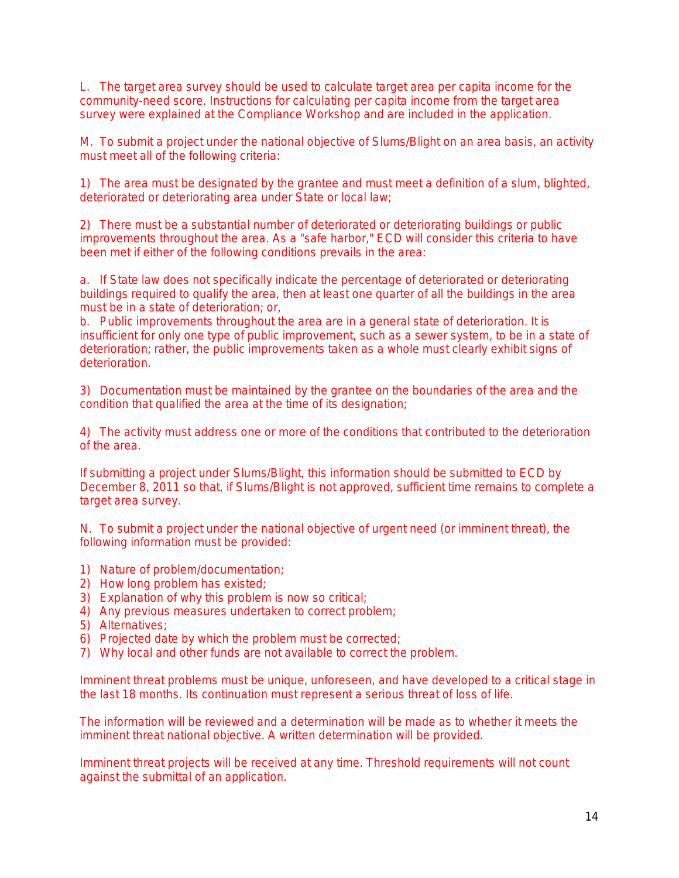L. The target area survey should be used to calculate target area per capita income for the community-need score. Instructions for calculating per capita income from the target area survey were explained at the Compliance Workshop and are included in the application.

M. To submit a project under the national objective of Slums/Blight on an area basis, an activity must meet all of the following criteria:

1) The area must be designated by the grantee and must meet a definition of a slum, blighted, deteriorated or deteriorating area under State or local law;

2) There must be a substantial number of deteriorated or deteriorating buildings or public improvements throughout the area. As a "safe harbor," ECD will consider this criteria to have been met if either of the following conditions prevails in the area:

a. If State law does not specifically indicate the percentage of deteriorated or deteriorating buildings required to qualify the area, then at least one quarter of all the buildings in the area must be in a state of deterioration; or,
b. Public improvements throughout the area are in a general state of deterioration. It is insufficient for only one type of public improvement, such as a sewer system, to be in a state of deterioration; rather, the public improvements taken as a whole must clearly exhibit signs of deterioration.

3) Documentation must be maintained by the grantee on the boundaries of the area and the condition that qualified the area at the time of its designation;

4) The activity must address one or more of the conditions that contributed to the deterioration of the area.

If submitting a project under Slums/Blight, this information should be submitted to ECD by December 8, 2011 so that, if Slums/Blight is not approved, sufficient time remains to complete a target area survey.

N. To submit a project under the national objective of urgent need (or imminent threat), the following information must be provided:

1) Nature of problem/documentation;
2) How long problem has existed;
3) Explanation of why this problem is now so critical;
4) Any previous measures undertaken to correct problem;
5) Alternatives;
6) Projected date by which the problem must be corrected;
7) Why local and other funds are not available to correct the problem.

Imminent threat problems must be unique, unforeseen, and have developed to a critical stage in the last 18 months. Its continuation must represent a serious threat of loss of life.

The information will be reviewed and a determination will be made as to whether it meets the imminent threat national objective. A written determination will be provided.

Imminent threat projects will be received at any time. Threshold requirements will not count against the submittal of an application.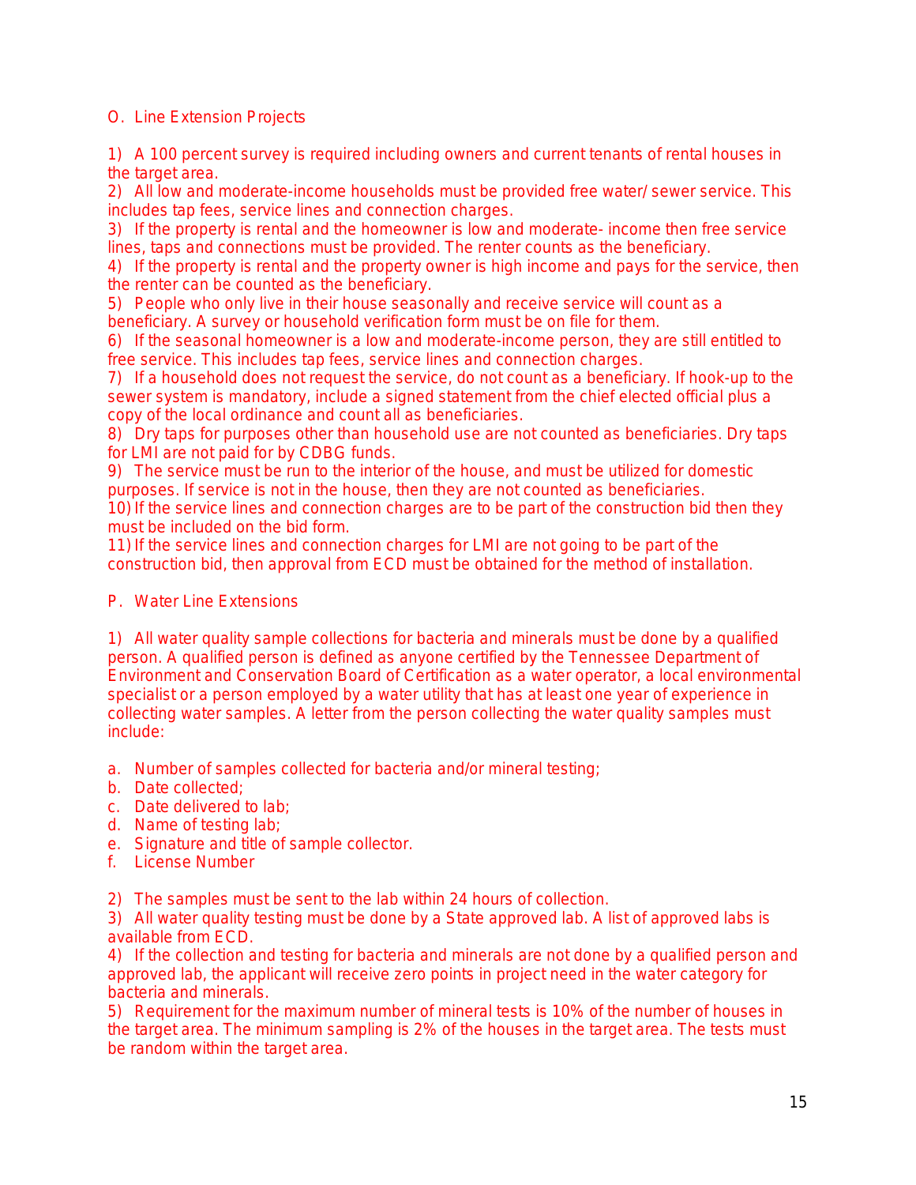O. Line Extension Projects

1) A 100 percent survey is required including owners and current tenants of rental houses in the target area.
2) All low and moderate-income households must be provided free water/ sewer service. This includes tap fees, service lines and connection charges.
3) If the property is rental and the homeowner is low and moderate- income then free service lines, taps and connections must be provided. The renter counts as the beneficiary.
4) If the property is rental and the property owner is high income and pays for the service, then the renter can be counted as the beneficiary.
5) People who only live in their house seasonally and receive service will count as a beneficiary. A survey or household verification form must be on file for them.
6) If the seasonal homeowner is a low and moderate-income person, they are still entitled to free service. This includes tap fees, service lines and connection charges.
7) If a household does not request the service, do not count as a beneficiary. If hook-up to the sewer system is mandatory, include a signed statement from the chief elected official plus a copy of the local ordinance and count all as beneficiaries.
8) Dry taps for purposes other than household use are not counted as beneficiaries. Dry taps for LMI are not paid for by CDBG funds.
9) The service must be run to the interior of the house, and must be utilized for domestic purposes. If service is not in the house, then they are not counted as beneficiaries.
10) If the service lines and connection charges are to be part of the construction bid then they must be included on the bid form.
11) If the service lines and connection charges for LMI are not going to be part of the construction bid, then approval from ECD must be obtained for the method of installation.

P. Water Line Extensions

1) All water quality sample collections for bacteria and minerals must be done by a qualified person. A qualified person is defined as anyone certified by the Tennessee Department of Environment and Conservation Board of Certification as a water operator, a local environmental specialist or a person employed by a water utility that has at least one year of experience in collecting water samples. A letter from the person collecting the water quality samples must include:

a. Number of samples collected for bacteria and/or mineral testing;
b. Date collected;
c. Date delivered to lab;
d. Name of testing lab;
e. Signature and title of sample collector.
f. License Number

2) The samples must be sent to the lab within 24 hours of collection.
3) All water quality testing must be done by a State approved lab. A list of approved labs is available from ECD.
4) If the collection and testing for bacteria and minerals are not done by a qualified person and approved lab, the applicant will receive zero points in project need in the water category for bacteria and minerals.
5) Requirement for the maximum number of mineral tests is 10% of the number of houses in the target area. The minimum sampling is 2% of the houses in the target area. The tests must be random within the target area.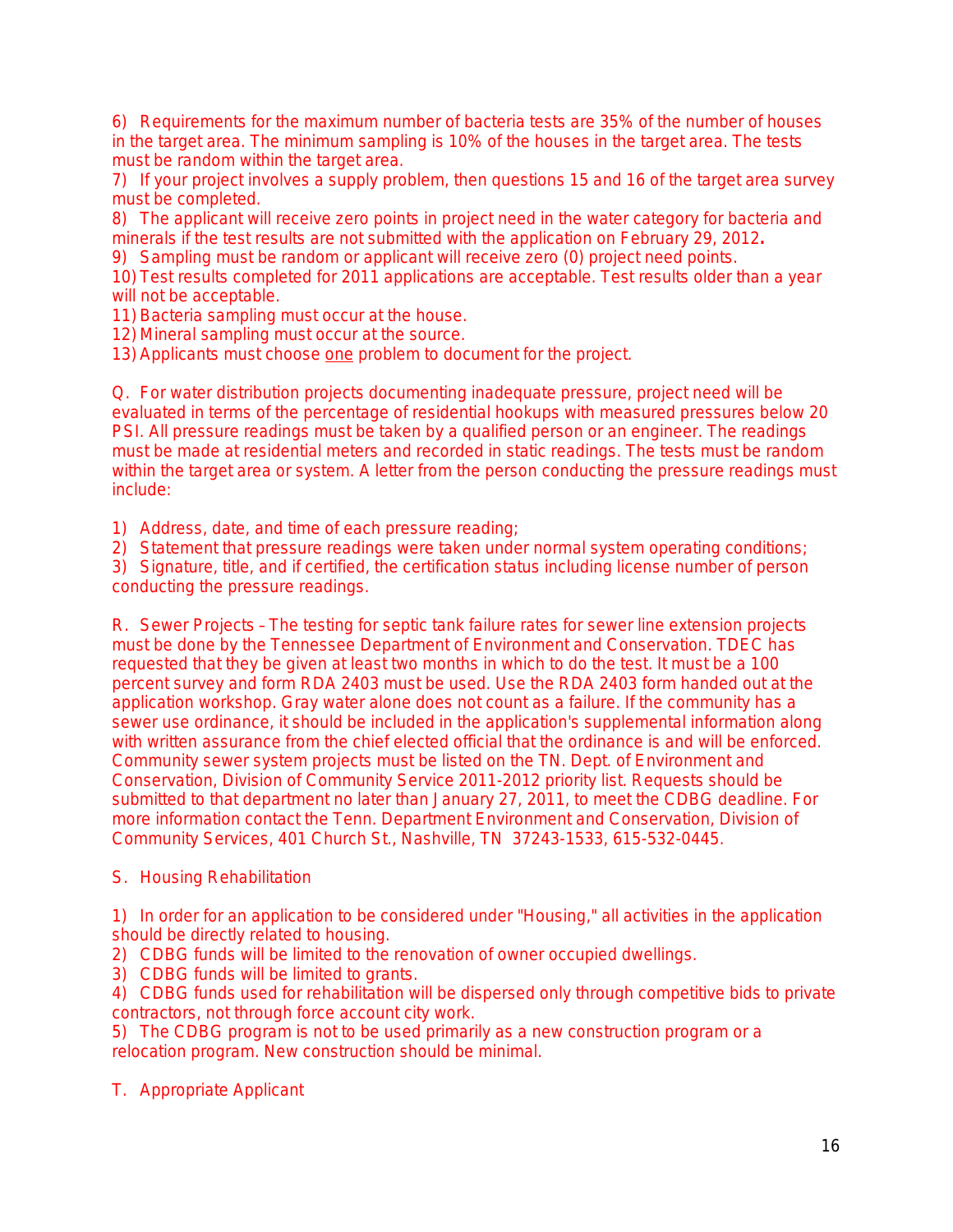6) Requirements for the maximum number of bacteria tests are 35% of the number of houses in the target area. The minimum sampling is 10% of the houses in the target area. The tests must be random within the target area.
7) If your project involves a supply problem, then questions 15 and 16 of the target area survey must be completed.
8) The applicant will receive zero points in project need in the water category for bacteria and minerals if the test results are not submitted with the application on February 29, 2012**.**
9) Sampling must be random or applicant will receive zero (0) project need points.
10) Test results completed for 2011 applications are acceptable. Test results older than a year will not be acceptable.
11) Bacteria sampling must occur at the house.
12) Mineral sampling must occur at the source.
13) Applicants must choose <u>one</u> problem to document for the project.

Q. For water distribution projects documenting inadequate pressure, project need will be evaluated in terms of the percentage of residential hookups with measured pressures below 20 PSI. All pressure readings must be taken by a qualified person or an engineer. The readings must be made at residential meters and recorded in static readings. The tests must be random within the target area or system. A letter from the person conducting the pressure readings must include:

1) Address, date, and time of each pressure reading;
2) Statement that pressure readings were taken under normal system operating conditions;
3) Signature, title, and if certified, the certification status including license number of person conducting the pressure readings.

R. Sewer Projects – The testing for septic tank failure rates for sewer line extension projects must be done by the Tennessee Department of Environment and Conservation. TDEC has requested that they be given at least two months in which to do the test. It must be a 100 percent survey and form RDA 2403 must be used. Use the RDA 2403 form handed out at the application workshop. Gray water alone does not count as a failure. If the community has a sewer use ordinance, it should be included in the application's supplemental information along with written assurance from the chief elected official that the ordinance is and will be enforced. Community sewer system projects must be listed on the TN. Dept. of Environment and Conservation, Division of Community Service 2011-2012 priority list. Requests should be submitted to that department no later than January 27, 2011, to meet the CDBG deadline. For more information contact the Tenn. Department Environment and Conservation, Division of Community Services, 401 Church St., Nashville, TN 37243-1533, 615-532-0445.

S. Housing Rehabilitation

1) In order for an application to be considered under "Housing," all activities in the application should be directly related to housing.
2) CDBG funds will be limited to the renovation of owner occupied dwellings.
3) CDBG funds will be limited to grants.
4) CDBG funds used for rehabilitation will be dispersed only through competitive bids to private contractors, not through force account city work.
5) The CDBG program is not to be used primarily as a new construction program or a relocation program. New construction should be minimal.

T. Appropriate Applicant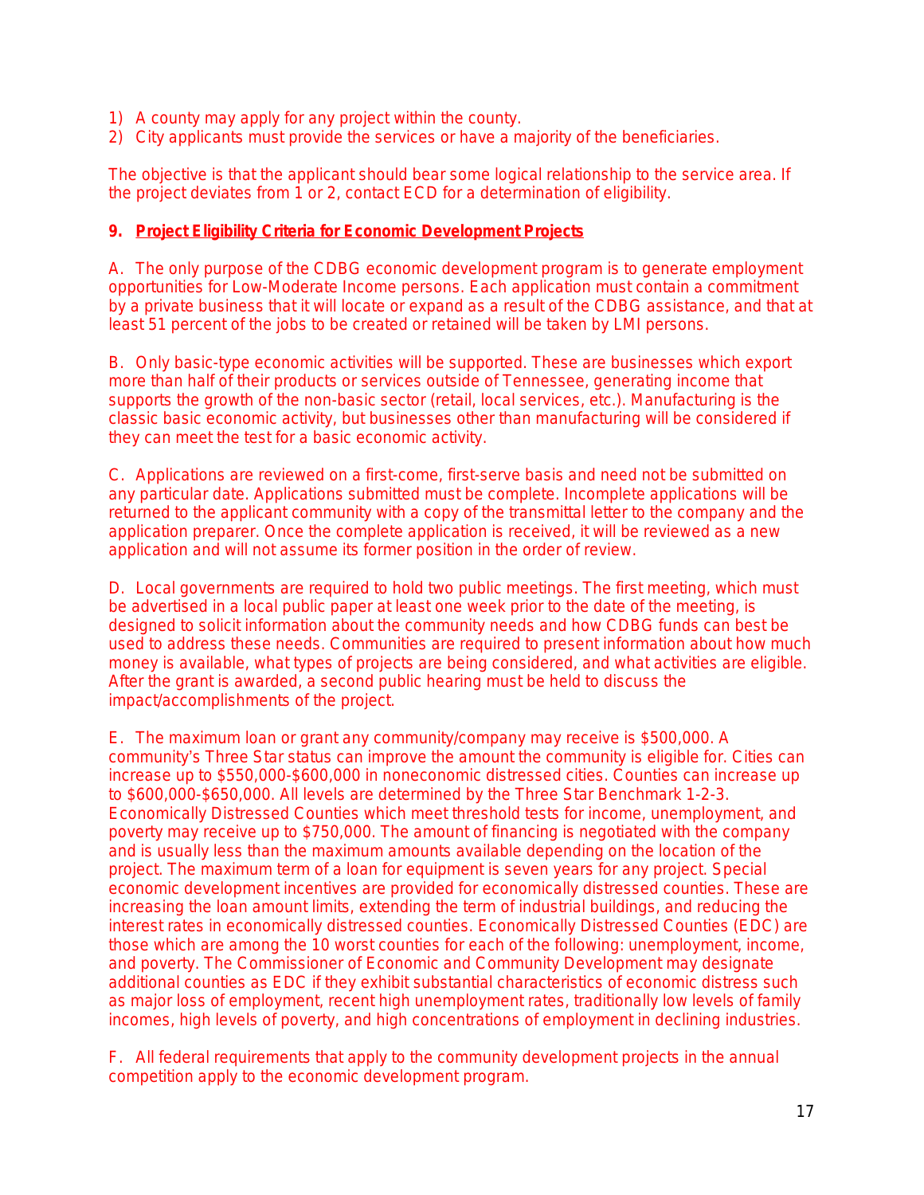1) A county may apply for any project within the county.
2) City applicants must provide the services or have a majority of the beneficiaries.

The objective is that the applicant should bear some logical relationship to the service area. If the project deviates from 1 or 2, contact ECD for a determination of eligibility.

**9. Project Eligibility Criteria for Economic Development Projects**

A. The only purpose of the CDBG economic development program is to generate employment opportunities for Low-Moderate Income persons. Each application must contain a commitment by a private business that it will locate or expand as a result of the CDBG assistance, and that at least 51 percent of the jobs to be created or retained will be taken by LMI persons.

B. Only basic-type economic activities will be supported. These are businesses which export more than half of their products or services outside of Tennessee, generating income that supports the growth of the non-basic sector (retail, local services, etc.). Manufacturing is the classic basic economic activity, but businesses other than manufacturing will be considered if they can meet the test for a basic economic activity.

C. Applications are reviewed on a first-come, first-serve basis and need not be submitted on any particular date. Applications submitted must be complete. Incomplete applications will be returned to the applicant community with a copy of the transmittal letter to the company and the application preparer. Once the complete application is received, it will be reviewed as a new application and will not assume its former position in the order of review.

D. Local governments are required to hold two public meetings. The first meeting, which must be advertised in a local public paper at least one week prior to the date of the meeting, is designed to solicit information about the community needs and how CDBG funds can best be used to address these needs. Communities are required to present information about how much money is available, what types of projects are being considered, and what activities are eligible. After the grant is awarded, a second public hearing must be held to discuss the impact/accomplishments of the project.

E. The maximum loan or grant any community/company may receive is $500,000. A community's Three Star status can improve the amount the community is eligible for. Cities can increase up to $550,000-$600,000 in noneconomic distressed cities. Counties can increase up to $600,000-$650,000. All levels are determined by the Three Star Benchmark 1-2-3. Economically Distressed Counties which meet threshold tests for income, unemployment, and poverty may receive up to $750,000. The amount of financing is negotiated with the company and is usually less than the maximum amounts available depending on the location of the project. The maximum term of a loan for equipment is seven years for any project. Special economic development incentives are provided for economically distressed counties. These are increasing the loan amount limits, extending the term of industrial buildings, and reducing the interest rates in economically distressed counties. Economically Distressed Counties (EDC) are those which are among the 10 worst counties for each of the following: unemployment, income, and poverty. The Commissioner of Economic and Community Development may designate additional counties as EDC if they exhibit substantial characteristics of economic distress such as major loss of employment, recent high unemployment rates, traditionally low levels of family incomes, high levels of poverty, and high concentrations of employment in declining industries.

F. All federal requirements that apply to the community development projects in the annual competition apply to the economic development program.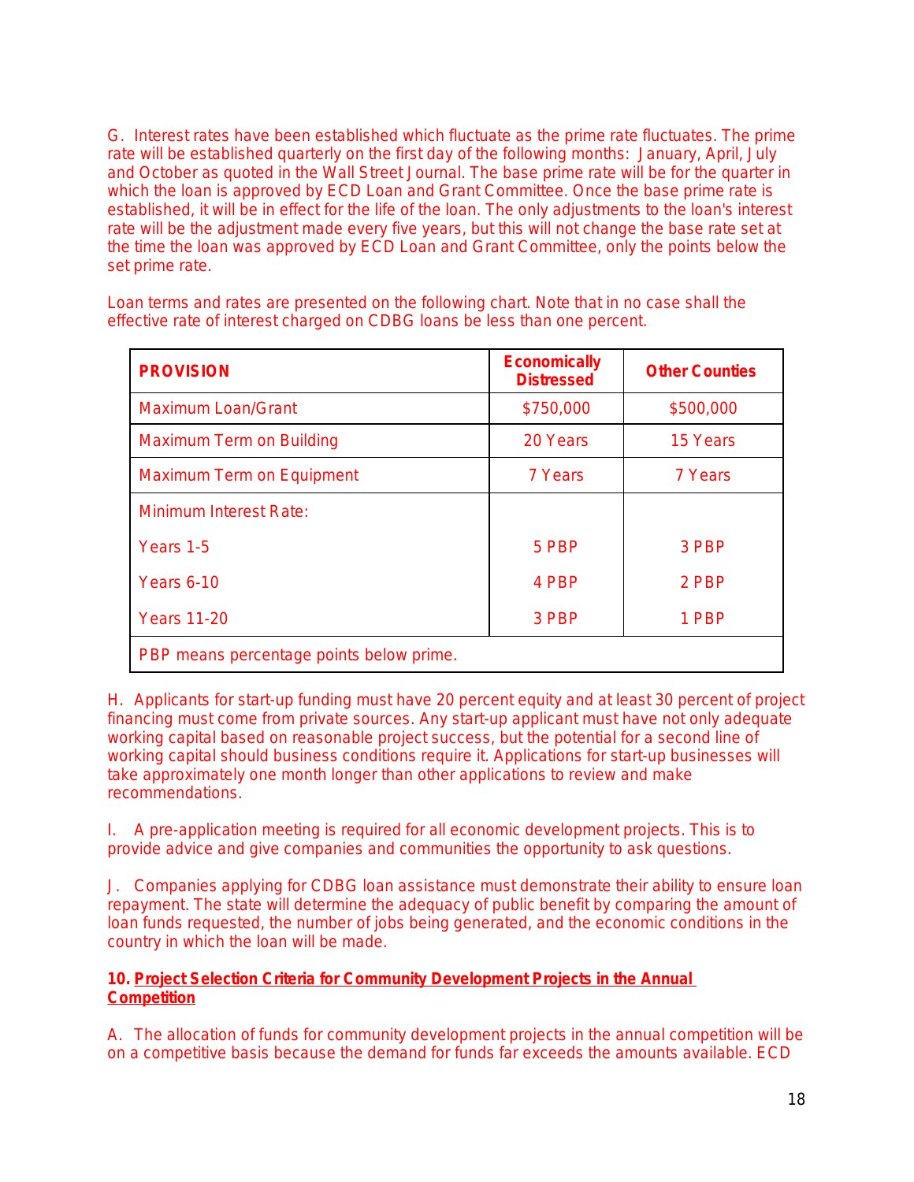G. Interest rates have been established which fluctuate as the prime rate fluctuates. The prime rate will be established quarterly on the first day of the following months: January, April, July and October as quoted in the Wall Street Journal. The base prime rate will be for the quarter in which the loan is approved by ECD Loan and Grant Committee. Once the base prime rate is established, it will be in effect for the life of the loan. The only adjustments to the loan's interest rate will be the adjustment made every five years, but this will not change the base rate set at the time the loan was approved by ECD Loan and Grant Committee, only the points below the set prime rate.

Loan terms and rates are presented on the following chart. Note that in no case shall the effective rate of interest charged on CDBG loans be less than one percent.

| PROVISION | Economically Distressed | Other Counties |
|---|---|---|
| Maximum Loan/Grant | $750,000 | $500,000 |
| Maximum Term on Building | 20 Years | 15 Years |
| Maximum Term on Equipment | 7 Years | 7 Years |
| Minimum Interest Rate: | | |
| Years 1-5 | 5 PBP | 3 PBP |
| Years 6-10 | 4 PBP | 2 PBP |
| Years 11-20 | 3 PBP | 1 PBP |
| PBP means percentage points below prime. | | |

H. Applicants for start-up funding must have 20 percent equity and at least 30 percent of project financing must come from private sources. Any start-up applicant must have not only adequate working capital based on reasonable project success, but the potential for a second line of working capital should business conditions require it. Applications for start-up businesses will take approximately one month longer than other applications to review and make recommendations.

I. A pre-application meeting is required for all economic development projects. This is to provide advice and give companies and communities the opportunity to ask questions.

J. Companies applying for CDBG loan assistance must demonstrate their ability to ensure loan repayment. The state will determine the adequacy of public benefit by comparing the amount of loan funds requested, the number of jobs being generated, and the economic conditions in the country in which the loan will be made.

**10. Project Selection Criteria for Community Development Projects in the Annual Competition**

A. The allocation of funds for community development projects in the annual competition will be on a competitive basis because the demand for funds far exceeds the amounts available. ECD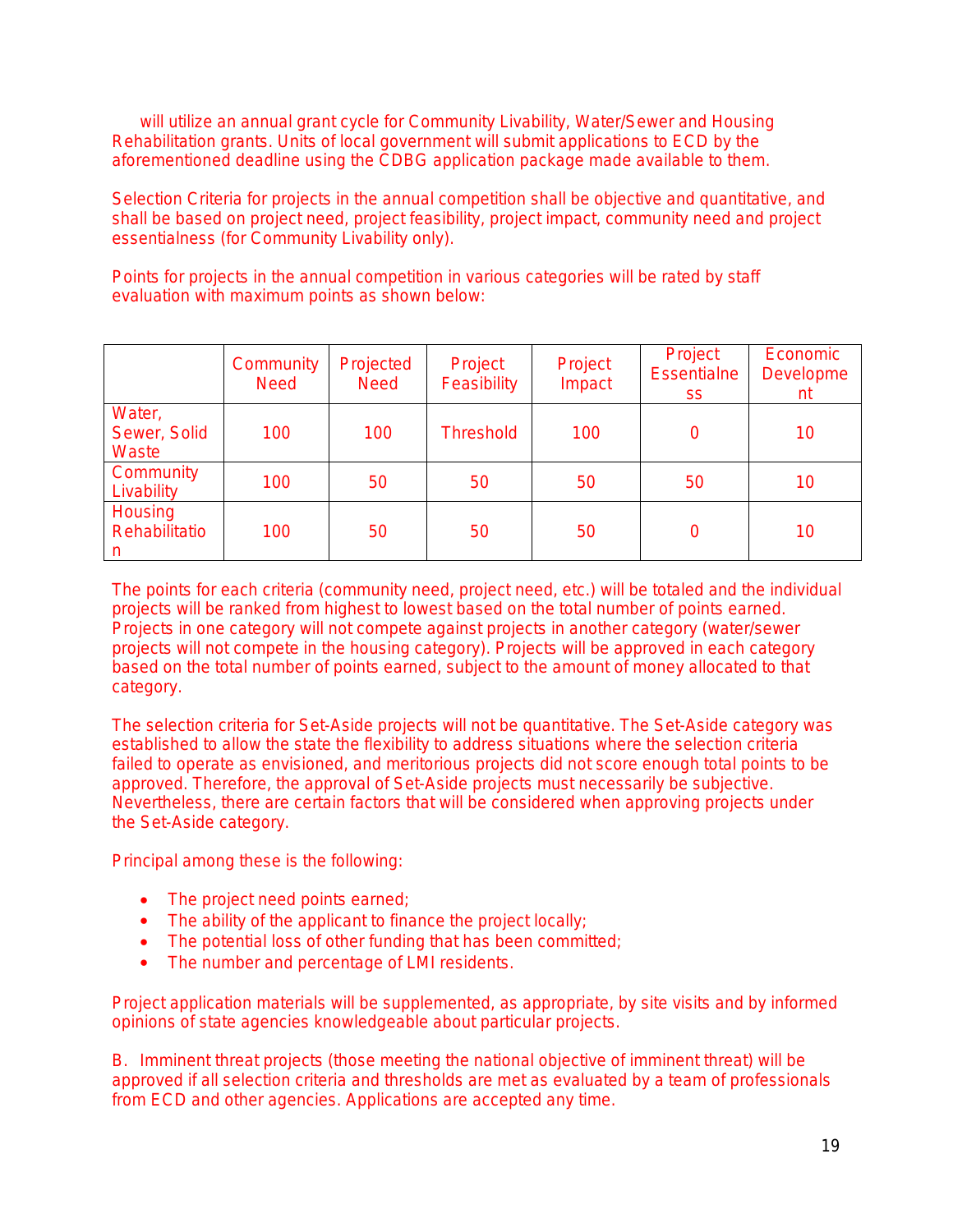will utilize an annual grant cycle for Community Livability, Water/Sewer and Housing Rehabilitation grants. Units of local government will submit applications to ECD by the aforementioned deadline using the CDBG application package made available to them.

Selection Criteria for projects in the annual competition shall be objective and quantitative, and shall be based on project need, project feasibility, project impact, community need and project essentialness (for Community Livability only).

Points for projects in the annual competition in various categories will be rated by staff evaluation with maximum points as shown below:

| | Community Need | Projected Need | Project Feasibility | Project Impact | Project Essentialness | Economic Development |
|---|---|---|---|---|---|---|
| Water, Sewer, Solid Waste | 100 | 100 | Threshold | 100 | 0 | 10 |
| Community Livability | 100 | 50 | 50 | 50 | 50 | 10 |
| Housing Rehabilitation | 100 | 50 | 50 | 50 | 0 | 10 |

The points for each criteria (community need, project need, etc.) will be totaled and the individual projects will be ranked from highest to lowest based on the total number of points earned. Projects in one category will not compete against projects in another category (water/sewer projects will not compete in the housing category). Projects will be approved in each category based on the total number of points earned, subject to the amount of money allocated to that category.

The selection criteria for Set-Aside projects will not be quantitative. The Set-Aside category was established to allow the state the flexibility to address situations where the selection criteria failed to operate as envisioned, and meritorious projects did not score enough total points to be approved. Therefore, the approval of Set-Aside projects must necessarily be subjective. Nevertheless, there are certain factors that will be considered when approving projects under the Set-Aside category.

Principal among these is the following:

- The project need points earned;
- The ability of the applicant to finance the project locally;
- The potential loss of other funding that has been committed;
- The number and percentage of LMI residents.

Project application materials will be supplemented, as appropriate, by site visits and by informed opinions of state agencies knowledgeable about particular projects.

B. Imminent threat projects (those meeting the national objective of imminent threat) will be approved if all selection criteria and thresholds are met as evaluated by a team of professionals from ECD and other agencies. Applications are accepted any time.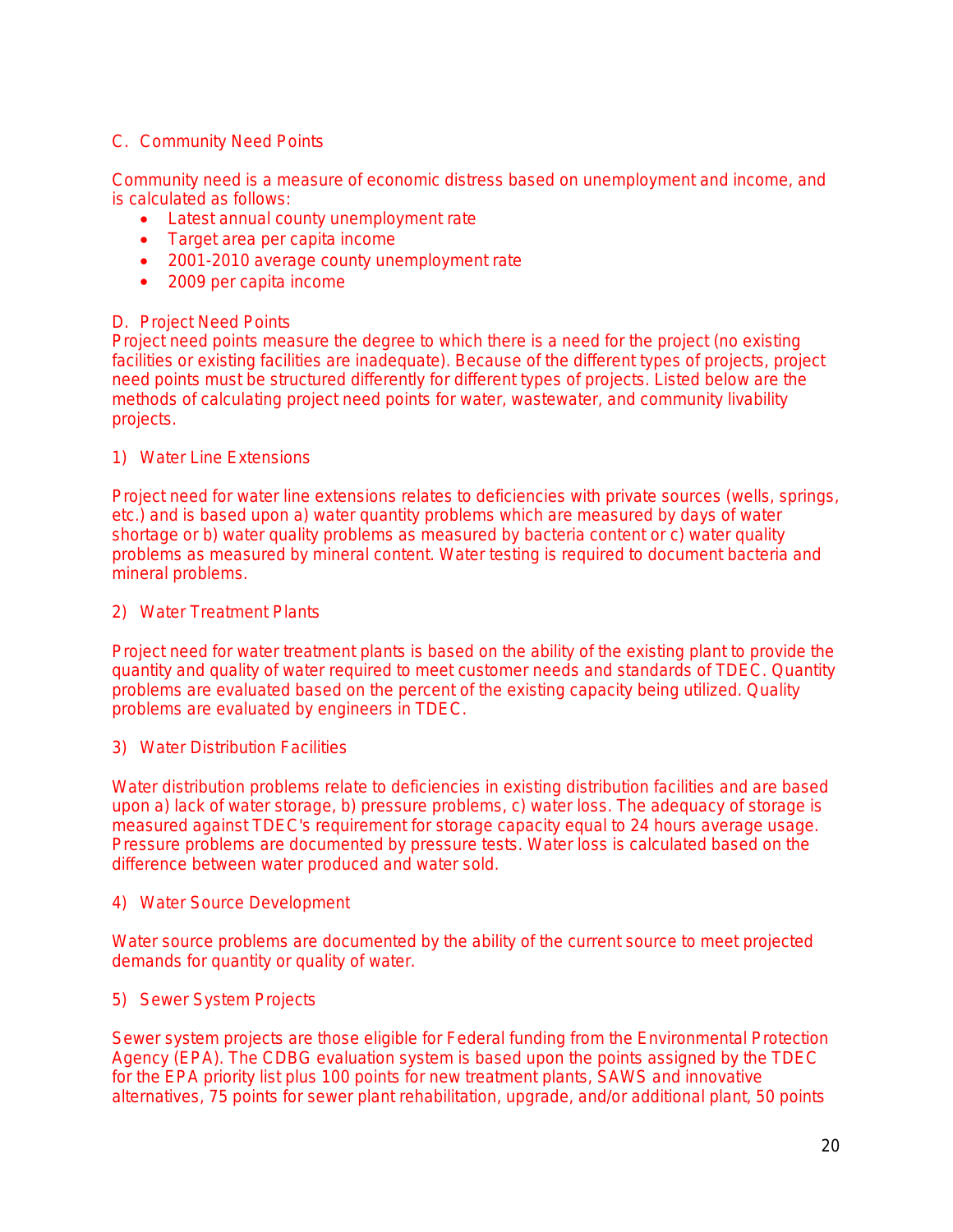### C. Community Need Points

Community need is a measure of economic distress based on unemployment and income, and is calculated as follows:

- Latest annual county unemployment rate
- Target area per capita income
- 2001-2010 average county unemployment rate
- 2009 per capita income

### D. Project Need Points

Project need points measure the degree to which there is a need for the project (no existing facilities or existing facilities are inadequate). Because of the different types of projects, project need points must be structured differently for different types of projects. Listed below are the methods of calculating project need points for water, wastewater, and community livability projects.

#### 1) Water Line Extensions

Project need for water line extensions relates to deficiencies with private sources (wells, springs, etc.) and is based upon a) water quantity problems which are measured by days of water shortage or b) water quality problems as measured by bacteria content or c) water quality problems as measured by mineral content. Water testing is required to document bacteria and mineral problems.

#### 2) Water Treatment Plants

Project need for water treatment plants is based on the ability of the existing plant to provide the quantity and quality of water required to meet customer needs and standards of TDEC. Quantity problems are evaluated based on the percent of the existing capacity being utilized. Quality problems are evaluated by engineers in TDEC.

#### 3) Water Distribution Facilities

Water distribution problems relate to deficiencies in existing distribution facilities and are based upon a) lack of water storage, b) pressure problems, c) water loss. The adequacy of storage is measured against TDEC's requirement for storage capacity equal to 24 hours average usage. Pressure problems are documented by pressure tests. Water loss is calculated based on the difference between water produced and water sold.

#### 4) Water Source Development

Water source problems are documented by the ability of the current source to meet projected demands for quantity or quality of water.

#### 5) Sewer System Projects

Sewer system projects are those eligible for Federal funding from the Environmental Protection Agency (EPA). The CDBG evaluation system is based upon the points assigned by the TDEC for the EPA priority list plus 100 points for new treatment plants, SAWS and innovative alternatives, 75 points for sewer plant rehabilitation, upgrade, and/or additional plant, 50 points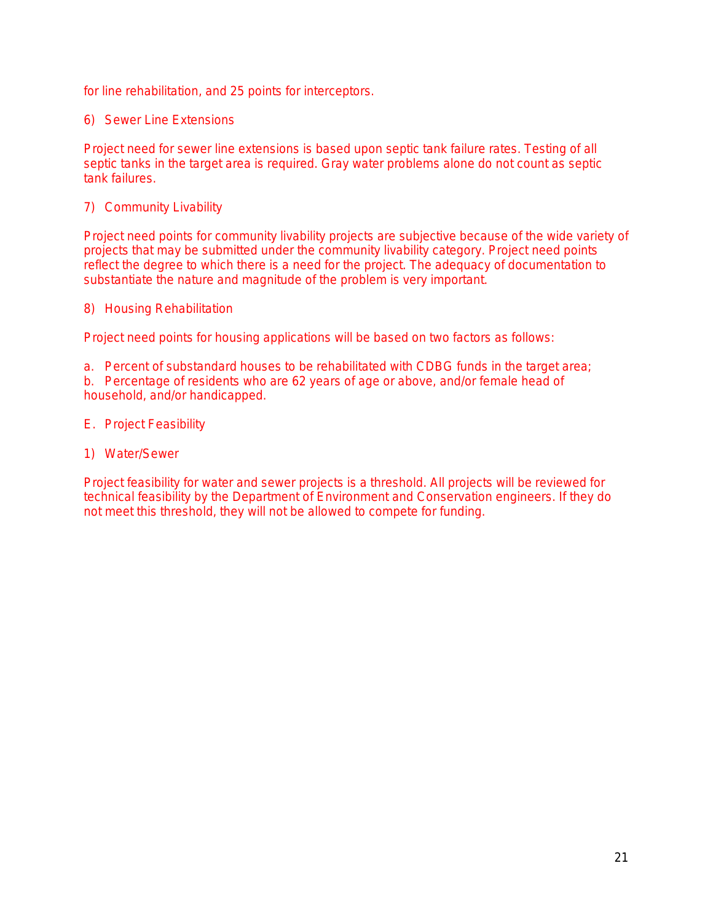for line rehabilitation, and 25 points for interceptors.

6) Sewer Line Extensions

Project need for sewer line extensions is based upon septic tank failure rates. Testing of all septic tanks in the target area is required. Gray water problems alone do not count as septic tank failures.

7) Community Livability

Project need points for community livability projects are subjective because of the wide variety of projects that may be submitted under the community livability category. Project need points reflect the degree to which there is a need for the project. The adequacy of documentation to substantiate the nature and magnitude of the problem is very important.

8) Housing Rehabilitation

Project need points for housing applications will be based on two factors as follows:

a. Percent of substandard houses to be rehabilitated with CDBG funds in the target area;
b. Percentage of residents who are 62 years of age or above, and/or female head of household, and/or handicapped.

E. Project Feasibility

1) Water/Sewer

Project feasibility for water and sewer projects is a threshold. All projects will be reviewed for technical feasibility by the Department of Environment and Conservation engineers. If they do not meet this threshold, they will not be allowed to compete for funding.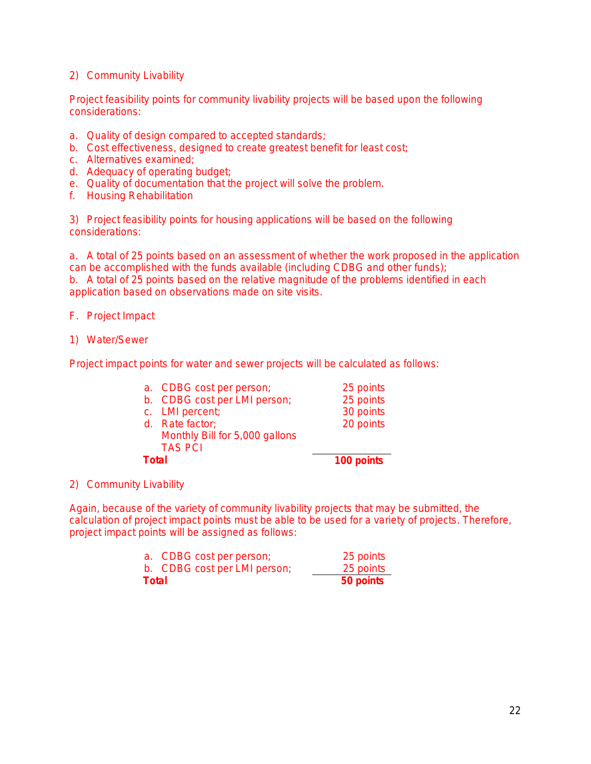2) Community Livability

Project feasibility points for community livability projects will be based upon the following considerations:

a. Quality of design compared to accepted standards;
b. Cost effectiveness, designed to create greatest benefit for least cost;
c. Alternatives examined;
d. Adequacy of operating budget;
e. Quality of documentation that the project will solve the problem.
f. Housing Rehabilitation

3) Project feasibility points for housing applications will be based on the following considerations:

a. A total of 25 points based on an assessment of whether the work proposed in the application can be accomplished with the funds available (including CDBG and other funds);
b. A total of 25 points based on the relative magnitude of the problems identified in each application based on observations made on site visits.

F. Project Impact

1) Water/Sewer

Project impact points for water and sewer projects will be calculated as follows:

| | |
|---|---|
| a. CDBG cost per person; | 25 points |
| b. CDBG cost per LMI person; | 25 points |
| c. LMI percent; | 30 points |
| d. Rate factor; Monthly Bill for 5,000 gallons TAS PCI | 20 points |
| **Total** | **100 points** |

2) Community Livability

Again, because of the variety of community livability projects that may be submitted, the calculation of project impact points must be able to be used for a variety of projects. Therefore, project impact points will be assigned as follows:

| | |
|---|---|
| a. CDBG cost per person; | 25 points |
| b. CDBG cost per LMI person; | 25 points |
| **Total** | **50 points** |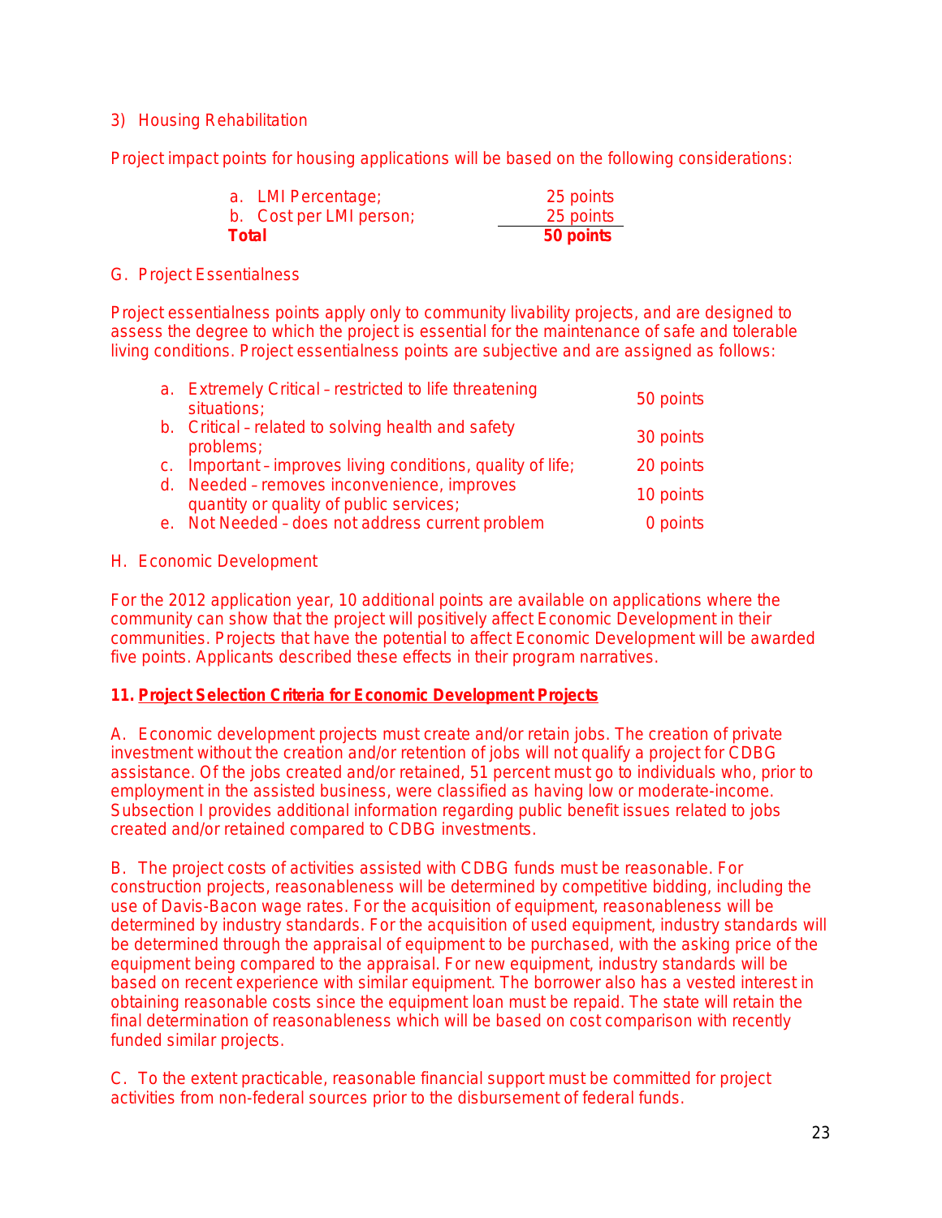3) Housing Rehabilitation

Project impact points for housing applications will be based on the following considerations:

| | |
|---|---|
| a. LMI Percentage; | 25 points |
| b. Cost per LMI person; | 25 points |
| **Total** | **50 points** |

G. Project Essentialness

Project essentialness points apply only to community livability projects, and are designed to assess the degree to which the project is essential for the maintenance of safe and tolerable living conditions. Project essentialness points are subjective and are assigned as follows:

| | |
|---|---|
| a. Extremely Critical – restricted to life threatening situations; | 50 points |
| b. Critical – related to solving health and safety problems; | 30 points |
| c. Important – improves living conditions, quality of life; | 20 points |
| d. Needed – removes inconvenience, improves quantity or quality of public services; | 10 points |
| e. Not Needed – does not address current problem | 0 points |

H. Economic Development

For the 2012 application year, 10 additional points are available on applications where the community can show that the project will positively affect Economic Development in their communities. Projects that have the potential to affect Economic Development will be awarded five points. Applicants described these effects in their program narratives.

**11. <u>Project Selection Criteria for Economic Development Projects</u>**

A. Economic development projects must create and/or retain jobs. The creation of private investment without the creation and/or retention of jobs will not qualify a project for CDBG assistance. Of the jobs created and/or retained, 51 percent must go to individuals who, prior to employment in the assisted business, were classified as having low or moderate-income. Subsection I provides additional information regarding public benefit issues related to jobs created and/or retained compared to CDBG investments.

B. The project costs of activities assisted with CDBG funds must be reasonable. For construction projects, reasonableness will be determined by competitive bidding, including the use of Davis-Bacon wage rates. For the acquisition of equipment, reasonableness will be determined by industry standards. For the acquisition of used equipment, industry standards will be determined through the appraisal of equipment to be purchased, with the asking price of the equipment being compared to the appraisal. For new equipment, industry standards will be based on recent experience with similar equipment. The borrower also has a vested interest in obtaining reasonable costs since the equipment loan must be repaid. The state will retain the final determination of reasonableness which will be based on cost comparison with recently funded similar projects.

C. To the extent practicable, reasonable financial support must be committed for project activities from non-federal sources prior to the disbursement of federal funds.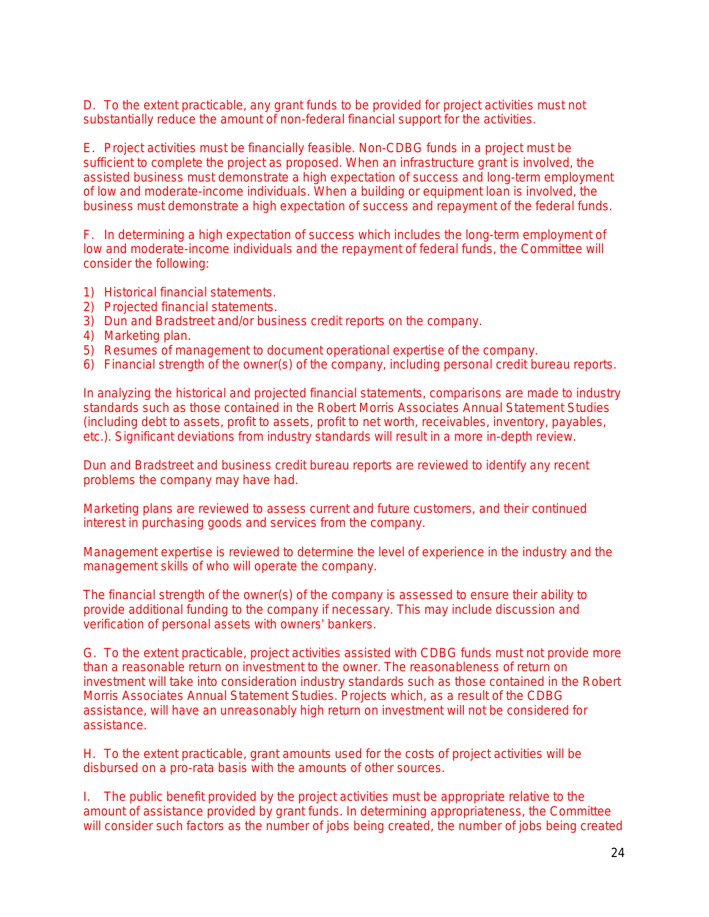D. To the extent practicable, any grant funds to be provided for project activities must not substantially reduce the amount of non-federal financial support for the activities.

E. Project activities must be financially feasible. Non-CDBG funds in a project must be sufficient to complete the project as proposed. When an infrastructure grant is involved, the assisted business must demonstrate a high expectation of success and long-term employment of low and moderate-income individuals. When a building or equipment loan is involved, the business must demonstrate a high expectation of success and repayment of the federal funds.

F. In determining a high expectation of success which includes the long-term employment of low and moderate-income individuals and the repayment of federal funds, the Committee will consider the following:

1) Historical financial statements.
2) Projected financial statements.
3) Dun and Bradstreet and/or business credit reports on the company.
4) Marketing plan.
5) Resumes of management to document operational expertise of the company.
6) Financial strength of the owner(s) of the company, including personal credit bureau reports.

In analyzing the historical and projected financial statements, comparisons are made to industry standards such as those contained in the Robert Morris Associates Annual Statement Studies (including debt to assets, profit to assets, profit to net worth, receivables, inventory, payables, etc.). Significant deviations from industry standards will result in a more in-depth review.

Dun and Bradstreet and business credit bureau reports are reviewed to identify any recent problems the company may have had.

Marketing plans are reviewed to assess current and future customers, and their continued interest in purchasing goods and services from the company.

Management expertise is reviewed to determine the level of experience in the industry and the management skills of who will operate the company.

The financial strength of the owner(s) of the company is assessed to ensure their ability to provide additional funding to the company if necessary. This may include discussion and verification of personal assets with owners' bankers.

G. To the extent practicable, project activities assisted with CDBG funds must not provide more than a reasonable return on investment to the owner. The reasonableness of return on investment will take into consideration industry standards such as those contained in the Robert Morris Associates Annual Statement Studies. Projects which, as a result of the CDBG assistance, will have an unreasonably high return on investment will not be considered for assistance.

H. To the extent practicable, grant amounts used for the costs of project activities will be disbursed on a pro-rata basis with the amounts of other sources.

I. The public benefit provided by the project activities must be appropriate relative to the amount of assistance provided by grant funds. In determining appropriateness, the Committee will consider such factors as the number of jobs being created, the number of jobs being created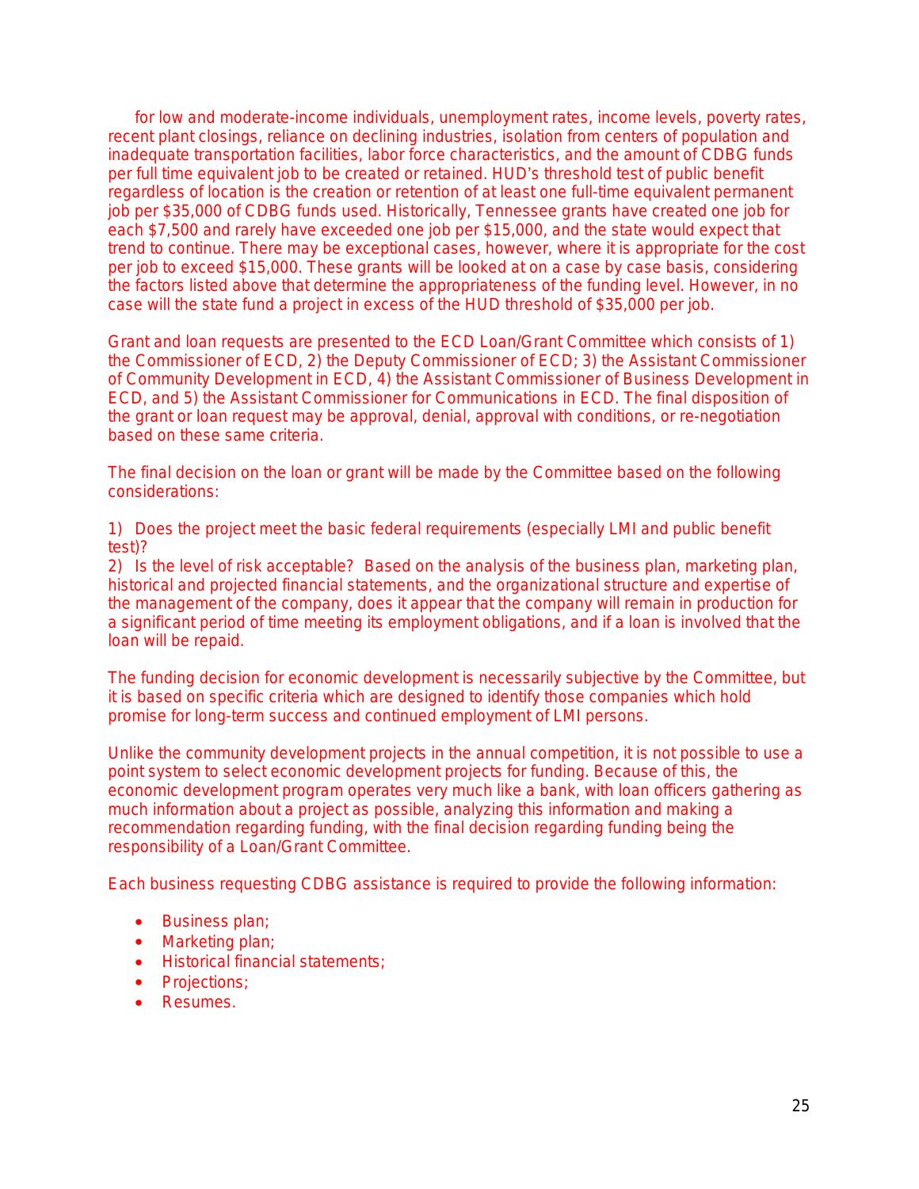for low and moderate-income individuals, unemployment rates, income levels, poverty rates, recent plant closings, reliance on declining industries, isolation from centers of population and inadequate transportation facilities, labor force characteristics, and the amount of CDBG funds per full time equivalent job to be created or retained. HUD's threshold test of public benefit regardless of location is the creation or retention of at least one full-time equivalent permanent job per $35,000 of CDBG funds used. Historically, Tennessee grants have created one job for each $7,500 and rarely have exceeded one job per $15,000, and the state would expect that trend to continue. There may be exceptional cases, however, where it is appropriate for the cost per job to exceed $15,000. These grants will be looked at on a case by case basis, considering the factors listed above that determine the appropriateness of the funding level. However, in no case will the state fund a project in excess of the HUD threshold of $35,000 per job.

Grant and loan requests are presented to the ECD Loan/Grant Committee which consists of 1) the Commissioner of ECD, 2) the Deputy Commissioner of ECD; 3) the Assistant Commissioner of Community Development in ECD, 4) the Assistant Commissioner of Business Development in ECD, and 5) the Assistant Commissioner for Communications in ECD. The final disposition of the grant or loan request may be approval, denial, approval with conditions, or re-negotiation based on these same criteria.

The final decision on the loan or grant will be made by the Committee based on the following considerations:

1) Does the project meet the basic federal requirements (especially LMI and public benefit test)?
2) Is the level of risk acceptable? Based on the analysis of the business plan, marketing plan, historical and projected financial statements, and the organizational structure and expertise of the management of the company, does it appear that the company will remain in production for a significant period of time meeting its employment obligations, and if a loan is involved that the loan will be repaid.

The funding decision for economic development is necessarily subjective by the Committee, but it is based on specific criteria which are designed to identify those companies which hold promise for long-term success and continued employment of LMI persons.

Unlike the community development projects in the annual competition, it is not possible to use a point system to select economic development projects for funding. Because of this, the economic development program operates very much like a bank, with loan officers gathering as much information about a project as possible, analyzing this information and making a recommendation regarding funding, with the final decision regarding funding being the responsibility of a Loan/Grant Committee.

Each business requesting CDBG assistance is required to provide the following information:

- Business plan;
- Marketing plan;
- Historical financial statements;
- Projections;
- Resumes.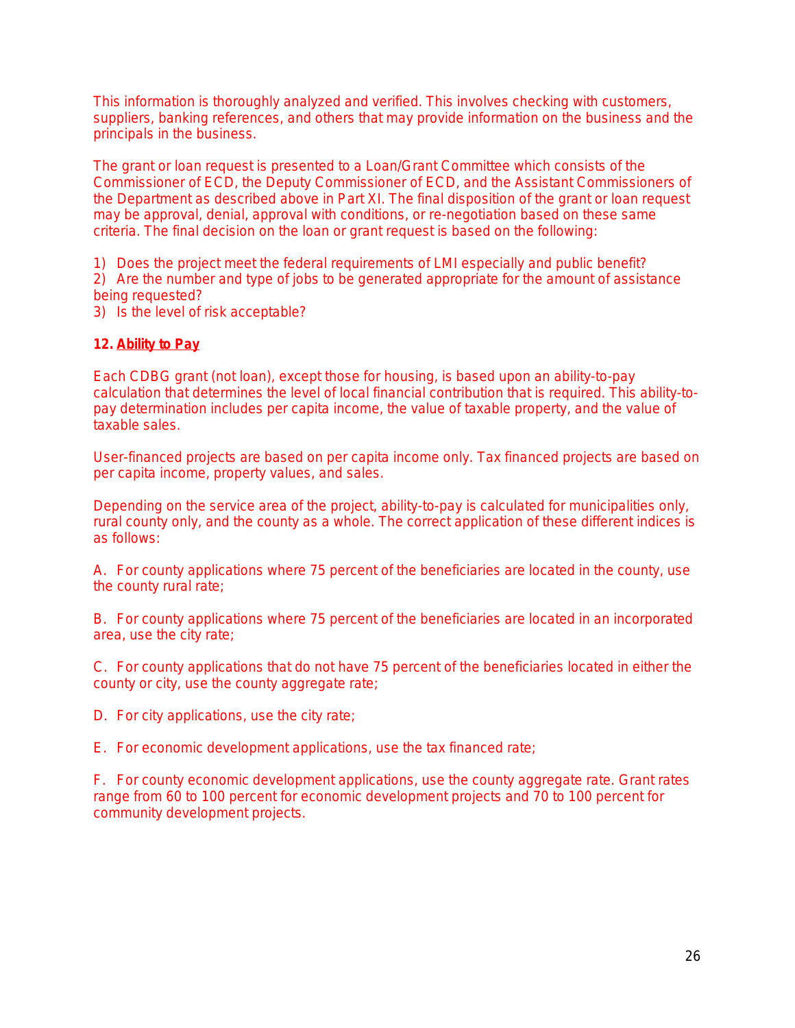This information is thoroughly analyzed and verified. This involves checking with customers, suppliers, banking references, and others that may provide information on the business and the principals in the business.

The grant or loan request is presented to a Loan/Grant Committee which consists of the Commissioner of ECD, the Deputy Commissioner of ECD, and the Assistant Commissioners of the Department as described above in Part XI. The final disposition of the grant or loan request may be approval, denial, approval with conditions, or re-negotiation based on these same criteria. The final decision on the loan or grant request is based on the following:

1) Does the project meet the federal requirements of LMI especially and public benefit?
2) Are the number and type of jobs to be generated appropriate for the amount of assistance being requested?
3) Is the level of risk acceptable?

**12. <u>Ability to Pay</u>**

Each CDBG grant (not loan), except those for housing, is based upon an ability-to-pay calculation that determines the level of local financial contribution that is required. This ability-to-pay determination includes per capita income, the value of taxable property, and the value of taxable sales.

User-financed projects are based on per capita income only. Tax financed projects are based on per capita income, property values, and sales.

Depending on the service area of the project, ability-to-pay is calculated for municipalities only, rural county only, and the county as a whole. The correct application of these different indices is as follows:

A. For county applications where 75 percent of the beneficiaries are located in the county, use the county rural rate;

B. For county applications where 75 percent of the beneficiaries are located in an incorporated area, use the city rate;

C. For county applications that do not have 75 percent of the beneficiaries located in either the county or city, use the county aggregate rate;

D. For city applications, use the city rate;

E. For economic development applications, use the tax financed rate;

F. For county economic development applications, use the county aggregate rate. Grant rates range from 60 to 100 percent for economic development projects and 70 to 100 percent for community development projects.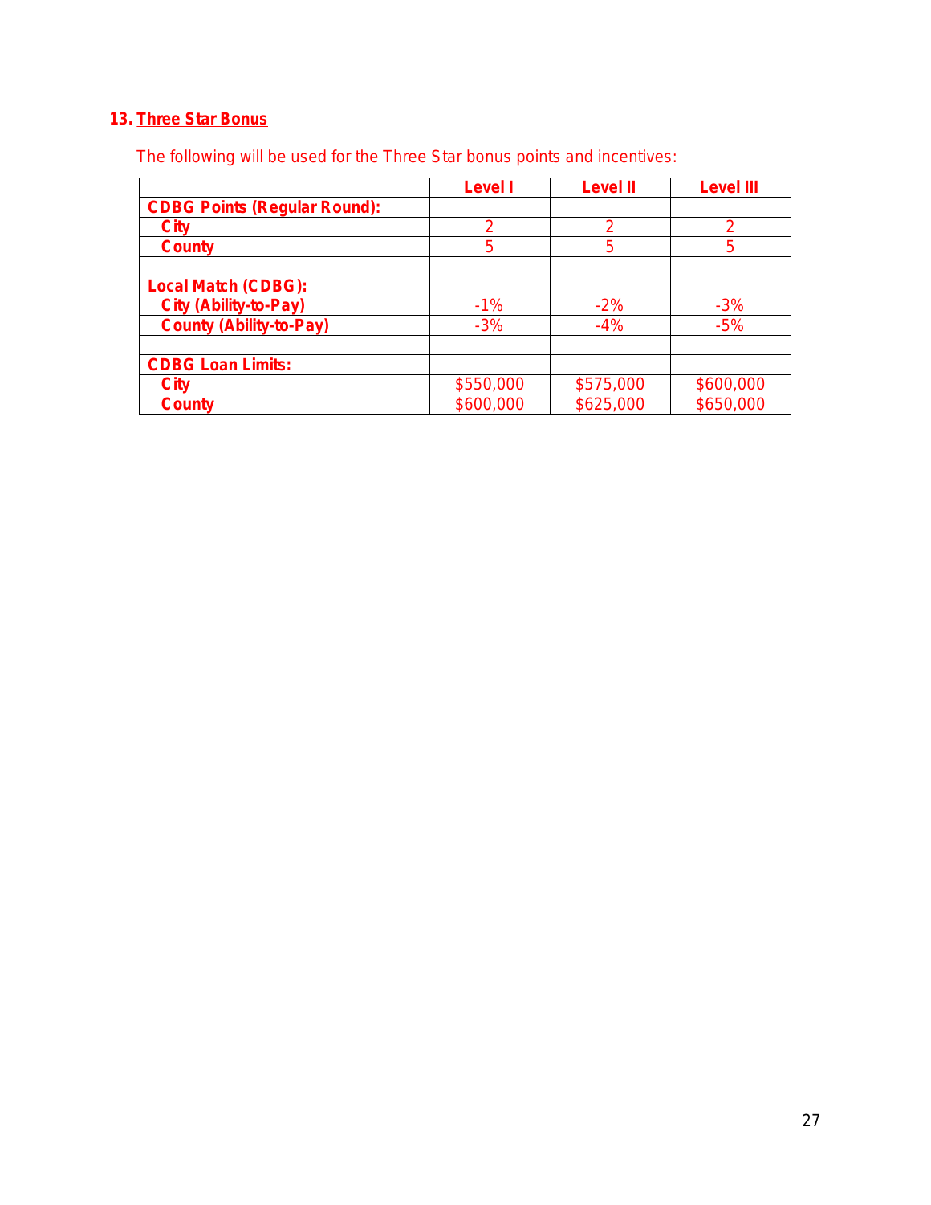## 13. Three Star Bonus

The following will be used for the Three Star bonus points and incentives:

| | Level I | Level II | Level III |
|---|---|---|---|
| **CDBG Points (Regular Round):** | | | |
| **City** | 2 | 2 | 2 |
| **County** | 5 | 5 | 5 |
| | | | |
| **Local Match (CDBG):** | | | |
| **City (Ability-to-Pay)** | -1% | -2% | -3% |
| **County (Ability-to-Pay)** | -3% | -4% | -5% |
| | | | |
| **CDBG Loan Limits:** | | | |
| **City** | $550,000 | $575,000 | $600,000 |
| **County** | $600,000 | $625,000 | $650,000 |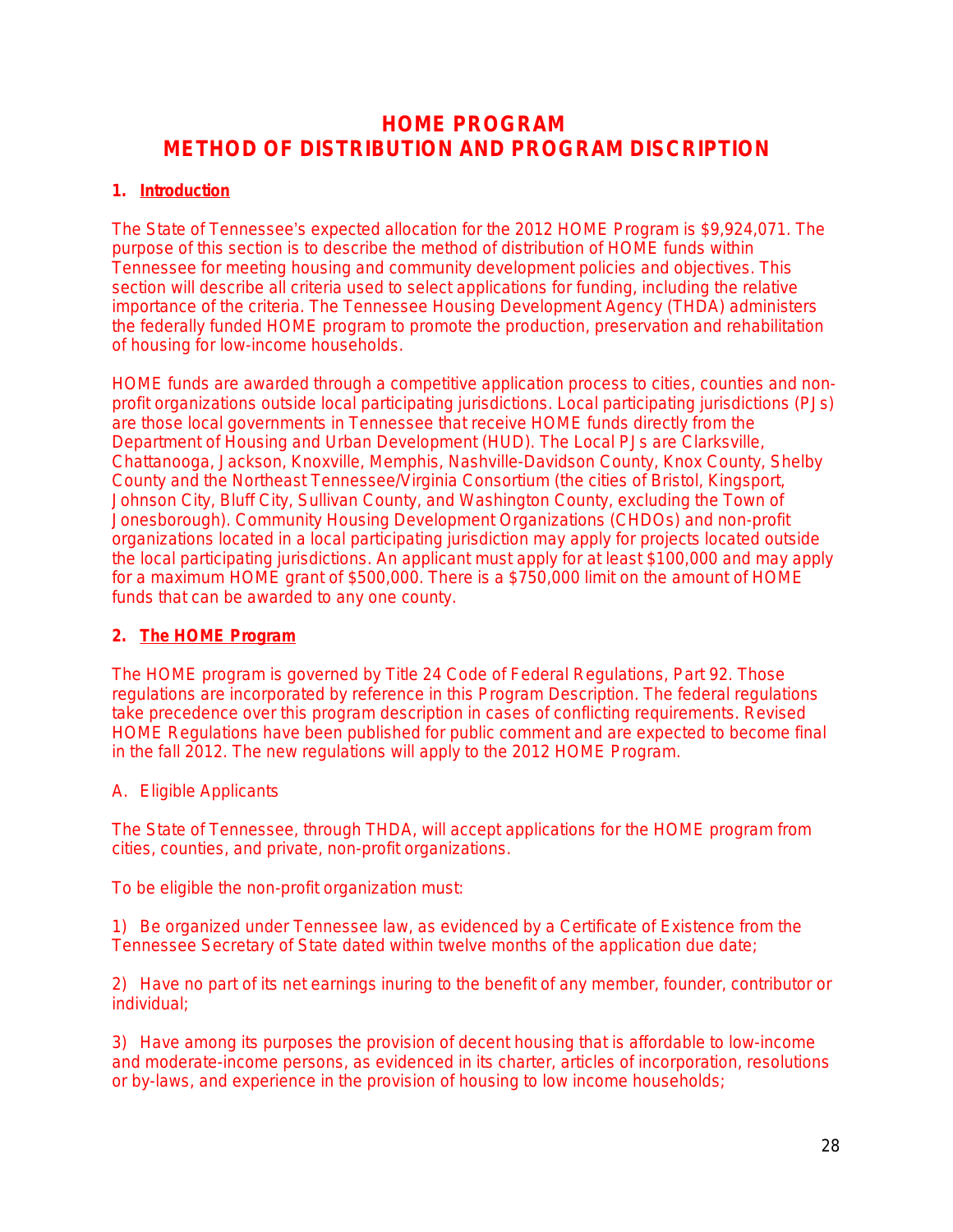# HOME PROGRAM
# METHOD OF DISTRIBUTION AND PROGRAM DISCRIPTION

## 1. Introduction

The State of Tennessee's expected allocation for the 2012 HOME Program is $9,924,071. The purpose of this section is to describe the method of distribution of HOME funds within Tennessee for meeting housing and community development policies and objectives. This section will describe all criteria used to select applications for funding, including the relative importance of the criteria. The Tennessee Housing Development Agency (THDA) administers the federally funded HOME program to promote the production, preservation and rehabilitation of housing for low-income households.

HOME funds are awarded through a competitive application process to cities, counties and non-profit organizations outside local participating jurisdictions. Local participating jurisdictions (PJs) are those local governments in Tennessee that receive HOME funds directly from the Department of Housing and Urban Development (HUD). The Local PJs are Clarksville, Chattanooga, Jackson, Knoxville, Memphis, Nashville-Davidson County, Knox County, Shelby County and the Northeast Tennessee/Virginia Consortium (the cities of Bristol, Kingsport, Johnson City, Bluff City, Sullivan County, and Washington County, excluding the Town of Jonesborough). Community Housing Development Organizations (CHDOs) and non-profit organizations located in a local participating jurisdiction may apply for projects located outside the local participating jurisdictions. An applicant must apply for at least $100,000 and may apply for a maximum HOME grant of $500,000. There is a $750,000 limit on the amount of HOME funds that can be awarded to any one county.

## 2. The HOME Program

The HOME program is governed by Title 24 Code of Federal Regulations, Part 92. Those regulations are incorporated by reference in this Program Description. The federal regulations take precedence over this program description in cases of conflicting requirements. Revised HOME Regulations have been published for public comment and are expected to become final in the fall 2012. The new regulations will apply to the 2012 HOME Program.

A. Eligible Applicants

The State of Tennessee, through THDA, will accept applications for the HOME program from cities, counties, and private, non-profit organizations.

To be eligible the non-profit organization must:

1) Be organized under Tennessee law, as evidenced by a Certificate of Existence from the Tennessee Secretary of State dated within twelve months of the application due date;

2) Have no part of its net earnings inuring to the benefit of any member, founder, contributor or individual;

3) Have among its purposes the provision of decent housing that is affordable to low-income and moderate-income persons, as evidenced in its charter, articles of incorporation, resolutions or by-laws, and experience in the provision of housing to low income households;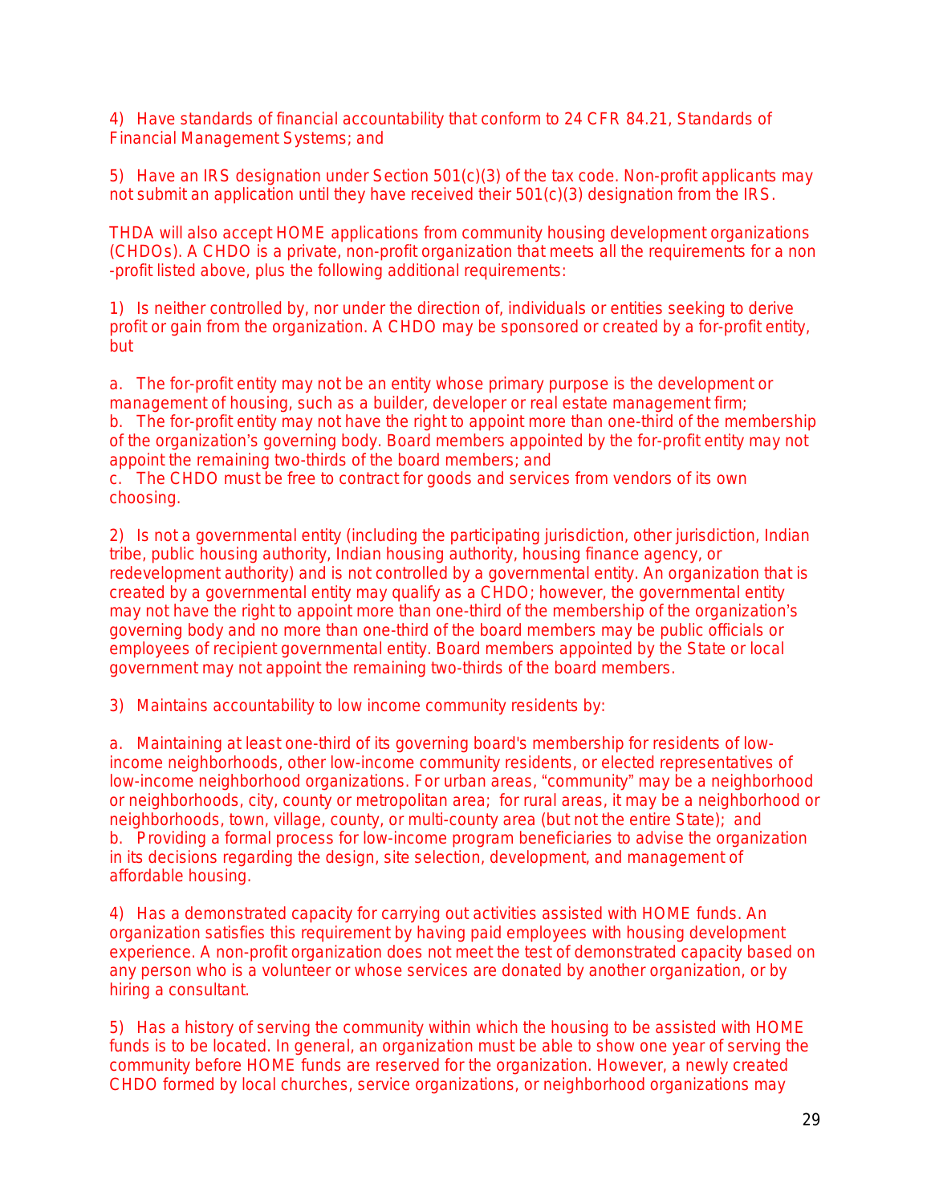4) Have standards of financial accountability that conform to 24 CFR 84.21, Standards of Financial Management Systems; and

5) Have an IRS designation under Section 501(c)(3) of the tax code. Non-profit applicants may not submit an application until they have received their 501(c)(3) designation from the IRS.

THDA will also accept HOME applications from community housing development organizations (CHDOs). A CHDO is a private, non-profit organization that meets all the requirements for a non -profit listed above, plus the following additional requirements:

1) Is neither controlled by, nor under the direction of, individuals or entities seeking to derive profit or gain from the organization. A CHDO may be sponsored or created by a for-profit entity, but

a. The for-profit entity may not be an entity whose primary purpose is the development or management of housing, such as a builder, developer or real estate management firm;
b. The for-profit entity may not have the right to appoint more than one-third of the membership of the organization's governing body. Board members appointed by the for-profit entity may not appoint the remaining two-thirds of the board members; and
c. The CHDO must be free to contract for goods and services from vendors of its own choosing.

2) Is not a governmental entity (including the participating jurisdiction, other jurisdiction, Indian tribe, public housing authority, Indian housing authority, housing finance agency, or redevelopment authority) and is not controlled by a governmental entity. An organization that is created by a governmental entity may qualify as a CHDO; however, the governmental entity may not have the right to appoint more than one-third of the membership of the organization's governing body and no more than one-third of the board members may be public officials or employees of recipient governmental entity. Board members appointed by the State or local government may not appoint the remaining two-thirds of the board members.

3) Maintains accountability to low income community residents by:

a. Maintaining at least one-third of its governing board's membership for residents of low-income neighborhoods, other low-income community residents, or elected representatives of low-income neighborhood organizations. For urban areas, "community" may be a neighborhood or neighborhoods, city, county or metropolitan area; for rural areas, it may be a neighborhood or neighborhoods, town, village, county, or multi-county area (but not the entire State); and
b. Providing a formal process for low-income program beneficiaries to advise the organization in its decisions regarding the design, site selection, development, and management of affordable housing.

4) Has a demonstrated capacity for carrying out activities assisted with HOME funds. An organization satisfies this requirement by having paid employees with housing development experience. A non-profit organization does not meet the test of demonstrated capacity based on any person who is a volunteer or whose services are donated by another organization, or by hiring a consultant.

5) Has a history of serving the community within which the housing to be assisted with HOME funds is to be located. In general, an organization must be able to show one year of serving the community before HOME funds are reserved for the organization. However, a newly created CHDO formed by local churches, service organizations, or neighborhood organizations may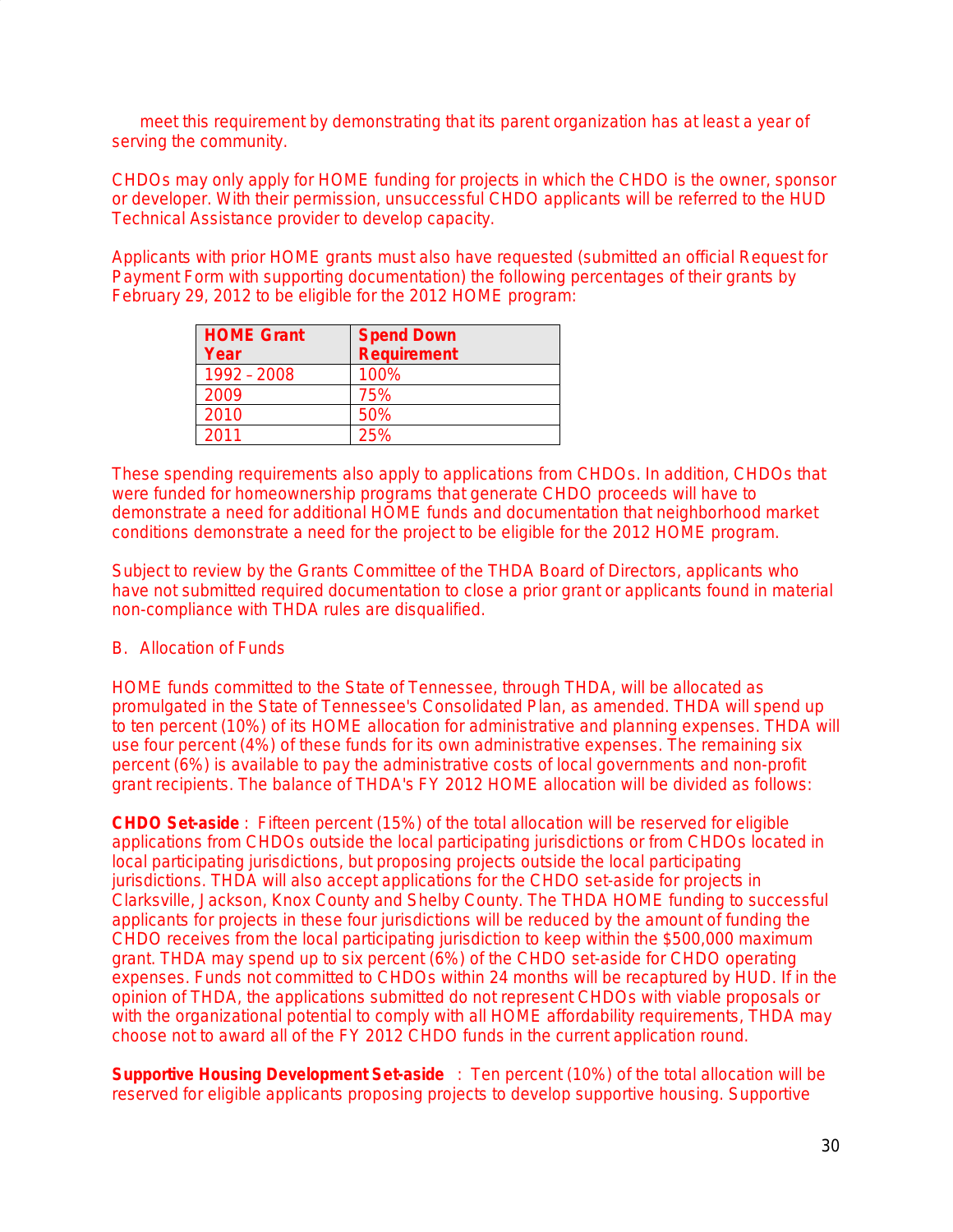meet this requirement by demonstrating that its parent organization has at least a year of serving the community.

CHDOs may only apply for HOME funding for projects in which the CHDO is the owner, sponsor or developer. With their permission, unsuccessful CHDO applicants will be referred to the HUD Technical Assistance provider to develop capacity.

Applicants with prior HOME grants must also have requested (submitted an official Request for Payment Form with supporting documentation) the following percentages of their grants by February 29, 2012 to be eligible for the 2012 HOME program:

| HOME Grant Year | Spend Down Requirement |
|---|---|
| 1992 – 2008 | 100% |
| 2009 | 75% |
| 2010 | 50% |
| 2011 | 25% |

These spending requirements also apply to applications from CHDOs. In addition, CHDOs that were funded for homeownership programs that generate CHDO proceeds will have to demonstrate a need for additional HOME funds and documentation that neighborhood market conditions demonstrate a need for the project to be eligible for the 2012 HOME program.

Subject to review by the Grants Committee of the THDA Board of Directors, applicants who have not submitted required documentation to close a prior grant or applicants found in material non-compliance with THDA rules are disqualified.

B. Allocation of Funds

HOME funds committed to the State of Tennessee, through THDA, will be allocated as promulgated in the State of Tennessee's Consolidated Plan, as amended. THDA will spend up to ten percent (10%) of its HOME allocation for administrative and planning expenses. THDA will use four percent (4%) of these funds for its own administrative expenses. The remaining six percent (6%) is available to pay the administrative costs of local governments and non-profit grant recipients. The balance of THDA's FY 2012 HOME allocation will be divided as follows:

**CHDO Set-aside** : Fifteen percent (15%) of the total allocation will be reserved for eligible applications from CHDOs outside the local participating jurisdictions or from CHDOs located in local participating jurisdictions, but proposing projects outside the local participating jurisdictions. THDA will also accept applications for the CHDO set-aside for projects in Clarksville, Jackson, Knox County and Shelby County. The THDA HOME funding to successful applicants for projects in these four jurisdictions will be reduced by the amount of funding the CHDO receives from the local participating jurisdiction to keep within the $500,000 maximum grant. THDA may spend up to six percent (6%) of the CHDO set-aside for CHDO operating expenses. Funds not committed to CHDOs within 24 months will be recaptured by HUD. If in the opinion of THDA, the applications submitted do not represent CHDOs with viable proposals or with the organizational potential to comply with all HOME affordability requirements, THDA may choose not to award all of the FY 2012 CHDO funds in the current application round.

**Supportive Housing Development Set-aside** : Ten percent (10%) of the total allocation will be reserved for eligible applicants proposing projects to develop supportive housing. Supportive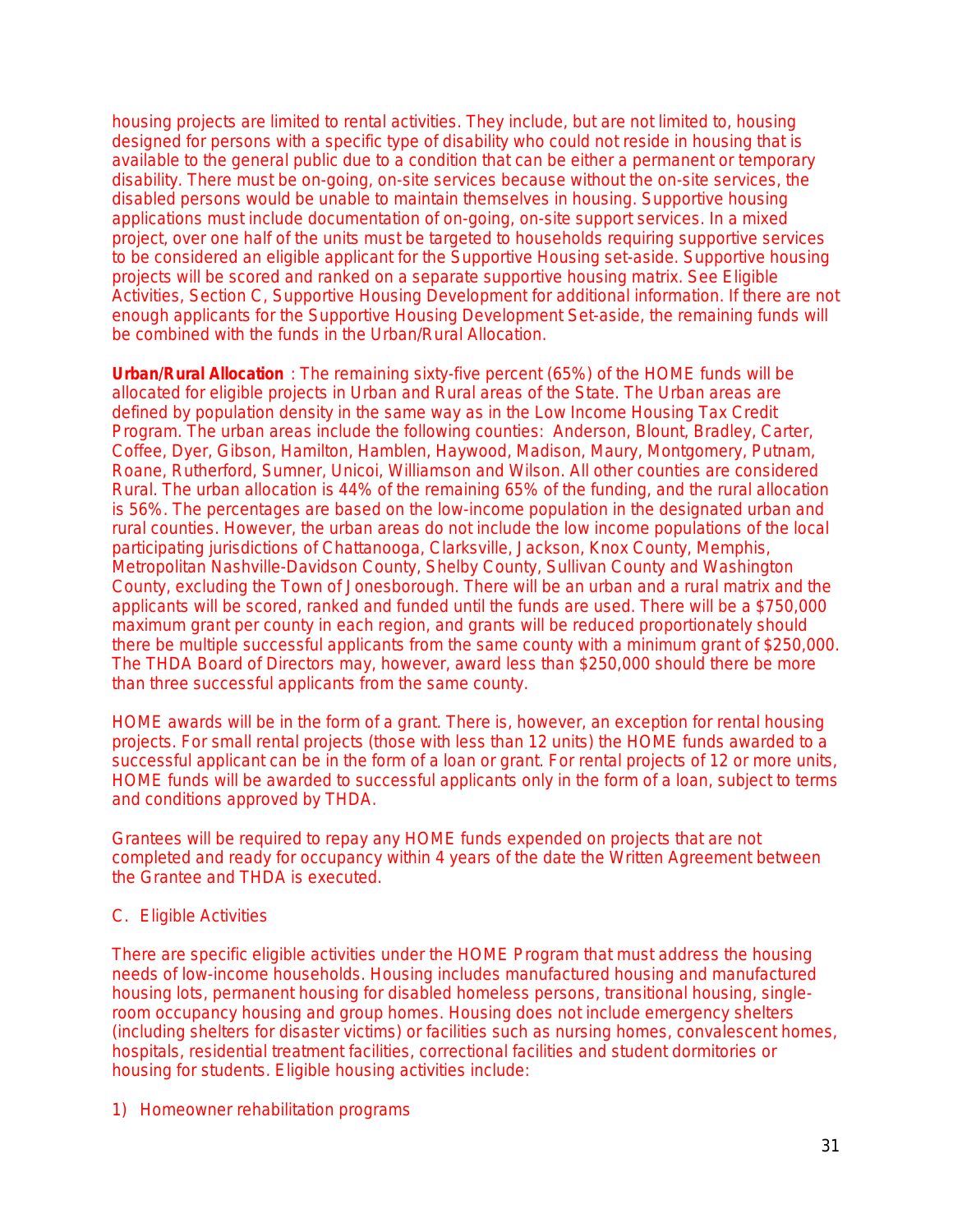housing projects are limited to rental activities. They include, but are not limited to, housing designed for persons with a specific type of disability who could not reside in housing that is available to the general public due to a condition that can be either a permanent or temporary disability. There must be on-going, on-site services because without the on-site services, the disabled persons would be unable to maintain themselves in housing. Supportive housing applications must include documentation of on-going, on-site support services. In a mixed project, over one half of the units must be targeted to households requiring supportive services to be considered an eligible applicant for the Supportive Housing set-aside. Supportive housing projects will be scored and ranked on a separate supportive housing matrix. See Eligible Activities, Section C, Supportive Housing Development for additional information. If there are not enough applicants for the Supportive Housing Development Set-aside, the remaining funds will be combined with the funds in the Urban/Rural Allocation.

***Urban/Rural Allocation*** : The remaining sixty-five percent (65%) of the HOME funds will be allocated for eligible projects in Urban and Rural areas of the State. The Urban areas are defined by population density in the same way as in the Low Income Housing Tax Credit Program. The urban areas include the following counties: Anderson, Blount, Bradley, Carter, Coffee, Dyer, Gibson, Hamilton, Hamblen, Haywood, Madison, Maury, Montgomery, Putnam, Roane, Rutherford, Sumner, Unicoi, Williamson and Wilson. All other counties are considered Rural. The urban allocation is 44% of the remaining 65% of the funding, and the rural allocation is 56%. The percentages are based on the low-income population in the designated urban and rural counties. However, the urban areas do not include the low income populations of the local participating jurisdictions of Chattanooga, Clarksville, Jackson, Knox County, Memphis, Metropolitan Nashville-Davidson County, Shelby County, Sullivan County and Washington County, excluding the Town of Jonesborough. There will be an urban and a rural matrix and the applicants will be scored, ranked and funded until the funds are used. There will be a $750,000 maximum grant per county in each region, and grants will be reduced proportionately should there be multiple successful applicants from the same county with a minimum grant of $250,000. The THDA Board of Directors may, however, award less than $250,000 should there be more than three successful applicants from the same county.

HOME awards will be in the form of a grant. There is, however, an exception for rental housing projects. For small rental projects (those with less than 12 units) the HOME funds awarded to a successful applicant can be in the form of a loan or grant. For rental projects of 12 or more units, HOME funds will be awarded to successful applicants only in the form of a loan, subject to terms and conditions approved by THDA.

Grantees will be required to repay any HOME funds expended on projects that are not completed and ready for occupancy within 4 years of the date the Written Agreement between the Grantee and THDA is executed.

C. Eligible Activities

There are specific eligible activities under the HOME Program that must address the housing needs of low-income households. Housing includes manufactured housing and manufactured housing lots, permanent housing for disabled homeless persons, transitional housing, single-room occupancy housing and group homes. Housing does not include emergency shelters (including shelters for disaster victims) or facilities such as nursing homes, convalescent homes, hospitals, residential treatment facilities, correctional facilities and student dormitories or housing for students. Eligible housing activities include:

1) Homeowner rehabilitation programs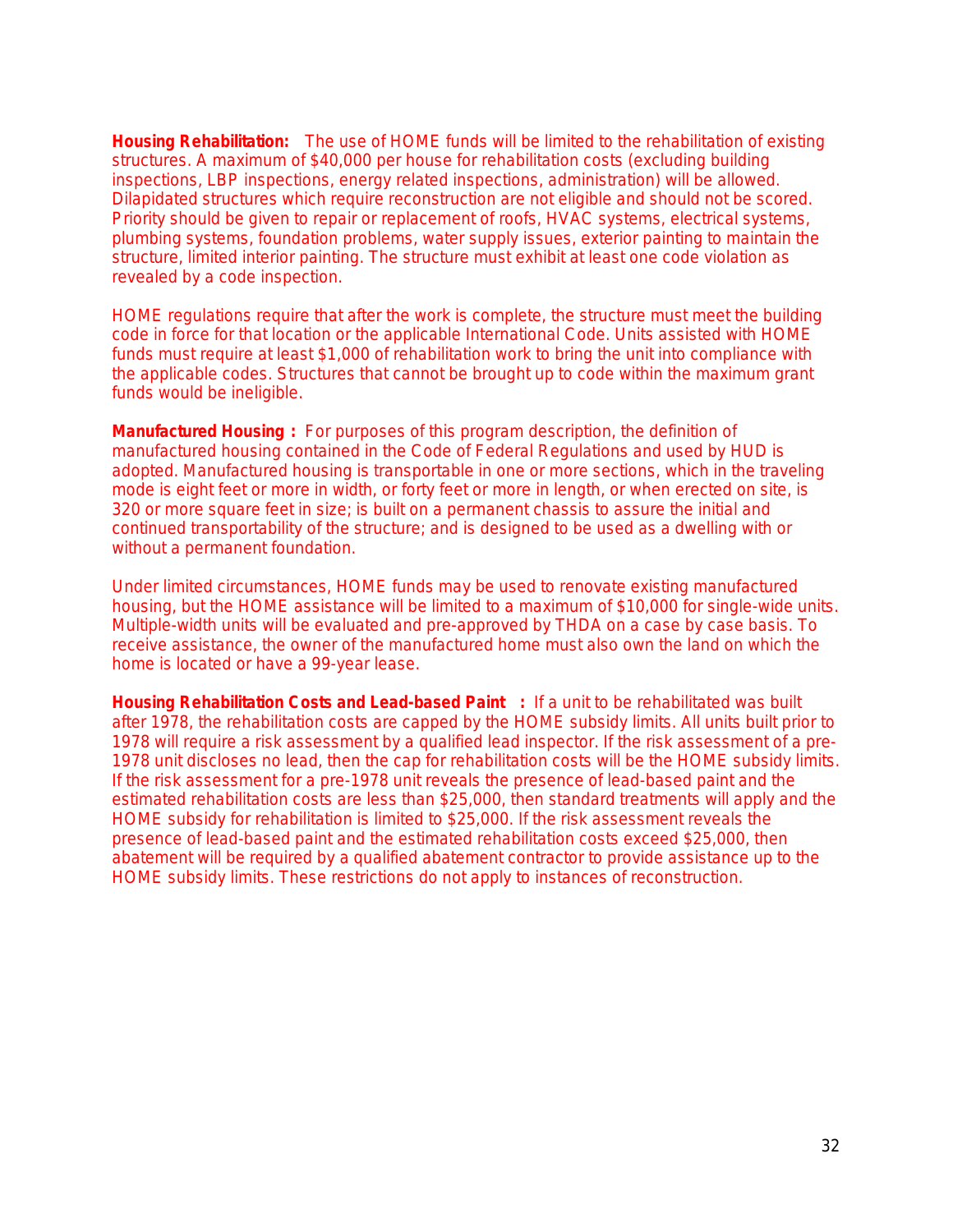**Housing Rehabilitation:** The use of HOME funds will be limited to the rehabilitation of existing structures. A maximum of $40,000 per house for rehabilitation costs (excluding building inspections, LBP inspections, energy related inspections, administration) will be allowed. Dilapidated structures which require reconstruction are not eligible and should not be scored. Priority should be given to repair or replacement of roofs, HVAC systems, electrical systems, plumbing systems, foundation problems, water supply issues, exterior painting to maintain the structure, limited interior painting. The structure must exhibit at least one code violation as revealed by a code inspection.

HOME regulations require that after the work is complete, the structure must meet the building code in force for that location or the applicable International Code. Units assisted with HOME funds must require at least $1,000 of rehabilitation work to bring the unit into compliance with the applicable codes. Structures that cannot be brought up to code within the maximum grant funds would be ineligible.

**Manufactured Housing :** For purposes of this program description, the definition of manufactured housing contained in the Code of Federal Regulations and used by HUD is adopted. Manufactured housing is transportable in one or more sections, which in the traveling mode is eight feet or more in width, or forty feet or more in length, or when erected on site, is 320 or more square feet in size; is built on a permanent chassis to assure the initial and continued transportability of the structure; and is designed to be used as a dwelling with or without a permanent foundation.

Under limited circumstances, HOME funds may be used to renovate existing manufactured housing, but the HOME assistance will be limited to a maximum of $10,000 for single-wide units. Multiple-width units will be evaluated and pre-approved by THDA on a case by case basis. To receive assistance, the owner of the manufactured home must also own the land on which the home is located or have a 99-year lease.

**Housing Rehabilitation Costs and Lead-based Paint :** If a unit to be rehabilitated was built after 1978, the rehabilitation costs are capped by the HOME subsidy limits. All units built prior to 1978 will require a risk assessment by a qualified lead inspector. If the risk assessment of a pre-1978 unit discloses no lead, then the cap for rehabilitation costs will be the HOME subsidy limits. If the risk assessment for a pre-1978 unit reveals the presence of lead-based paint and the estimated rehabilitation costs are less than $25,000, then standard treatments will apply and the HOME subsidy for rehabilitation is limited to $25,000. If the risk assessment reveals the presence of lead-based paint and the estimated rehabilitation costs exceed $25,000, then abatement will be required by a qualified abatement contractor to provide assistance up to the HOME subsidy limits. These restrictions do not apply to instances of reconstruction.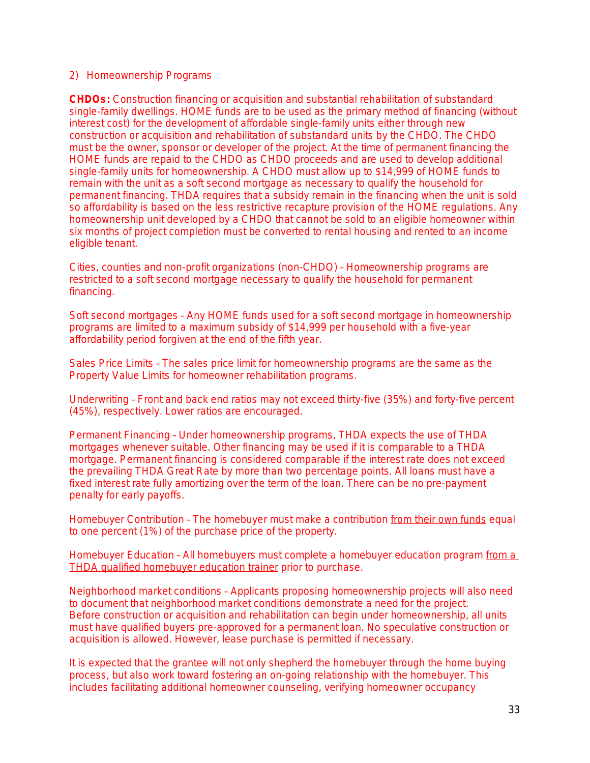## 2) Homeownership Programs

**CHDOs:** Construction financing or acquisition and substantial rehabilitation of substandard single-family dwellings. HOME funds are to be used as the primary method of financing (without interest cost) for the development of affordable single-family units either through new construction or acquisition and rehabilitation of substandard units by the CHDO. The CHDO must be the owner, sponsor or developer of the project. At the time of permanent financing the HOME funds are repaid to the CHDO as CHDO proceeds and are used to develop additional single-family units for homeownership. A CHDO must allow up to $14,999 of HOME funds to remain with the unit as a soft second mortgage as necessary to qualify the household for permanent financing. THDA requires that a subsidy remain in the financing when the unit is sold so affordability is based on the less restrictive recapture provision of the HOME regulations. Any homeownership unit developed by a CHDO that cannot be sold to an eligible homeowner within six months of project completion must be converted to rental housing and rented to an income eligible tenant.

Cities, counties and non-profit organizations (non-CHDO) – Homeownership programs are restricted to a soft second mortgage necessary to qualify the household for permanent financing.

Soft second mortgages – Any HOME funds used for a soft second mortgage in homeownership programs are limited to a maximum subsidy of $14,999 per household with a five-year affordability period forgiven at the end of the fifth year.

Sales Price Limits – The sales price limit for homeownership programs are the same as the Property Value Limits for homeowner rehabilitation programs.

Underwriting – Front and back end ratios may not exceed thirty-five (35%) and forty-five percent (45%), respectively. Lower ratios are encouraged.

Permanent Financing – Under homeownership programs, THDA expects the use of THDA mortgages whenever suitable. Other financing may be used if it is comparable to a THDA mortgage. Permanent financing is considered comparable if the interest rate does not exceed the prevailing THDA Great Rate by more than two percentage points. All loans must have a fixed interest rate fully amortizing over the term of the loan. There can be no pre-payment penalty for early payoffs.

Homebuyer Contribution – The homebuyer must make a contribution <u>from their own funds</u> equal to one percent (1%) of the purchase price of the property.

Homebuyer Education – All homebuyers must complete a homebuyer education program <u>from a THDA qualified homebuyer education trainer</u> prior to purchase.

Neighborhood market conditions – Applicants proposing homeownership projects will also need to document that neighborhood market conditions demonstrate a need for the project. Before construction or acquisition and rehabilitation can begin under homeownership, all units must have qualified buyers pre-approved for a permanent loan. No speculative construction or acquisition is allowed. However, lease purchase is permitted if necessary.

It is expected that the grantee will not only shepherd the homebuyer through the home buying process, but also work toward fostering an on-going relationship with the homebuyer. This includes facilitating additional homeowner counseling, verifying homeowner occupancy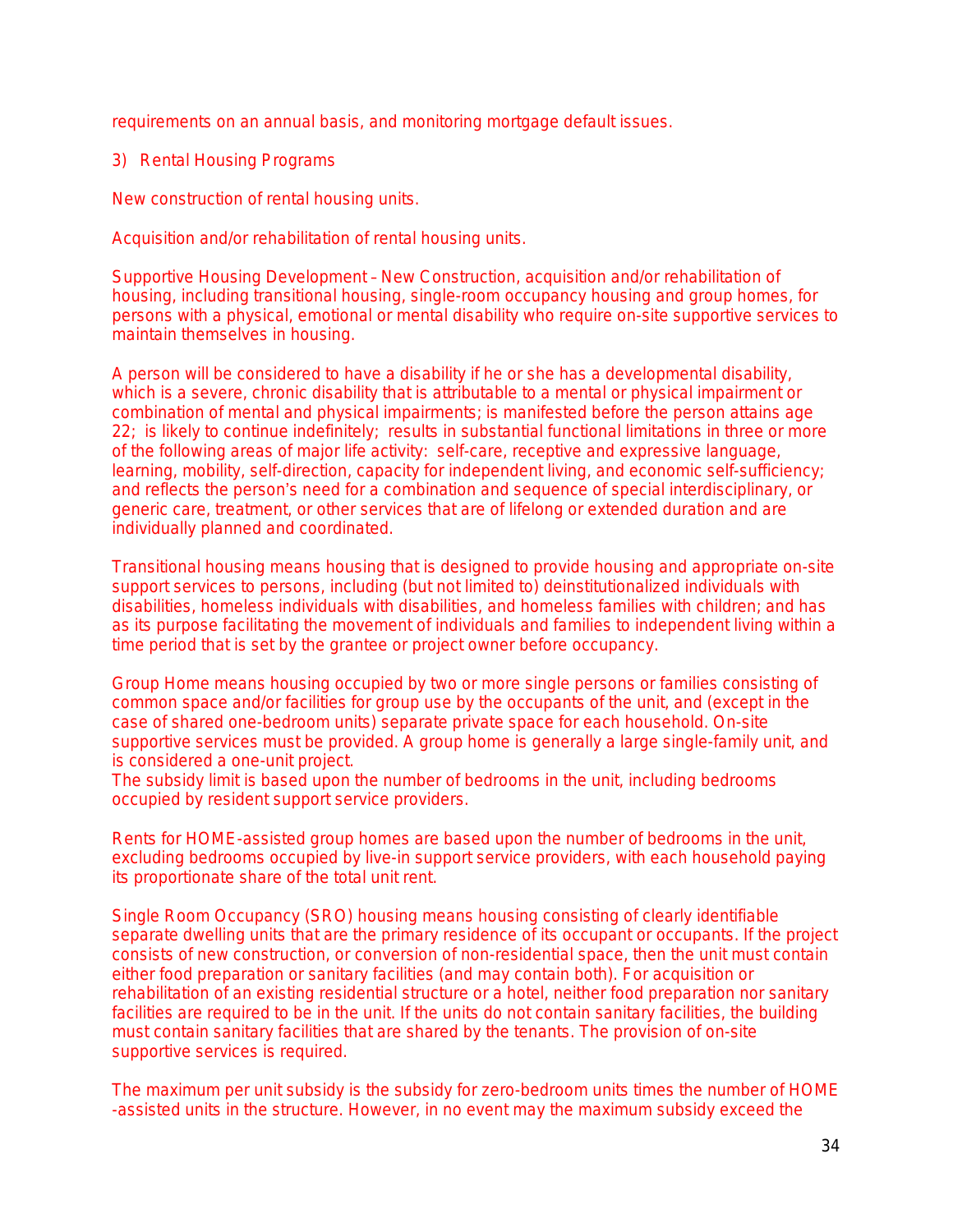requirements on an annual basis, and monitoring mortgage default issues.

3) Rental Housing Programs

New construction of rental housing units.

Acquisition and/or rehabilitation of rental housing units.

Supportive Housing Development – New Construction, acquisition and/or rehabilitation of housing, including transitional housing, single-room occupancy housing and group homes, for persons with a physical, emotional or mental disability who require on-site supportive services to maintain themselves in housing.

A person will be considered to have a disability if he or she has a developmental disability, which is a severe, chronic disability that is attributable to a mental or physical impairment or combination of mental and physical impairments; is manifested before the person attains age 22; is likely to continue indefinitely; results in substantial functional limitations in three or more of the following areas of major life activity: self-care, receptive and expressive language, learning, mobility, self-direction, capacity for independent living, and economic self-sufficiency; and reflects the person's need for a combination and sequence of special interdisciplinary, or generic care, treatment, or other services that are of lifelong or extended duration and are individually planned and coordinated.

Transitional housing means housing that is designed to provide housing and appropriate on-site support services to persons, including (but not limited to) deinstitutionalized individuals with disabilities, homeless individuals with disabilities, and homeless families with children; and has as its purpose facilitating the movement of individuals and families to independent living within a time period that is set by the grantee or project owner before occupancy.

Group Home means housing occupied by two or more single persons or families consisting of common space and/or facilities for group use by the occupants of the unit, and (except in the case of shared one-bedroom units) separate private space for each household. On-site supportive services must be provided. A group home is generally a large single-family unit, and is considered a one-unit project.
The subsidy limit is based upon the number of bedrooms in the unit, including bedrooms occupied by resident support service providers.

Rents for HOME-assisted group homes are based upon the number of bedrooms in the unit, excluding bedrooms occupied by live-in support service providers, with each household paying its proportionate share of the total unit rent.

Single Room Occupancy (SRO) housing means housing consisting of clearly identifiable separate dwelling units that are the primary residence of its occupant or occupants. If the project consists of new construction, or conversion of non-residential space, then the unit must contain either food preparation or sanitary facilities (and may contain both). For acquisition or rehabilitation of an existing residential structure or a hotel, neither food preparation nor sanitary facilities are required to be in the unit. If the units do not contain sanitary facilities, the building must contain sanitary facilities that are shared by the tenants. The provision of on-site supportive services is required.

The maximum per unit subsidy is the subsidy for zero-bedroom units times the number of HOME -assisted units in the structure. However, in no event may the maximum subsidy exceed the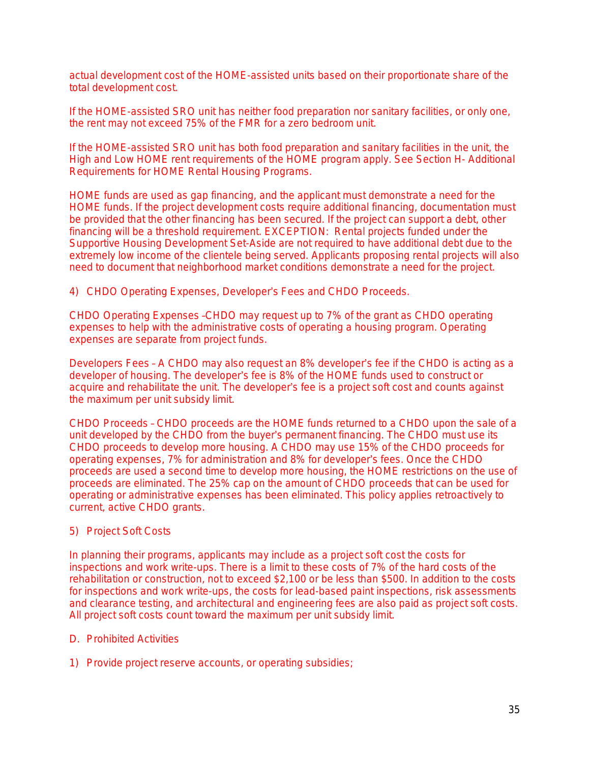actual development cost of the HOME-assisted units based on their proportionate share of the total development cost.

If the HOME-assisted SRO unit has neither food preparation nor sanitary facilities, or only one, the rent may not exceed 75% of the FMR for a zero bedroom unit.

If the HOME-assisted SRO unit has both food preparation and sanitary facilities in the unit, the High and Low HOME rent requirements of the HOME program apply. See Section H- Additional Requirements for HOME Rental Housing Programs.

HOME funds are used as gap financing, and the applicant must demonstrate a need for the HOME funds. If the project development costs require additional financing, documentation must be provided that the other financing has been secured. If the project can support a debt, other financing will be a threshold requirement. EXCEPTION: Rental projects funded under the Supportive Housing Development Set-Aside are not required to have additional debt due to the extremely low income of the clientele being served. Applicants proposing rental projects will also need to document that neighborhood market conditions demonstrate a need for the project.

4) CHDO Operating Expenses, Developer's Fees and CHDO Proceeds.

CHDO Operating Expenses –CHDO may request up to 7% of the grant as CHDO operating expenses to help with the administrative costs of operating a housing program. Operating expenses are separate from project funds.

Developers Fees – A CHDO may also request an 8% developer's fee if the CHDO is acting as a developer of housing. The developer's fee is 8% of the HOME funds used to construct or acquire and rehabilitate the unit. The developer's fee is a project soft cost and counts against the maximum per unit subsidy limit.

CHDO Proceeds – CHDO proceeds are the HOME funds returned to a CHDO upon the sale of a unit developed by the CHDO from the buyer's permanent financing. The CHDO must use its CHDO proceeds to develop more housing. A CHDO may use 15% of the CHDO proceeds for operating expenses, 7% for administration and 8% for developer's fees. Once the CHDO proceeds are used a second time to develop more housing, the HOME restrictions on the use of proceeds are eliminated. The 25% cap on the amount of CHDO proceeds that can be used for operating or administrative expenses has been eliminated. This policy applies retroactively to current, active CHDO grants.

5) Project Soft Costs

In planning their programs, applicants may include as a project soft cost the costs for inspections and work write-ups. There is a limit to these costs of 7% of the hard costs of the rehabilitation or construction, not to exceed $2,100 or be less than $500. In addition to the costs for inspections and work write-ups, the costs for lead-based paint inspections, risk assessments and clearance testing, and architectural and engineering fees are also paid as project soft costs. All project soft costs count toward the maximum per unit subsidy limit.

D. Prohibited Activities

1) Provide project reserve accounts, or operating subsidies;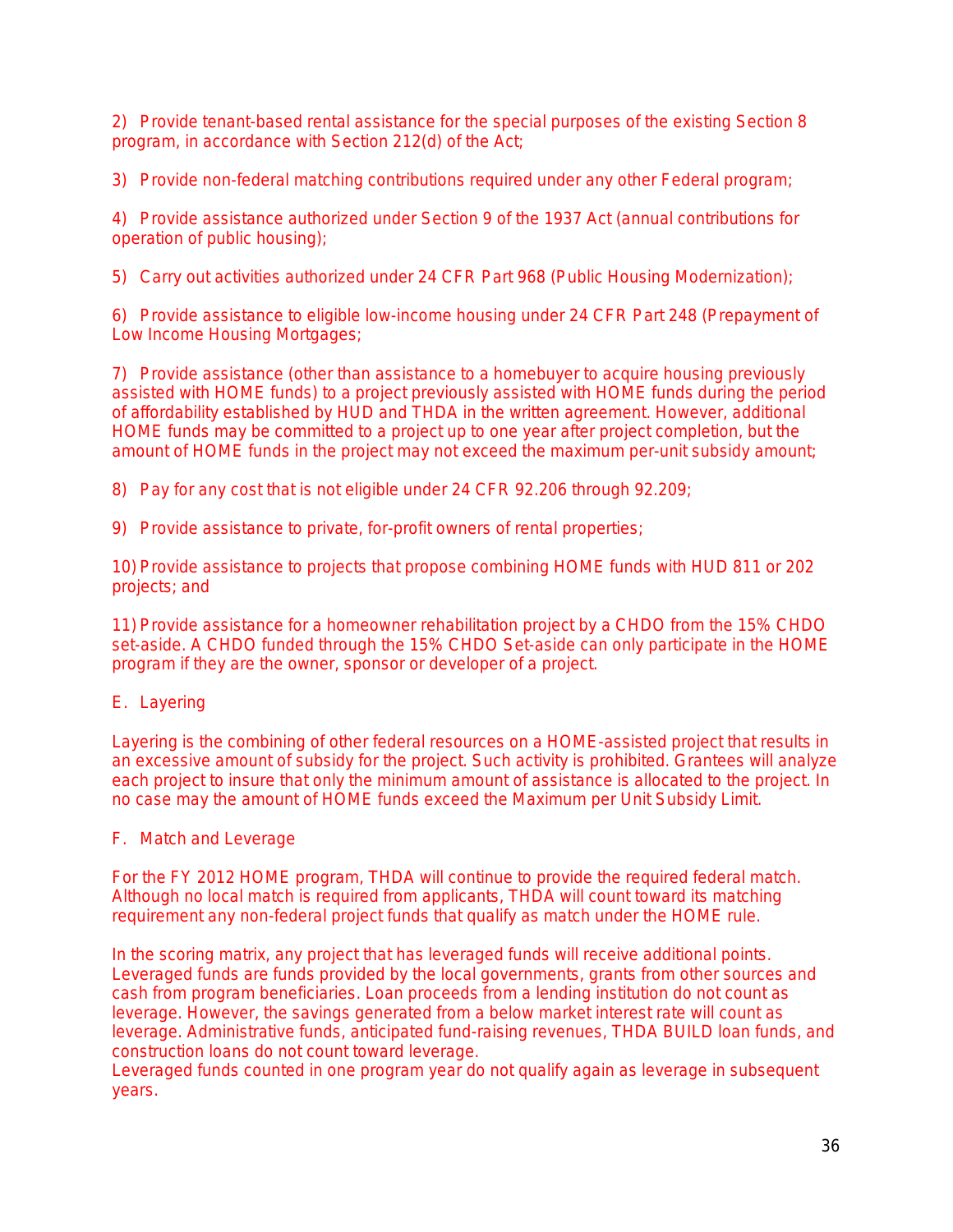2) Provide tenant-based rental assistance for the special purposes of the existing Section 8 program, in accordance with Section 212(d) of the Act;

3) Provide non-federal matching contributions required under any other Federal program;

4) Provide assistance authorized under Section 9 of the 1937 Act (annual contributions for operation of public housing);

5) Carry out activities authorized under 24 CFR Part 968 (Public Housing Modernization);

6) Provide assistance to eligible low-income housing under 24 CFR Part 248 (Prepayment of Low Income Housing Mortgages;

7) Provide assistance (other than assistance to a homebuyer to acquire housing previously assisted with HOME funds) to a project previously assisted with HOME funds during the period of affordability established by HUD and THDA in the written agreement. However, additional HOME funds may be committed to a project up to one year after project completion, but the amount of HOME funds in the project may not exceed the maximum per-unit subsidy amount;

8) Pay for any cost that is not eligible under 24 CFR 92.206 through 92.209;

9) Provide assistance to private, for-profit owners of rental properties;

10) Provide assistance to projects that propose combining HOME funds with HUD 811 or 202 projects; and

11) Provide assistance for a homeowner rehabilitation project by a CHDO from the 15% CHDO set-aside. A CHDO funded through the 15% CHDO Set-aside can only participate in the HOME program if they are the owner, sponsor or developer of a project.

E. Layering

Layering is the combining of other federal resources on a HOME-assisted project that results in an excessive amount of subsidy for the project. Such activity is prohibited. Grantees will analyze each project to insure that only the minimum amount of assistance is allocated to the project. In no case may the amount of HOME funds exceed the Maximum per Unit Subsidy Limit.

F. Match and Leverage

For the FY 2012 HOME program, THDA will continue to provide the required federal match. Although no local match is required from applicants, THDA will count toward its matching requirement any non-federal project funds that qualify as match under the HOME rule.

In the scoring matrix, any project that has leveraged funds will receive additional points. Leveraged funds are funds provided by the local governments, grants from other sources and cash from program beneficiaries. Loan proceeds from a lending institution do not count as leverage. However, the savings generated from a below market interest rate will count as leverage. Administrative funds, anticipated fund-raising revenues, THDA BUILD loan funds, and construction loans do not count toward leverage.
Leveraged funds counted in one program year do not qualify again as leverage in subsequent years.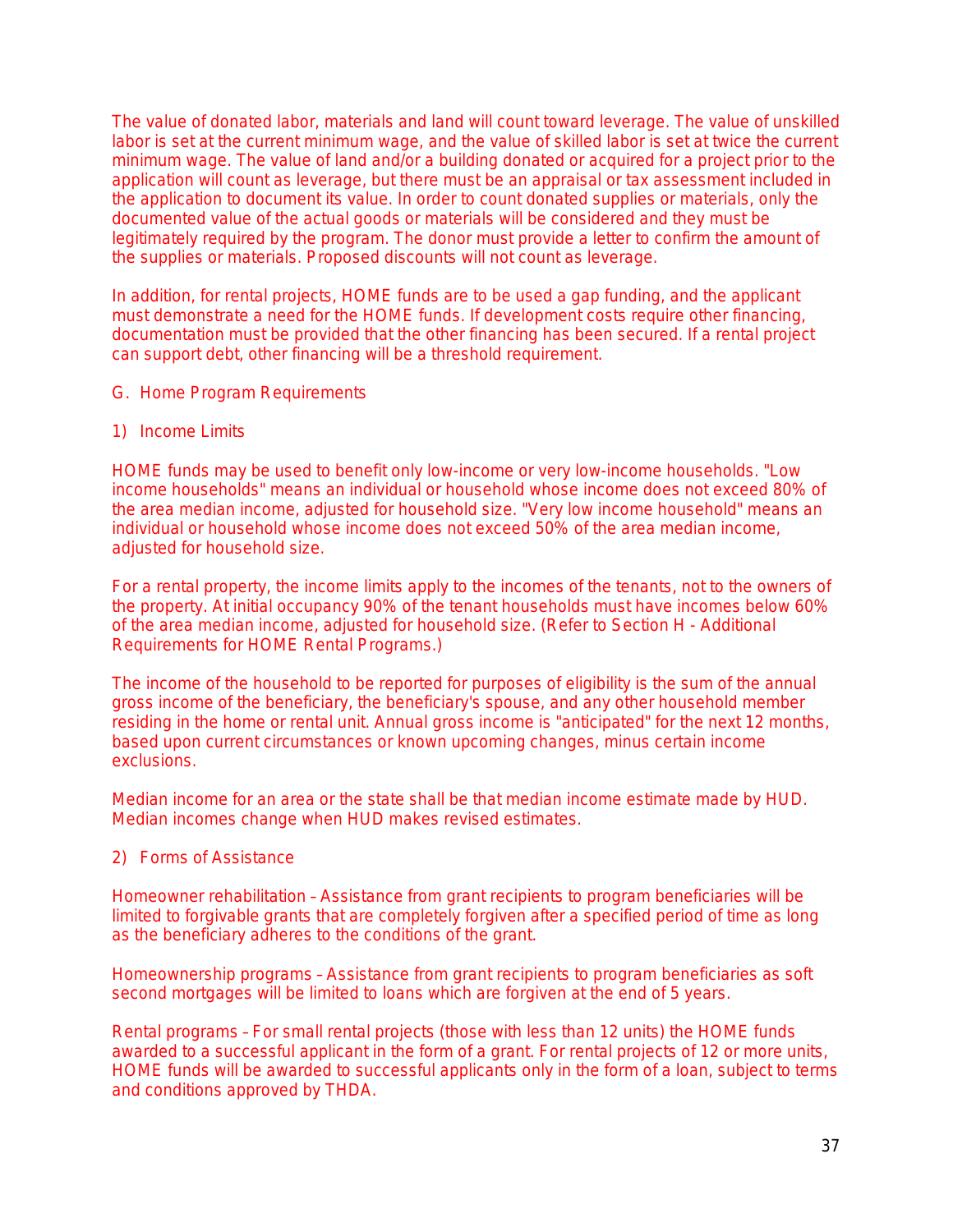The value of donated labor, materials and land will count toward leverage. The value of unskilled labor is set at the current minimum wage, and the value of skilled labor is set at twice the current minimum wage. The value of land and/or a building donated or acquired for a project prior to the application will count as leverage, but there must be an appraisal or tax assessment included in the application to document its value. In order to count donated supplies or materials, only the documented value of the actual goods or materials will be considered and they must be legitimately required by the program. The donor must provide a letter to confirm the amount of the supplies or materials. Proposed discounts will not count as leverage.

In addition, for rental projects, HOME funds are to be used a gap funding, and the applicant must demonstrate a need for the HOME funds. If development costs require other financing, documentation must be provided that the other financing has been secured. If a rental project can support debt, other financing will be a threshold requirement.

## G. Home Program Requirements

### 1) Income Limits

HOME funds may be used to benefit only low-income or very low-income households. "Low income households" means an individual or household whose income does not exceed 80% of the area median income, adjusted for household size. "Very low income household" means an individual or household whose income does not exceed 50% of the area median income, adjusted for household size.

For a rental property, the income limits apply to the incomes of the tenants, not to the owners of the property. At initial occupancy 90% of the tenant households must have incomes below 60% of the area median income, adjusted for household size. (Refer to Section H - Additional Requirements for HOME Rental Programs.)

The income of the household to be reported for purposes of eligibility is the sum of the annual gross income of the beneficiary, the beneficiary's spouse, and any other household member residing in the home or rental unit. Annual gross income is "anticipated" for the next 12 months, based upon current circumstances or known upcoming changes, minus certain income exclusions.

Median income for an area or the state shall be that median income estimate made by HUD. Median incomes change when HUD makes revised estimates.

### 2) Forms of Assistance

Homeowner rehabilitation – Assistance from grant recipients to program beneficiaries will be limited to forgivable grants that are completely forgiven after a specified period of time as long as the beneficiary adheres to the conditions of the grant.

Homeownership programs – Assistance from grant recipients to program beneficiaries as soft second mortgages will be limited to loans which are forgiven at the end of 5 years.

Rental programs – For small rental projects (those with less than 12 units) the HOME funds awarded to a successful applicant in the form of a grant. For rental projects of 12 or more units, HOME funds will be awarded to successful applicants only in the form of a loan, subject to terms and conditions approved by THDA.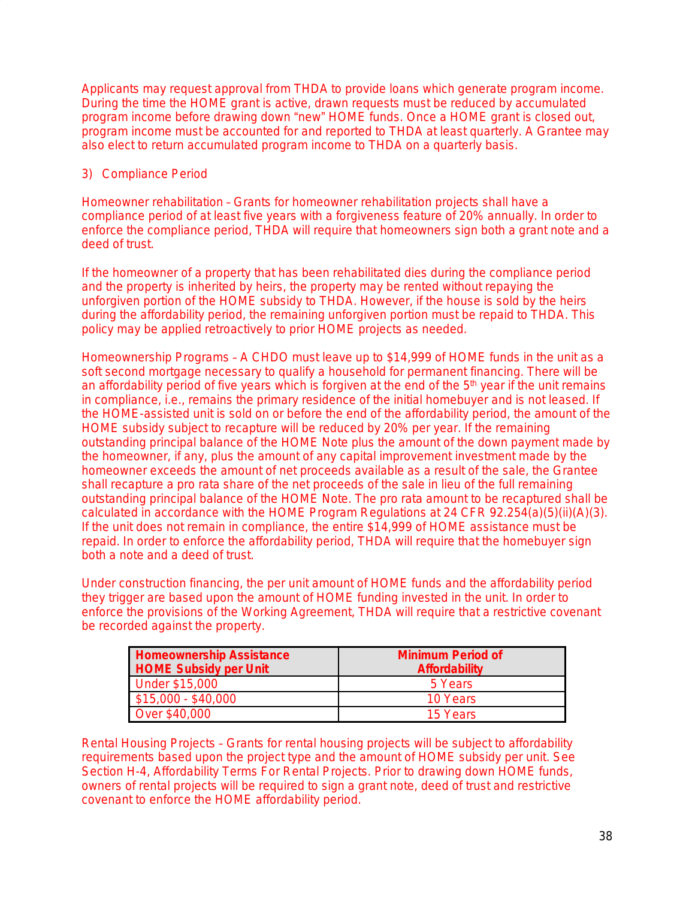Applicants may request approval from THDA to provide loans which generate program income. During the time the HOME grant is active, drawn requests must be reduced by accumulated program income before drawing down "new" HOME funds. Once a HOME grant is closed out, program income must be accounted for and reported to THDA at least quarterly. A Grantee may also elect to return accumulated program income to THDA on a quarterly basis.

3) Compliance Period

Homeowner rehabilitation – Grants for homeowner rehabilitation projects shall have a compliance period of at least five years with a forgiveness feature of 20% annually. In order to enforce the compliance period, THDA will require that homeowners sign both a grant note and a deed of trust.

If the homeowner of a property that has been rehabilitated dies during the compliance period and the property is inherited by heirs, the property may be rented without repaying the unforgiven portion of the HOME subsidy to THDA. However, if the house is sold by the heirs during the affordability period, the remaining unforgiven portion must be repaid to THDA. This policy may be applied retroactively to prior HOME projects as needed.

Homeownership Programs – A CHDO must leave up to $14,999 of HOME funds in the unit as a soft second mortgage necessary to qualify a household for permanent financing. There will be an affordability period of five years which is forgiven at the end of the 5th year if the unit remains in compliance, i.e., remains the primary residence of the initial homebuyer and is not leased. If the HOME-assisted unit is sold on or before the end of the affordability period, the amount of the HOME subsidy subject to recapture will be reduced by 20% per year. If the remaining outstanding principal balance of the HOME Note plus the amount of the down payment made by the homeowner, if any, plus the amount of any capital improvement investment made by the homeowner exceeds the amount of net proceeds available as a result of the sale, the Grantee shall recapture a pro rata share of the net proceeds of the sale in lieu of the full remaining outstanding principal balance of the HOME Note. The pro rata amount to be recaptured shall be calculated in accordance with the HOME Program Regulations at 24 CFR 92.254(a)(5)(ii)(A)(3). If the unit does not remain in compliance, the entire $14,999 of HOME assistance must be repaid. In order to enforce the affordability period, THDA will require that the homebuyer sign both a note and a deed of trust.

Under construction financing, the per unit amount of HOME funds and the affordability period they trigger are based upon the amount of HOME funding invested in the unit. In order to enforce the provisions of the Working Agreement, THDA will require that a restrictive covenant be recorded against the property.

| **Homeownership Assistance HOME Subsidy per Unit** | **Minimum Period of Affordability** |
|---|---|
| Under $15,000 | 5 Years |
| $15,000 - $40,000 | 10 Years |
| Over $40,000 | 15 Years |

Rental Housing Projects – Grants for rental housing projects will be subject to affordability requirements based upon the project type and the amount of HOME subsidy per unit. See Section H-4, Affordability Terms For Rental Projects. Prior to drawing down HOME funds, owners of rental projects will be required to sign a grant note, deed of trust and restrictive covenant to enforce the HOME affordability period.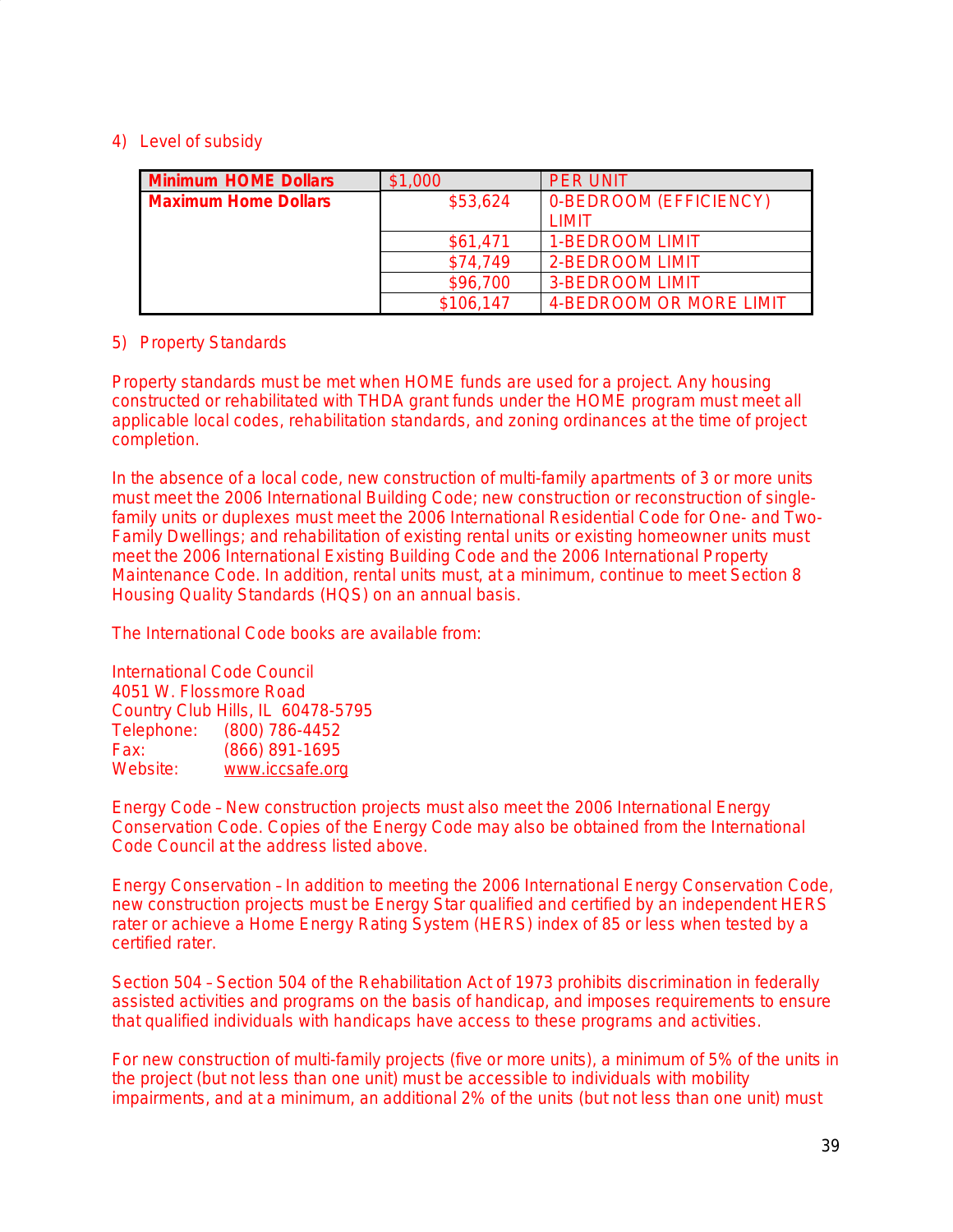4) Level of subsidy

| **Minimum HOME Dollars** | $1,000 | PER UNIT |
|---|---|---|
| **Maximum Home Dollars** | $53,624 | 0-BEDROOM (EFFICIENCY) LIMIT |
| | $61,471 | 1-BEDROOM LIMIT |
| | $74,749 | 2-BEDROOM LIMIT |
| | $96,700 | 3-BEDROOM LIMIT |
| | $106,147 | 4-BEDROOM OR MORE LIMIT |

5) Property Standards

Property standards must be met when HOME funds are used for a project. Any housing constructed or rehabilitated with THDA grant funds under the HOME program must meet all applicable local codes, rehabilitation standards, and zoning ordinances at the time of project completion.

In the absence of a local code, new construction of multi-family apartments of 3 or more units must meet the 2006 International Building Code; new construction or reconstruction of single-family units or duplexes must meet the 2006 International Residential Code for One- and Two-Family Dwellings; and rehabilitation of existing rental units or existing homeowner units must meet the 2006 International Existing Building Code and the 2006 International Property Maintenance Code. In addition, rental units must, at a minimum, continue to meet Section 8 Housing Quality Standards (HQS) on an annual basis.

The International Code books are available from:

International Code Council
4051 W. Flossmore Road
Country Club Hills, IL 60478-5795
Telephone: (800) 786-4452
Fax: (866) 891-1695
Website: www.iccsafe.org

Energy Code – New construction projects must also meet the 2006 International Energy Conservation Code. Copies of the Energy Code may also be obtained from the International Code Council at the address listed above.

Energy Conservation – In addition to meeting the 2006 International Energy Conservation Code, new construction projects must be Energy Star qualified and certified by an independent HERS rater or achieve a Home Energy Rating System (HERS) index of 85 or less when tested by a certified rater.

Section 504 – Section 504 of the Rehabilitation Act of 1973 prohibits discrimination in federally assisted activities and programs on the basis of handicap, and imposes requirements to ensure that qualified individuals with handicaps have access to these programs and activities.

For new construction of multi-family projects (five or more units), a minimum of 5% of the units in the project (but not less than one unit) must be accessible to individuals with mobility impairments, and at a minimum, an additional 2% of the units (but not less than one unit) must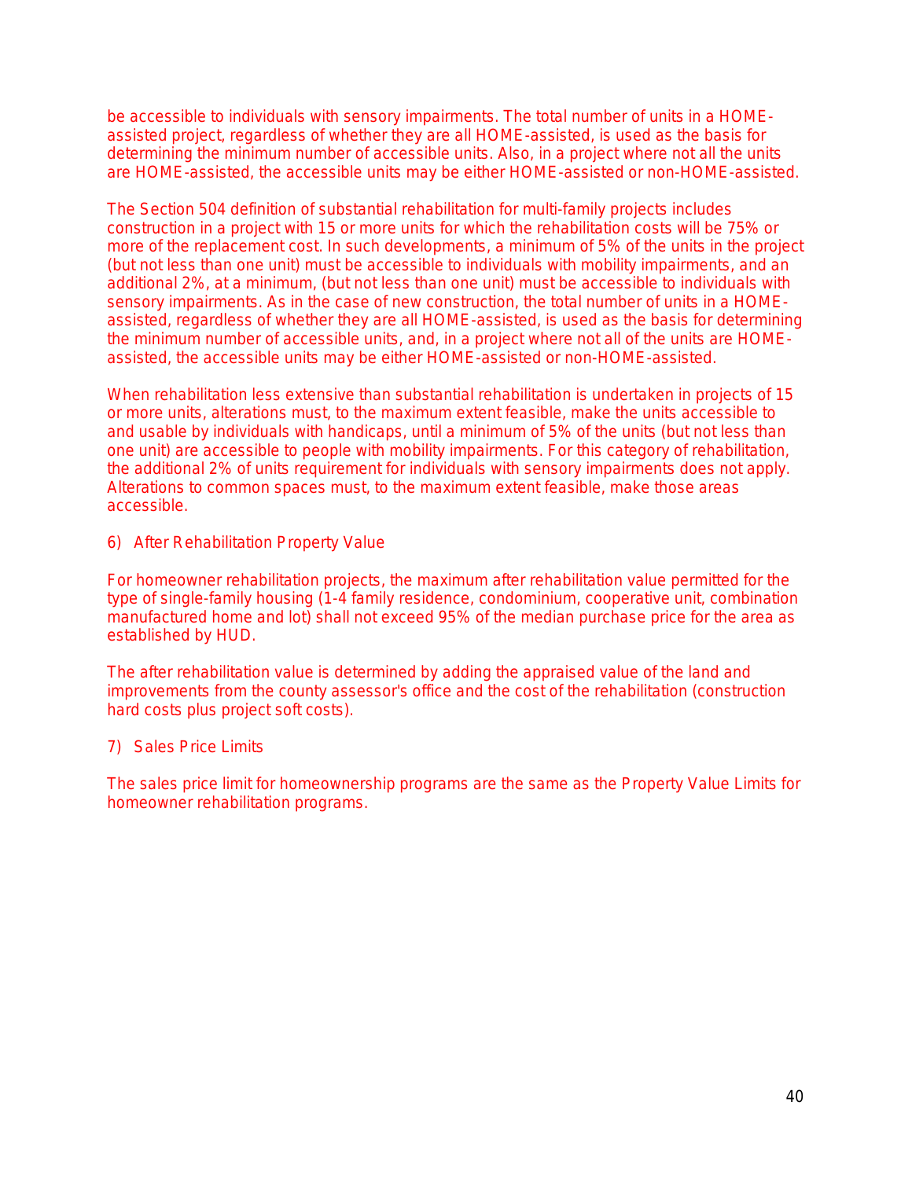be accessible to individuals with sensory impairments. The total number of units in a HOME-assisted project, regardless of whether they are all HOME-assisted, is used as the basis for determining the minimum number of accessible units. Also, in a project where not all the units are HOME-assisted, the accessible units may be either HOME-assisted or non-HOME-assisted.

The Section 504 definition of substantial rehabilitation for multi-family projects includes construction in a project with 15 or more units for which the rehabilitation costs will be 75% or more of the replacement cost. In such developments, a minimum of 5% of the units in the project (but not less than one unit) must be accessible to individuals with mobility impairments, and an additional 2%, at a minimum, (but not less than one unit) must be accessible to individuals with sensory impairments. As in the case of new construction, the total number of units in a HOME-assisted, regardless of whether they are all HOME-assisted, is used as the basis for determining the minimum number of accessible units, and, in a project where not all of the units are HOME-assisted, the accessible units may be either HOME-assisted or non-HOME-assisted.

When rehabilitation less extensive than substantial rehabilitation is undertaken in projects of 15 or more units, alterations must, to the maximum extent feasible, make the units accessible to and usable by individuals with handicaps, until a minimum of 5% of the units (but not less than one unit) are accessible to people with mobility impairments. For this category of rehabilitation, the additional 2% of units requirement for individuals with sensory impairments does not apply. Alterations to common spaces must, to the maximum extent feasible, make those areas accessible.

6) After Rehabilitation Property Value

For homeowner rehabilitation projects, the maximum after rehabilitation value permitted for the type of single-family housing (1-4 family residence, condominium, cooperative unit, combination manufactured home and lot) shall not exceed 95% of the median purchase price for the area as established by HUD.

The after rehabilitation value is determined by adding the appraised value of the land and improvements from the county assessor's office and the cost of the rehabilitation (construction hard costs plus project soft costs).

7) Sales Price Limits

The sales price limit for homeownership programs are the same as the Property Value Limits for homeowner rehabilitation programs.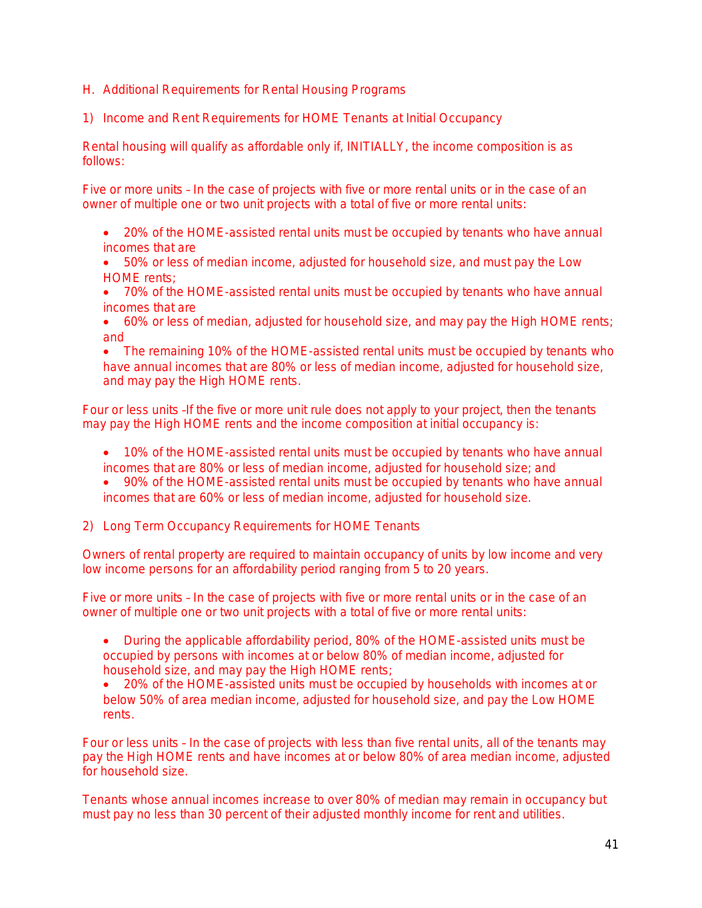## H. Additional Requirements for Rental Housing Programs

### 1) Income and Rent Requirements for HOME Tenants at Initial Occupancy

Rental housing will qualify as affordable only if, INITIALLY, the income composition is as follows:

Five or more units – In the case of projects with five or more rental units or in the case of an owner of multiple one or two unit projects with a total of five or more rental units:

- 20% of the HOME-assisted rental units must be occupied by tenants who have annual incomes that are
- 50% or less of median income, adjusted for household size, and must pay the Low HOME rents;
- 70% of the HOME-assisted rental units must be occupied by tenants who have annual incomes that are
- 60% or less of median, adjusted for household size, and may pay the High HOME rents; and
- The remaining 10% of the HOME-assisted rental units must be occupied by tenants who have annual incomes that are 80% or less of median income, adjusted for household size, and may pay the High HOME rents.

Four or less units –If the five or more unit rule does not apply to your project, then the tenants may pay the High HOME rents and the income composition at initial occupancy is:

- 10% of the HOME-assisted rental units must be occupied by tenants who have annual incomes that are 80% or less of median income, adjusted for household size; and
- 90% of the HOME-assisted rental units must be occupied by tenants who have annual incomes that are 60% or less of median income, adjusted for household size.

### 2) Long Term Occupancy Requirements for HOME Tenants

Owners of rental property are required to maintain occupancy of units by low income and very low income persons for an affordability period ranging from 5 to 20 years.

Five or more units – In the case of projects with five or more rental units or in the case of an owner of multiple one or two unit projects with a total of five or more rental units:

- During the applicable affordability period, 80% of the HOME-assisted units must be occupied by persons with incomes at or below 80% of median income, adjusted for household size, and may pay the High HOME rents;
- 20% of the HOME-assisted units must be occupied by households with incomes at or below 50% of area median income, adjusted for household size, and pay the Low HOME rents.

Four or less units – In the case of projects with less than five rental units, all of the tenants may pay the High HOME rents and have incomes at or below 80% of area median income, adjusted for household size.

Tenants whose annual incomes increase to over 80% of median may remain in occupancy but must pay no less than 30 percent of their adjusted monthly income for rent and utilities.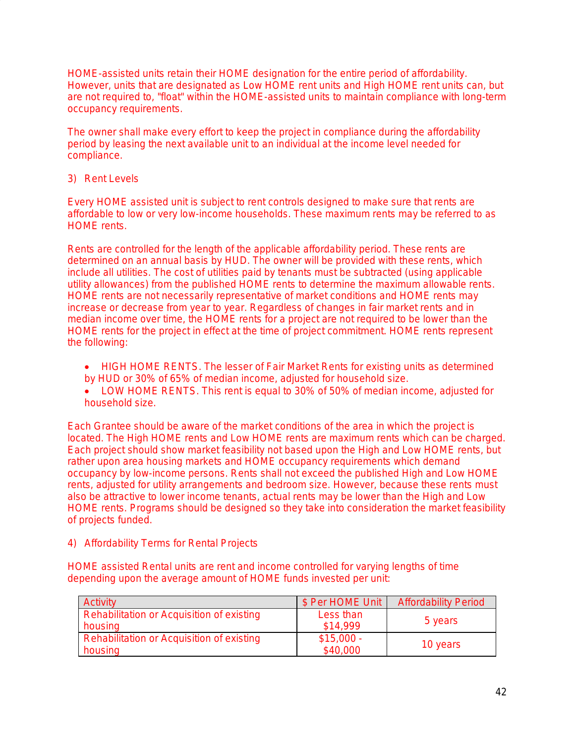HOME-assisted units retain their HOME designation for the entire period of affordability. However, units that are designated as Low HOME rent units and High HOME rent units can, but are not required to, "float" within the HOME-assisted units to maintain compliance with long-term occupancy requirements.

The owner shall make every effort to keep the project in compliance during the affordability period by leasing the next available unit to an individual at the income level needed for compliance.

3) Rent Levels

Every HOME assisted unit is subject to rent controls designed to make sure that rents are affordable to low or very low-income households. These maximum rents may be referred to as HOME rents.

Rents are controlled for the length of the applicable affordability period. These rents are determined on an annual basis by HUD. The owner will be provided with these rents, which include all utilities. The cost of utilities paid by tenants must be subtracted (using applicable utility allowances) from the published HOME rents to determine the maximum allowable rents. HOME rents are not necessarily representative of market conditions and HOME rents may increase or decrease from year to year. Regardless of changes in fair market rents and in median income over time, the HOME rents for a project are not required to be lower than the HOME rents for the project in effect at the time of project commitment. HOME rents represent the following:

- HIGH HOME RENTS. The lesser of Fair Market Rents for existing units as determined by HUD or 30% of 65% of median income, adjusted for household size.
- LOW HOME RENTS. This rent is equal to 30% of 50% of median income, adjusted for household size.

Each Grantee should be aware of the market conditions of the area in which the project is located. The High HOME rents and Low HOME rents are maximum rents which can be charged. Each project should show market feasibility not based upon the High and Low HOME rents, but rather upon area housing markets and HOME occupancy requirements which demand occupancy by low-income persons. Rents shall not exceed the published High and Low HOME rents, adjusted for utility arrangements and bedroom size. However, because these rents must also be attractive to lower income tenants, actual rents may be lower than the High and Low HOME rents. Programs should be designed so they take into consideration the market feasibility of projects funded.

4) Affordability Terms for Rental Projects

HOME assisted Rental units are rent and income controlled for varying lengths of time depending upon the average amount of HOME funds invested per unit:

| Activity | $ Per HOME Unit | Affordability Period |
|---|---|---|
| Rehabilitation or Acquisition of existing housing | Less than $14,999 | 5 years |
| Rehabilitation or Acquisition of existing housing | $15,000 - $40,000 | 10 years |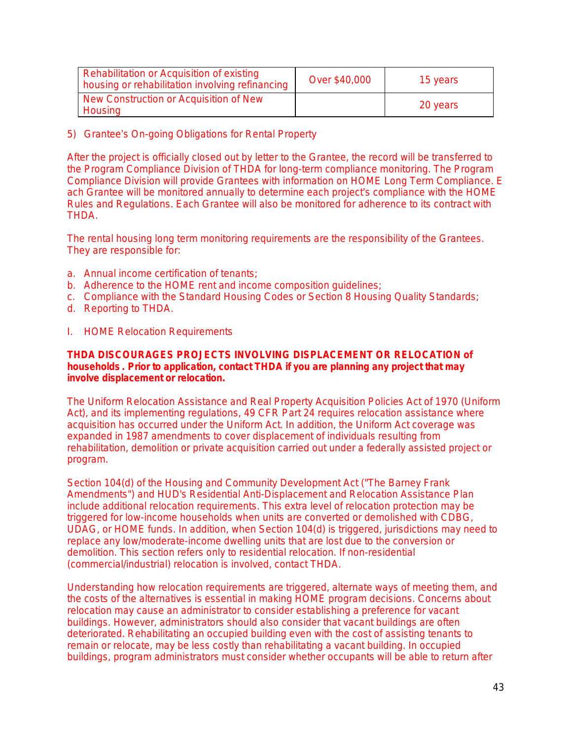| Rehabilitation or Acquisition of existing housing or rehabilitation involving refinancing | Over $40,000 | 15 years |
| --- | --- | --- |
| New Construction or Acquisition of New Housing | | 20 years |

5) Grantee's On-going Obligations for Rental Property

After the project is officially closed out by letter to the Grantee, the record will be transferred to the Program Compliance Division of THDA for long-term compliance monitoring. The Program Compliance Division will provide Grantees with information on HOME Long Term Compliance. Each Grantee will be monitored annually to determine each project's compliance with the HOME Rules and Regulations. Each Grantee will also be monitored for adherence to its contract with THDA.

The rental housing long term monitoring requirements are the responsibility of the Grantees. They are responsible for:

a. Annual income certification of tenants;
b. Adherence to the HOME rent and income composition guidelines;
c. Compliance with the Standard Housing Codes or Section 8 Housing Quality Standards;
d. Reporting to THDA.

I. HOME Relocation Requirements

**THDA DISCOURAGES PROJECTS INVOLVING DISPLACEMENT OR RELOCATION of households . Prior to application, contact THDA if you are planning any project that may involve displacement or relocation.**

The Uniform Relocation Assistance and Real Property Acquisition Policies Act of 1970 (Uniform Act), and its implementing regulations, 49 CFR Part 24 requires relocation assistance where acquisition has occurred under the Uniform Act. In addition, the Uniform Act coverage was expanded in 1987 amendments to cover displacement of individuals resulting from rehabilitation, demolition or private acquisition carried out under a federally assisted project or program.

Section 104(d) of the Housing and Community Development Act ("The Barney Frank Amendments") and HUD's Residential Anti-Displacement and Relocation Assistance Plan include additional relocation requirements. This extra level of relocation protection may be triggered for low-income households when units are converted or demolished with CDBG, UDAG, or HOME funds. In addition, when Section 104(d) is triggered, jurisdictions may need to replace any low/moderate-income dwelling units that are lost due to the conversion or demolition. This section refers only to residential relocation. If non-residential (commercial/industrial) relocation is involved, contact THDA.

Understanding how relocation requirements are triggered, alternate ways of meeting them, and the costs of the alternatives is essential in making HOME program decisions. Concerns about relocation may cause an administrator to consider establishing a preference for vacant buildings. However, administrators should also consider that vacant buildings are often deteriorated. Rehabilitating an occupied building even with the cost of assisting tenants to remain or relocate, may be less costly than rehabilitating a vacant building. In occupied buildings, program administrators must consider whether occupants will be able to return after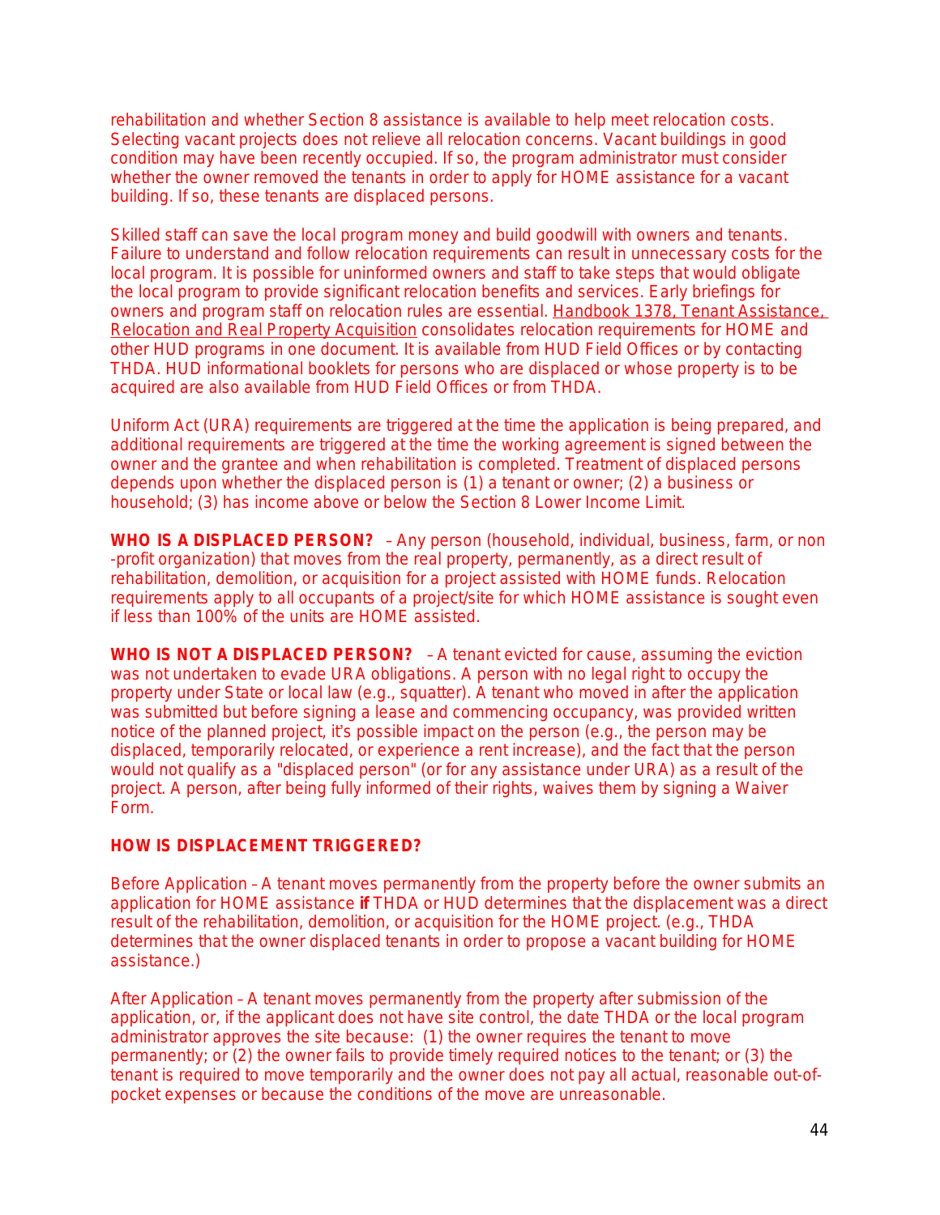rehabilitation and whether Section 8 assistance is available to help meet relocation costs. Selecting vacant projects does not relieve all relocation concerns. Vacant buildings in good condition may have been recently occupied. If so, the program administrator must consider whether the owner removed the tenants in order to apply for HOME assistance for a vacant building. If so, these tenants are displaced persons.

Skilled staff can save the local program money and build goodwill with owners and tenants. Failure to understand and follow relocation requirements can result in unnecessary costs for the local program. It is possible for uninformed owners and staff to take steps that would obligate the local program to provide significant relocation benefits and services. Early briefings for owners and program staff on relocation rules are essential. Handbook 1378, Tenant Assistance, Relocation and Real Property Acquisition consolidates relocation requirements for HOME and other HUD programs in one document. It is available from HUD Field Offices or by contacting THDA. HUD informational booklets for persons who are displaced or whose property is to be acquired are also available from HUD Field Offices or from THDA.

Uniform Act (URA) requirements are triggered at the time the application is being prepared, and additional requirements are triggered at the time the working agreement is signed between the owner and the grantee and when rehabilitation is completed. Treatment of displaced persons depends upon whether the displaced person is (1) a tenant or owner; (2) a business or household; (3) has income above or below the Section 8 Lower Income Limit.

**WHO IS A DISPLACED PERSON?** – Any person (household, individual, business, farm, or non-profit organization) that moves from the real property, permanently, as a direct result of rehabilitation, demolition, or acquisition for a project assisted with HOME funds. Relocation requirements apply to all occupants of a project/site for which HOME assistance is sought even if less than 100% of the units are HOME assisted.

**WHO IS NOT A DISPLACED PERSON?** – A tenant evicted for cause, assuming the eviction was not undertaken to evade URA obligations. A person with no legal right to occupy the property under State or local law (e.g., squatter). A tenant who moved in after the application was submitted but before signing a lease and commencing occupancy, was provided written notice of the planned project, it's possible impact on the person (e.g., the person may be displaced, temporarily relocated, or experience a rent increase), and the fact that the person would not qualify as a "displaced person" (or for any assistance under URA) as a result of the project. A person, after being fully informed of their rights, waives them by signing a Waiver Form.

**HOW IS DISPLACEMENT TRIGGERED?**

Before Application – A tenant moves permanently from the property before the owner submits an application for HOME assistance **if** THDA or HUD determines that the displacement was a direct result of the rehabilitation, demolition, or acquisition for the HOME project. (e.g., THDA determines that the owner displaced tenants in order to propose a vacant building for HOME assistance.)

After Application – A tenant moves permanently from the property after submission of the application, or, if the applicant does not have site control, the date THDA or the local program administrator approves the site because: (1) the owner requires the tenant to move permanently; or (2) the owner fails to provide timely required notices to the tenant; or (3) the tenant is required to move temporarily and the owner does not pay all actual, reasonable out-of-pocket expenses or because the conditions of the move are unreasonable.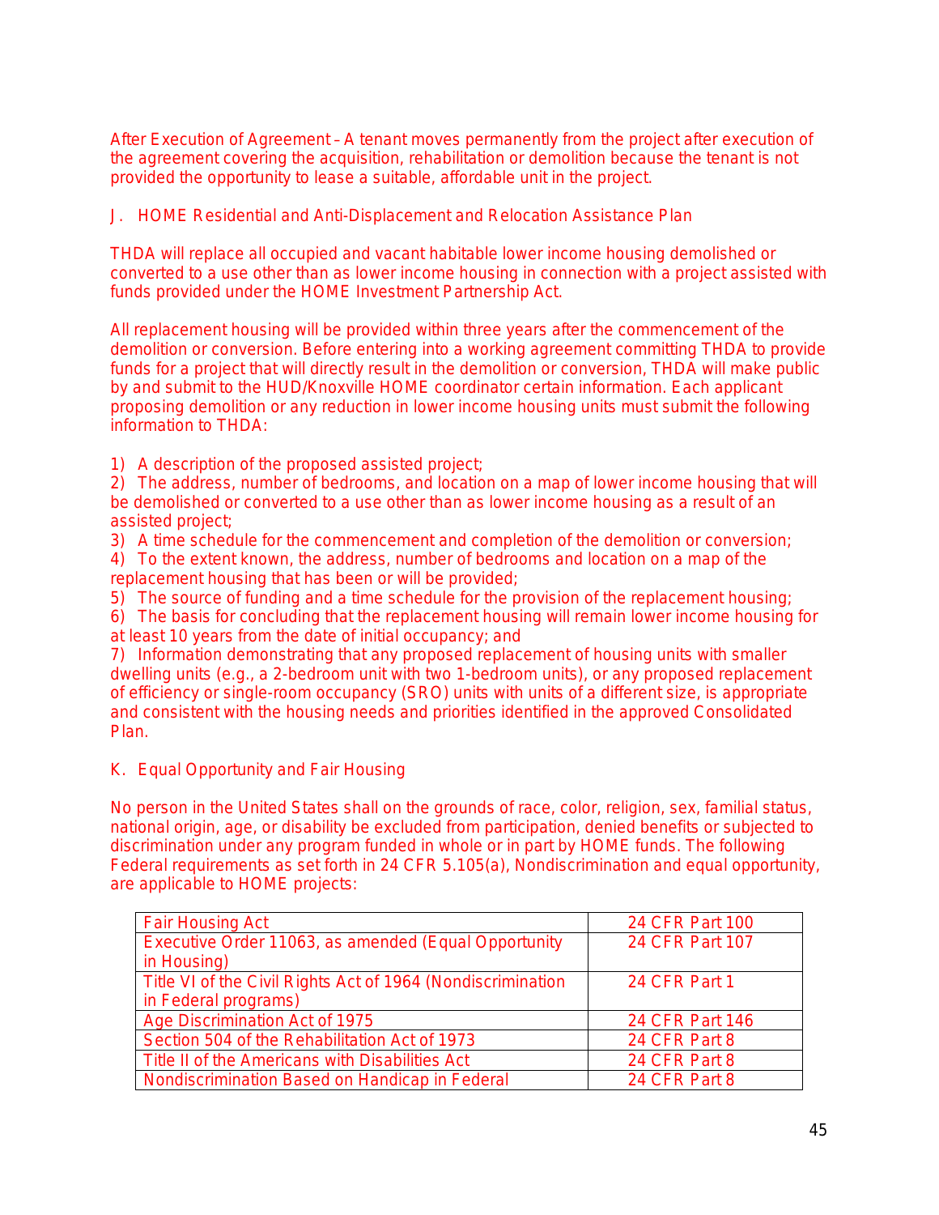After Execution of Agreement – A tenant moves permanently from the project after execution of the agreement covering the acquisition, rehabilitation or demolition because the tenant is not provided the opportunity to lease a suitable, affordable unit in the project.

## J. HOME Residential and Anti-Displacement and Relocation Assistance Plan

THDA will replace all occupied and vacant habitable lower income housing demolished or converted to a use other than as lower income housing in connection with a project assisted with funds provided under the HOME Investment Partnership Act.

All replacement housing will be provided within three years after the commencement of the demolition or conversion. Before entering into a working agreement committing THDA to provide funds for a project that will directly result in the demolition or conversion, THDA will make public by and submit to the HUD/Knoxville HOME coordinator certain information. Each applicant proposing demolition or any reduction in lower income housing units must submit the following information to THDA:

1) A description of the proposed assisted project;
2) The address, number of bedrooms, and location on a map of lower income housing that will be demolished or converted to a use other than as lower income housing as a result of an assisted project;
3) A time schedule for the commencement and completion of the demolition or conversion;
4) To the extent known, the address, number of bedrooms and location on a map of the replacement housing that has been or will be provided;
5) The source of funding and a time schedule for the provision of the replacement housing;
6) The basis for concluding that the replacement housing will remain lower income housing for at least 10 years from the date of initial occupancy; and
7) Information demonstrating that any proposed replacement of housing units with smaller dwelling units (e.g., a 2-bedroom unit with two 1-bedroom units), or any proposed replacement of efficiency or single-room occupancy (SRO) units with units of a different size, is appropriate and consistent with the housing needs and priorities identified in the approved Consolidated Plan.

## K. Equal Opportunity and Fair Housing

No person in the United States shall on the grounds of race, color, religion, sex, familial status, national origin, age, or disability be excluded from participation, denied benefits or subjected to discrimination under any program funded in whole or in part by HOME funds. The following Federal requirements as set forth in 24 CFR 5.105(a), Nondiscrimination and equal opportunity, are applicable to HOME projects:

| | |
|---|---|
| Fair Housing Act | 24 CFR Part 100 |
| Executive Order 11063, as amended (Equal Opportunity in Housing) | 24 CFR Part 107 |
| Title VI of the Civil Rights Act of 1964 (Nondiscrimination in Federal programs) | 24 CFR Part 1 |
| Age Discrimination Act of 1975 | 24 CFR Part 146 |
| Section 504 of the Rehabilitation Act of 1973 | 24 CFR Part 8 |
| Title II of the Americans with Disabilities Act | 24 CFR Part 8 |
| Nondiscrimination Based on Handicap in Federal | 24 CFR Part 8 |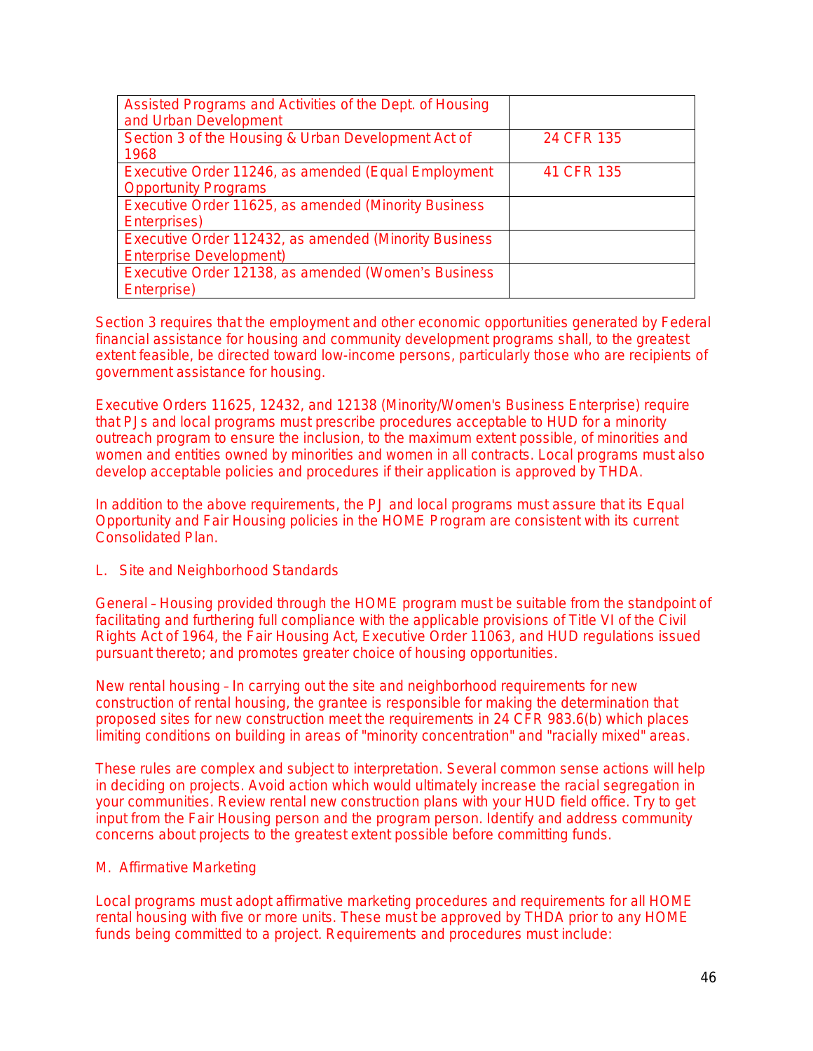| Assisted Programs and Activities of the Dept. of Housing and Urban Development | |
|---|---|
| Section 3 of the Housing & Urban Development Act of 1968 | 24 CFR 135 |
| Executive Order 11246, as amended (Equal Employment Opportunity Programs | 41 CFR 135 |
| Executive Order 11625, as amended (Minority Business Enterprises) | |
| Executive Order 112432, as amended (Minority Business Enterprise Development) | |
| Executive Order 12138, as amended (Women's Business Enterprise) | |

Section 3 requires that the employment and other economic opportunities generated by Federal financial assistance for housing and community development programs shall, to the greatest extent feasible, be directed toward low-income persons, particularly those who are recipients of government assistance for housing.

Executive Orders 11625, 12432, and 12138 (Minority/Women's Business Enterprise) require that PJs and local programs must prescribe procedures acceptable to HUD for a minority outreach program to ensure the inclusion, to the maximum extent possible, of minorities and women and entities owned by minorities and women in all contracts. Local programs must also develop acceptable policies and procedures if their application is approved by THDA.

In addition to the above requirements, the PJ and local programs must assure that its Equal Opportunity and Fair Housing policies in the HOME Program are consistent with its current Consolidated Plan.

L. Site and Neighborhood Standards

General – Housing provided through the HOME program must be suitable from the standpoint of facilitating and furthering full compliance with the applicable provisions of Title VI of the Civil Rights Act of 1964, the Fair Housing Act, Executive Order 11063, and HUD regulations issued pursuant thereto; and promotes greater choice of housing opportunities.

New rental housing – In carrying out the site and neighborhood requirements for new construction of rental housing, the grantee is responsible for making the determination that proposed sites for new construction meet the requirements in 24 CFR 983.6(b) which places limiting conditions on building in areas of "minority concentration" and "racially mixed" areas.

These rules are complex and subject to interpretation. Several common sense actions will help in deciding on projects. Avoid action which would ultimately increase the racial segregation in your communities. Review rental new construction plans with your HUD field office. Try to get input from the Fair Housing person and the program person. Identify and address community concerns about projects to the greatest extent possible before committing funds.

M. Affirmative Marketing

Local programs must adopt affirmative marketing procedures and requirements for all HOME rental housing with five or more units. These must be approved by THDA prior to any HOME funds being committed to a project. Requirements and procedures must include: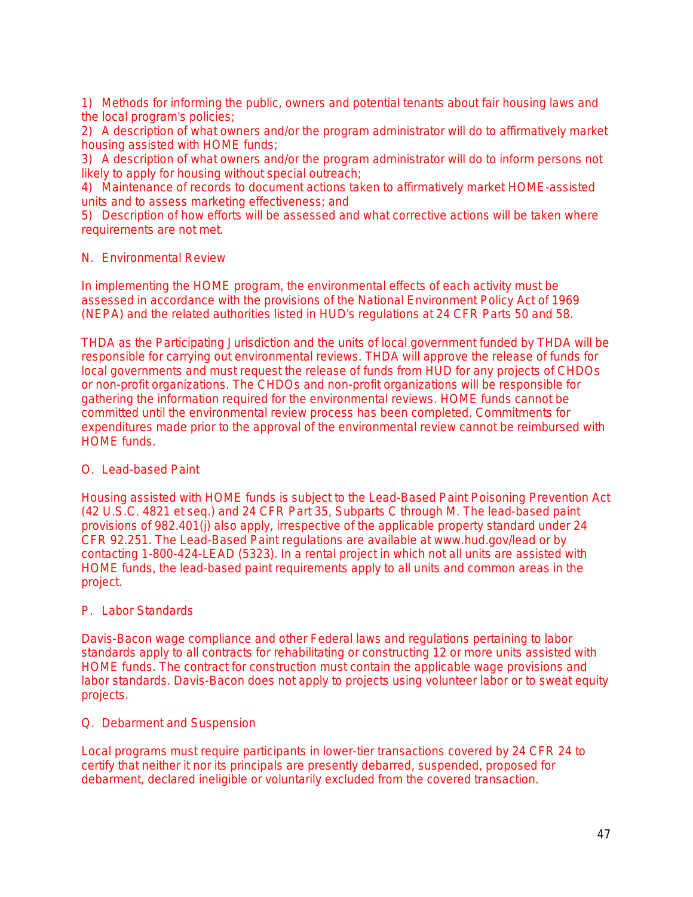1) Methods for informing the public, owners and potential tenants about fair housing laws and the local program's policies;
2) A description of what owners and/or the program administrator will do to affirmatively market housing assisted with HOME funds;
3) A description of what owners and/or the program administrator will do to inform persons not likely to apply for housing without special outreach;
4) Maintenance of records to document actions taken to affirmatively market HOME-assisted units and to assess marketing effectiveness; and
5) Description of how efforts will be assessed and what corrective actions will be taken where requirements are not met.

### N. Environmental Review

In implementing the HOME program, the environmental effects of each activity must be assessed in accordance with the provisions of the National Environment Policy Act of 1969 (NEPA) and the related authorities listed in HUD's regulations at 24 CFR Parts 50 and 58.

THDA as the Participating Jurisdiction and the units of local government funded by THDA will be responsible for carrying out environmental reviews. THDA will approve the release of funds for local governments and must request the release of funds from HUD for any projects of CHDOs or non-profit organizations. The CHDOs and non-profit organizations will be responsible for gathering the information required for the environmental reviews. HOME funds cannot be committed until the environmental review process has been completed. Commitments for expenditures made prior to the approval of the environmental review cannot be reimbursed with HOME funds.

### O. Lead-based Paint

Housing assisted with HOME funds is subject to the Lead-Based Paint Poisoning Prevention Act (42 U.S.C. 4821 et seq.) and 24 CFR Part 35, Subparts C through M. The lead-based paint provisions of 982.401(j) also apply, irrespective of the applicable property standard under 24 CFR 92.251. The Lead-Based Paint regulations are available at www.hud.gov/lead or by contacting 1-800-424-LEAD (5323). In a rental project in which not all units are assisted with HOME funds, the lead-based paint requirements apply to all units and common areas in the project.

### P. Labor Standards

Davis-Bacon wage compliance and other Federal laws and regulations pertaining to labor standards apply to all contracts for rehabilitating or constructing 12 or more units assisted with HOME funds. The contract for construction must contain the applicable wage provisions and labor standards. Davis-Bacon does not apply to projects using volunteer labor or to sweat equity projects.

### Q. Debarment and Suspension

Local programs must require participants in lower-tier transactions covered by 24 CFR 24 to certify that neither it nor its principals are presently debarred, suspended, proposed for debarment, declared ineligible or voluntarily excluded from the covered transaction.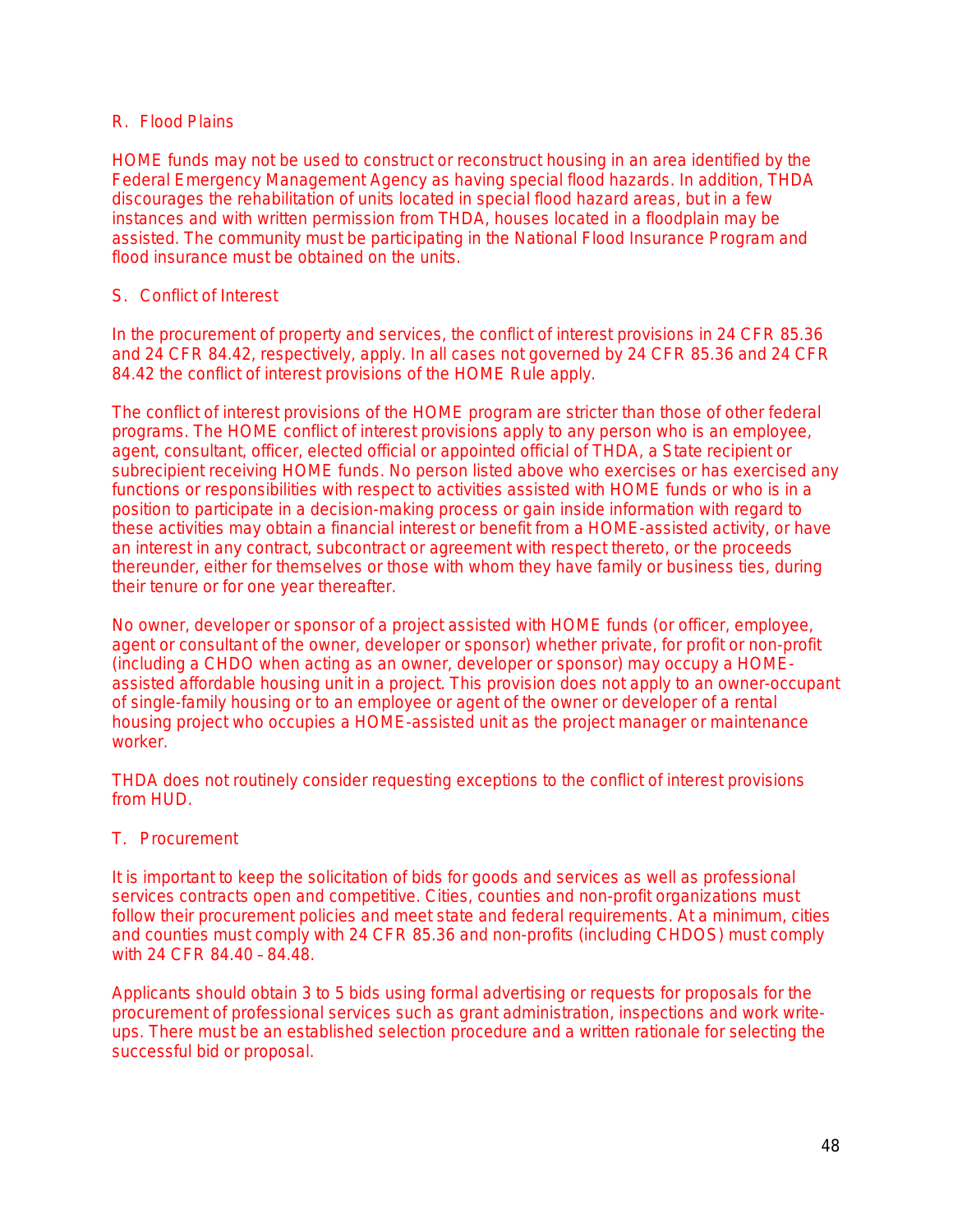### R. Flood Plains

HOME funds may not be used to construct or reconstruct housing in an area identified by the Federal Emergency Management Agency as having special flood hazards. In addition, THDA discourages the rehabilitation of units located in special flood hazard areas, but in a few instances and with written permission from THDA, houses located in a floodplain may be assisted. The community must be participating in the National Flood Insurance Program and flood insurance must be obtained on the units.

### S. Conflict of Interest

In the procurement of property and services, the conflict of interest provisions in 24 CFR 85.36 and 24 CFR 84.42, respectively, apply. In all cases not governed by 24 CFR 85.36 and 24 CFR 84.42 the conflict of interest provisions of the HOME Rule apply.

The conflict of interest provisions of the HOME program are stricter than those of other federal programs. The HOME conflict of interest provisions apply to any person who is an employee, agent, consultant, officer, elected official or appointed official of THDA, a State recipient or subrecipient receiving HOME funds. No person listed above who exercises or has exercised any functions or responsibilities with respect to activities assisted with HOME funds or who is in a position to participate in a decision-making process or gain inside information with regard to these activities may obtain a financial interest or benefit from a HOME-assisted activity, or have an interest in any contract, subcontract or agreement with respect thereto, or the proceeds thereunder, either for themselves or those with whom they have family or business ties, during their tenure or for one year thereafter.

No owner, developer or sponsor of a project assisted with HOME funds (or officer, employee, agent or consultant of the owner, developer or sponsor) whether private, for profit or non-profit (including a CHDO when acting as an owner, developer or sponsor) may occupy a HOME-assisted affordable housing unit in a project. This provision does not apply to an owner-occupant of single-family housing or to an employee or agent of the owner or developer of a rental housing project who occupies a HOME-assisted unit as the project manager or maintenance worker.

THDA does not routinely consider requesting exceptions to the conflict of interest provisions from HUD.

### T. Procurement

It is important to keep the solicitation of bids for goods and services as well as professional services contracts open and competitive. Cities, counties and non-profit organizations must follow their procurement policies and meet state and federal requirements. At a minimum, cities and counties must comply with 24 CFR 85.36 and non-profits (including CHDOS) must comply with 24 CFR 84.40 – 84.48.

Applicants should obtain 3 to 5 bids using formal advertising or requests for proposals for the procurement of professional services such as grant administration, inspections and work write-ups. There must be an established selection procedure and a written rationale for selecting the successful bid or proposal.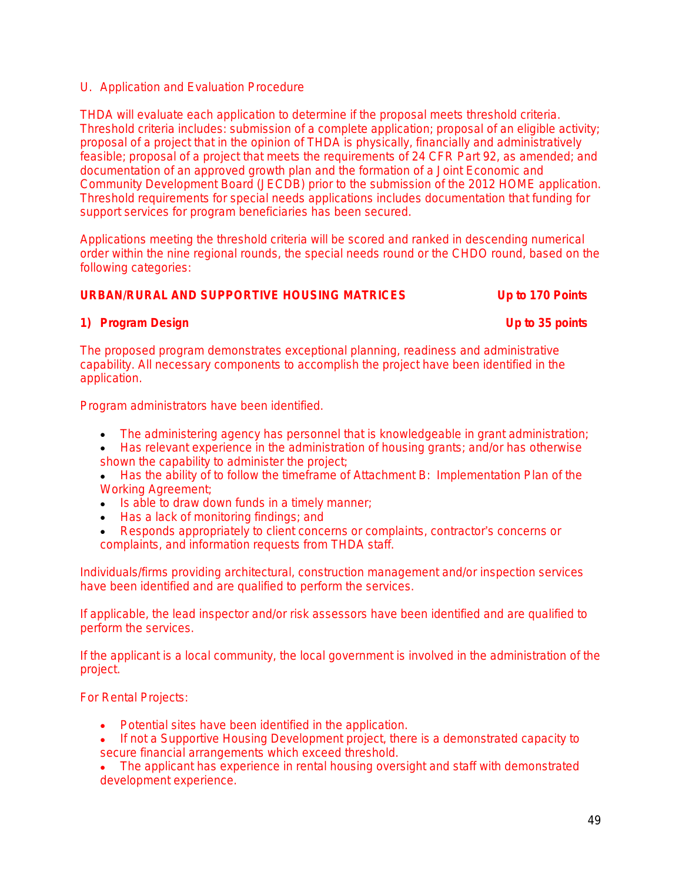U. Application and Evaluation Procedure

THDA will evaluate each application to determine if the proposal meets threshold criteria. Threshold criteria includes: submission of a complete application; proposal of an eligible activity; proposal of a project that in the opinion of THDA is physically, financially and administratively feasible; proposal of a project that meets the requirements of 24 CFR Part 92, as amended; and documentation of an approved growth plan and the formation of a Joint Economic and Community Development Board (JECDB) prior to the submission of the 2012 HOME application. Threshold requirements for special needs applications includes documentation that funding for support services for program beneficiaries has been secured.

Applications meeting the threshold criteria will be scored and ranked in descending numerical order within the nine regional rounds, the special needs round or the CHDO round, based on the following categories:

**URBAN/RURAL AND SUPPORTIVE HOUSING MATRICES — Up to 170 Points**

**1) Program Design — Up to 35 points**

The proposed program demonstrates exceptional planning, readiness and administrative capability. All necessary components to accomplish the project have been identified in the application.

Program administrators have been identified.

- The administering agency has personnel that is knowledgeable in grant administration;
- Has relevant experience in the administration of housing grants; and/or has otherwise shown the capability to administer the project;
- Has the ability of to follow the timeframe of Attachment B: Implementation Plan of the Working Agreement;
- Is able to draw down funds in a timely manner;
- Has a lack of monitoring findings; and
- Responds appropriately to client concerns or complaints, contractor's concerns or complaints, and information requests from THDA staff.

Individuals/firms providing architectural, construction management and/or inspection services have been identified and are qualified to perform the services.

If applicable, the lead inspector and/or risk assessors have been identified and are qualified to perform the services.

If the applicant is a local community, the local government is involved in the administration of the project.

For Rental Projects:

- Potential sites have been identified in the application.
- If not a Supportive Housing Development project, there is a demonstrated capacity to secure financial arrangements which exceed threshold.
- The applicant has experience in rental housing oversight and staff with demonstrated development experience.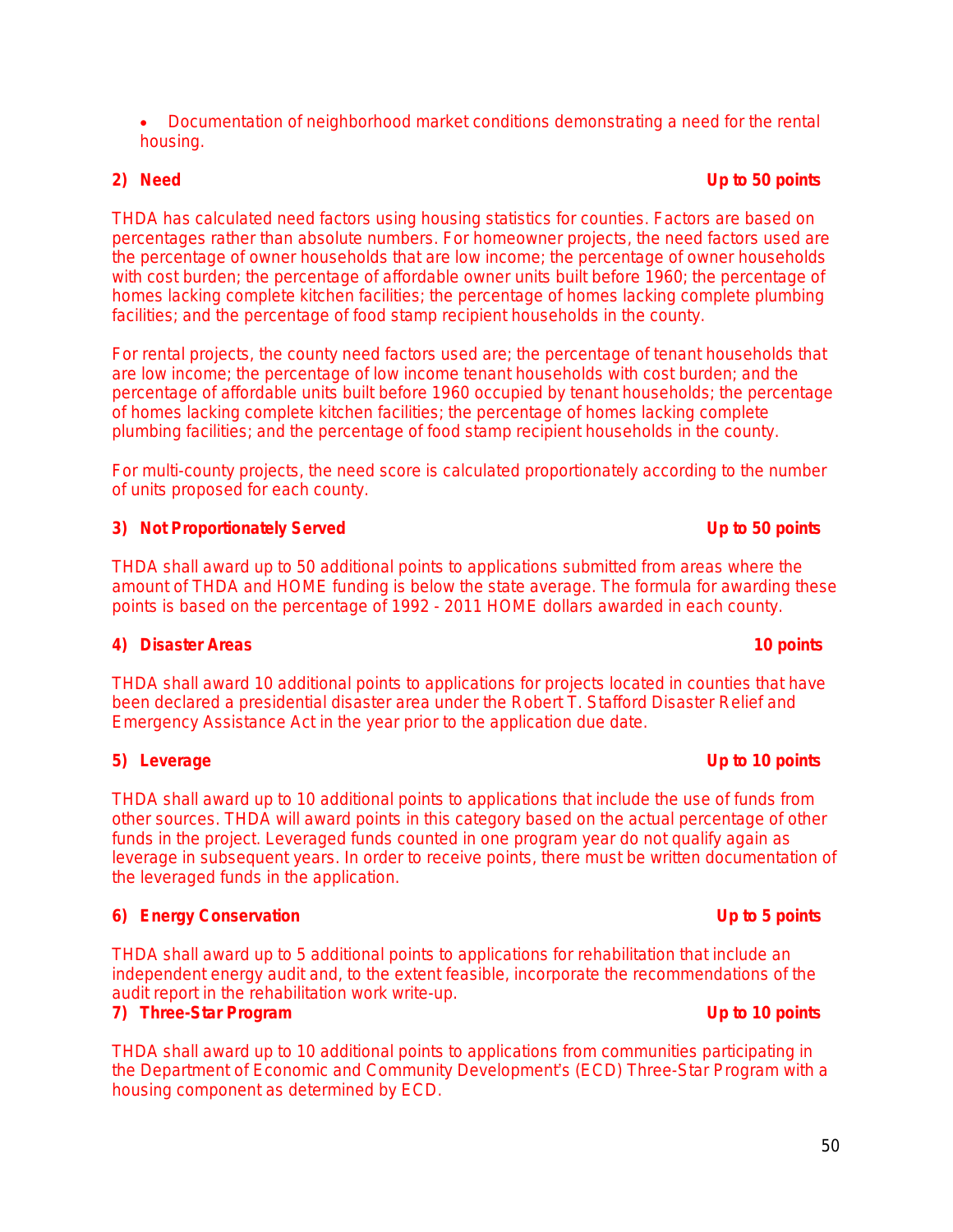- Documentation of neighborhood market conditions demonstrating a need for the rental housing.

**2) Need** **Up to 50 points**

THDA has calculated need factors using housing statistics for counties. Factors are based on percentages rather than absolute numbers. For homeowner projects, the need factors used are the percentage of owner households that are low income; the percentage of owner households with cost burden; the percentage of affordable owner units built before 1960; the percentage of homes lacking complete kitchen facilities; the percentage of homes lacking complete plumbing facilities; and the percentage of food stamp recipient households in the county.

For rental projects, the county need factors used are; the percentage of tenant households that are low income; the percentage of low income tenant households with cost burden; and the percentage of affordable units built before 1960 occupied by tenant households; the percentage of homes lacking complete kitchen facilities; the percentage of homes lacking complete plumbing facilities; and the percentage of food stamp recipient households in the county.

For multi-county projects, the need score is calculated proportionately according to the number of units proposed for each county.

**3) Not Proportionately Served** **Up to 50 points**

THDA shall award up to 50 additional points to applications submitted from areas where the amount of THDA and HOME funding is below the state average. The formula for awarding these points is based on the percentage of 1992 - 2011 HOME dollars awarded in each county.

**4) Disaster Areas** **10 points**

THDA shall award 10 additional points to applications for projects located in counties that have been declared a presidential disaster area under the Robert T. Stafford Disaster Relief and Emergency Assistance Act in the year prior to the application due date.

**5) Leverage** **Up to 10 points**

THDA shall award up to 10 additional points to applications that include the use of funds from other sources. THDA will award points in this category based on the actual percentage of other funds in the project. Leveraged funds counted in one program year do not qualify again as leverage in subsequent years. In order to receive points, there must be written documentation of the leveraged funds in the application.

**6) Energy Conservation** **Up to 5 points**

THDA shall award up to 5 additional points to applications for rehabilitation that include an independent energy audit and, to the extent feasible, incorporate the recommendations of the audit report in the rehabilitation work write-up.

**7) Three-Star Program** **Up to 10 points**

THDA shall award up to 10 additional points to applications from communities participating in the Department of Economic and Community Development's (ECD) Three-Star Program with a housing component as determined by ECD.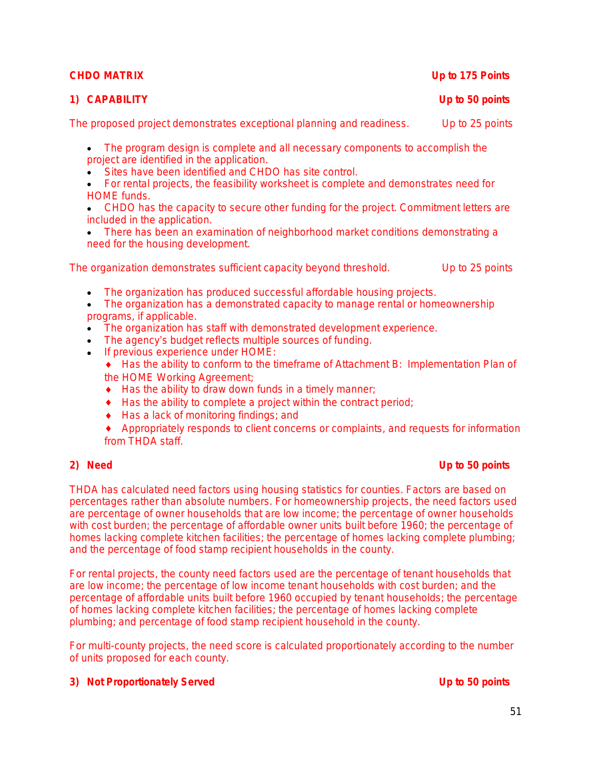**CHDO MATRIX** **Up to 175 Points**

**1) CAPABILITY** **Up to 50 points**

The proposed project demonstrates exceptional planning and readiness. Up to 25 points

- The program design is complete and all necessary components to accomplish the project are identified in the application.
- Sites have been identified and CHDO has site control.
- For rental projects, the feasibility worksheet is complete and demonstrates need for HOME funds.
- CHDO has the capacity to secure other funding for the project. Commitment letters are included in the application.
- There has been an examination of neighborhood market conditions demonstrating a need for the housing development.

The organization demonstrates sufficient capacity beyond threshold. Up to 25 points

- The organization has produced successful affordable housing projects.
- The organization has a demonstrated capacity to manage rental or homeownership programs, if applicable.
- The organization has staff with demonstrated development experience.
- The agency's budget reflects multiple sources of funding.
- If previous experience under HOME:
  - Has the ability to conform to the timeframe of Attachment B: Implementation Plan of the HOME Working Agreement;
  - Has the ability to draw down funds in a timely manner;
  - Has the ability to complete a project within the contract period;
  - Has a lack of monitoring findings; and
  - Appropriately responds to client concerns or complaints, and requests for information from THDA staff.

**2) Need** **Up to 50 points**

THDA has calculated need factors using housing statistics for counties. Factors are based on percentages rather than absolute numbers. For homeownership projects, the need factors used are percentage of owner households that are low income; the percentage of owner households with cost burden; the percentage of affordable owner units built before 1960; the percentage of homes lacking complete kitchen facilities; the percentage of homes lacking complete plumbing; and the percentage of food stamp recipient households in the county.

For rental projects, the county need factors used are the percentage of tenant households that are low income; the percentage of low income tenant households with cost burden; and the percentage of affordable units built before 1960 occupied by tenant households; the percentage of homes lacking complete kitchen facilities; the percentage of homes lacking complete plumbing; and percentage of food stamp recipient household in the county.

For multi-county projects, the need score is calculated proportionately according to the number of units proposed for each county.

**3) Not Proportionately Served** **Up to 50 points**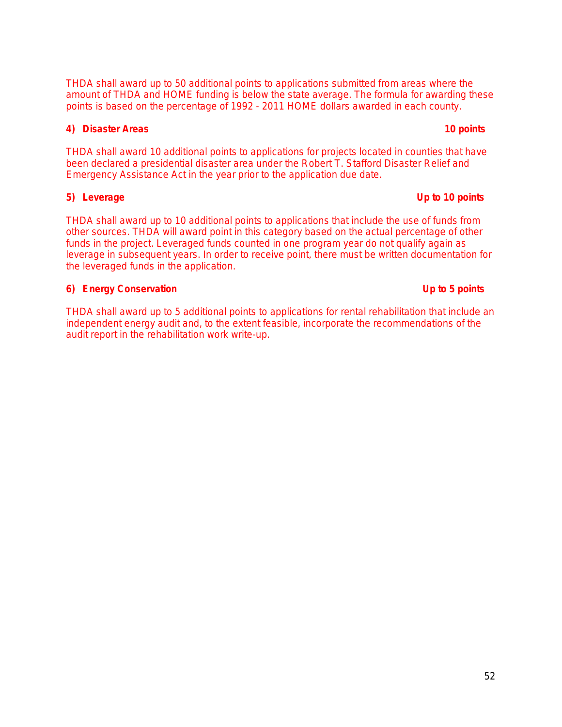THDA shall award up to 50 additional points to applications submitted from areas where the amount of THDA and HOME funding is below the state average. The formula for awarding these points is based on the percentage of 1992 - 2011 HOME dollars awarded in each county.

**4) Disaster Areas** **10 points**

THDA shall award 10 additional points to applications for projects located in counties that have been declared a presidential disaster area under the Robert T. Stafford Disaster Relief and Emergency Assistance Act in the year prior to the application due date.

**5) Leverage** **Up to 10 points**

THDA shall award up to 10 additional points to applications that include the use of funds from other sources. THDA will award point in this category based on the actual percentage of other funds in the project. Leveraged funds counted in one program year do not qualify again as leverage in subsequent years. In order to receive point, there must be written documentation for the leveraged funds in the application.

**6) Energy Conservation** **Up to 5 points**

THDA shall award up to 5 additional points to applications for rental rehabilitation that include an independent energy audit and, to the extent feasible, incorporate the recommendations of the audit report in the rehabilitation work write-up.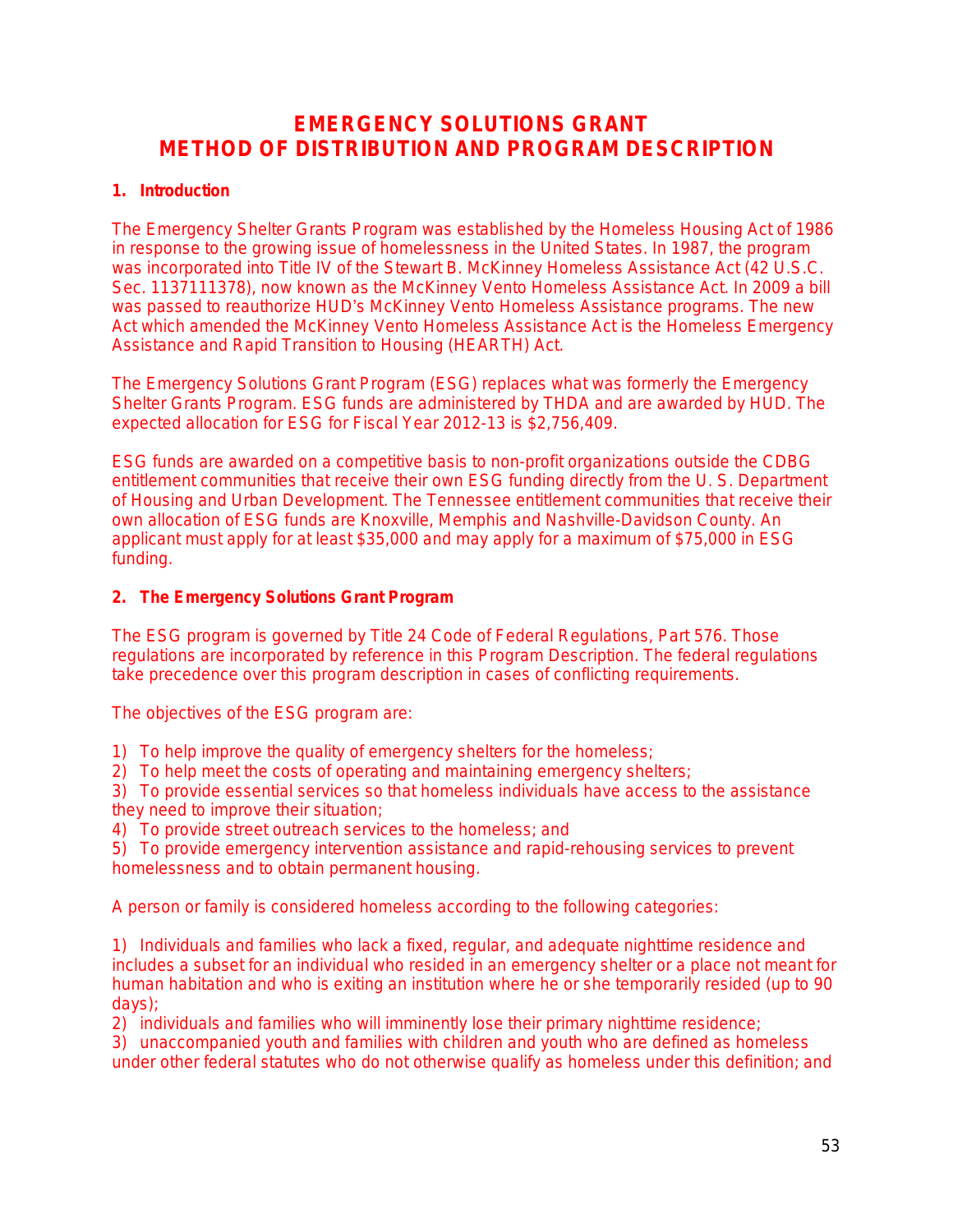# EMERGENCY SOLUTIONS GRANT
# METHOD OF DISTRIBUTION AND PROGRAM DESCRIPTION

## 1. Introduction

The Emergency Shelter Grants Program was established by the Homeless Housing Act of 1986 in response to the growing issue of homelessness in the United States. In 1987, the program was incorporated into Title IV of the Stewart B. McKinney Homeless Assistance Act (42 U.S.C. Sec. 1137111378), now known as the McKinney Vento Homeless Assistance Act. In 2009 a bill was passed to reauthorize HUD's McKinney Vento Homeless Assistance programs. The new Act which amended the McKinney Vento Homeless Assistance Act is the Homeless Emergency Assistance and Rapid Transition to Housing (HEARTH) Act.

The Emergency Solutions Grant Program (ESG) replaces what was formerly the Emergency Shelter Grants Program. ESG funds are administered by THDA and are awarded by HUD. The expected allocation for ESG for Fiscal Year 2012-13 is $2,756,409.

ESG funds are awarded on a competitive basis to non-profit organizations outside the CDBG entitlement communities that receive their own ESG funding directly from the U. S. Department of Housing and Urban Development. The Tennessee entitlement communities that receive their own allocation of ESG funds are Knoxville, Memphis and Nashville-Davidson County. An applicant must apply for at least $35,000 and may apply for a maximum of $75,000 in ESG funding.

## 2. The Emergency Solutions Grant Program

The ESG program is governed by Title 24 Code of Federal Regulations, Part 576. Those regulations are incorporated by reference in this Program Description. The federal regulations take precedence over this program description in cases of conflicting requirements.

The objectives of the ESG program are:

1) To help improve the quality of emergency shelters for the homeless;
2) To help meet the costs of operating and maintaining emergency shelters;
3) To provide essential services so that homeless individuals have access to the assistance they need to improve their situation;
4) To provide street outreach services to the homeless; and
5) To provide emergency intervention assistance and rapid-rehousing services to prevent homelessness and to obtain permanent housing.

A person or family is considered homeless according to the following categories:

1) Individuals and families who lack a fixed, regular, and adequate nighttime residence and includes a subset for an individual who resided in an emergency shelter or a place not meant for human habitation and who is exiting an institution where he or she temporarily resided (up to 90 days);
2) individuals and families who will imminently lose their primary nighttime residence;
3) unaccompanied youth and families with children and youth who are defined as homeless under other federal statutes who do not otherwise qualify as homeless under this definition; and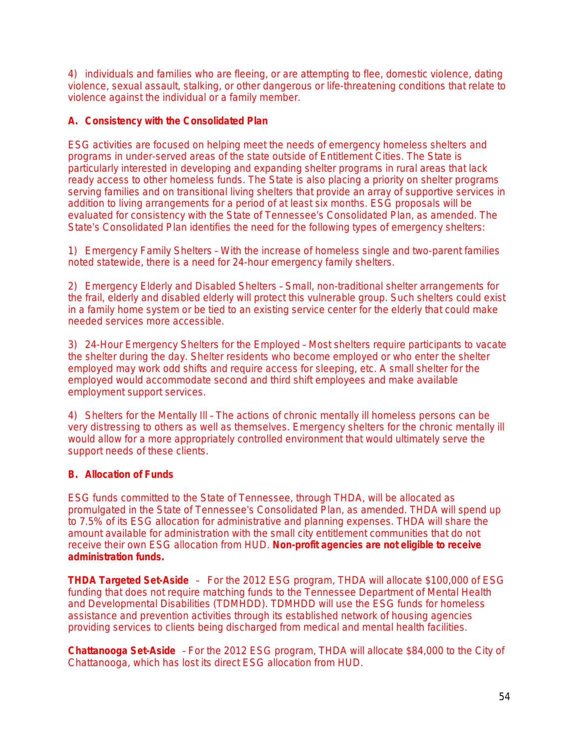4) individuals and families who are fleeing, or are attempting to flee, domestic violence, dating violence, sexual assault, stalking, or other dangerous or life-threatening conditions that relate to violence against the individual or a family member.

### A. Consistency with the Consolidated Plan

ESG activities are focused on helping meet the needs of emergency homeless shelters and programs in under-served areas of the state outside of Entitlement Cities. The State is particularly interested in developing and expanding shelter programs in rural areas that lack ready access to other homeless funds. The State is also placing a priority on shelter programs serving families and on transitional living shelters that provide an array of supportive services in addition to living arrangements for a period of at least six months. ESG proposals will be evaluated for consistency with the State of Tennessee's Consolidated Plan, as amended. The State's Consolidated Plan identifies the need for the following types of emergency shelters:

1) Emergency Family Shelters – With the increase of homeless single and two-parent families noted statewide, there is a need for 24-hour emergency family shelters.

2) Emergency Elderly and Disabled Shelters – Small, non-traditional shelter arrangements for the frail, elderly and disabled elderly will protect this vulnerable group. Such shelters could exist in a family home system or be tied to an existing service center for the elderly that could make needed services more accessible.

3) 24-Hour Emergency Shelters for the Employed – Most shelters require participants to vacate the shelter during the day. Shelter residents who become employed or who enter the shelter employed may work odd shifts and require access for sleeping, etc. A small shelter for the employed would accommodate second and third shift employees and make available employment support services.

4) Shelters for the Mentally Ill – The actions of chronic mentally ill homeless persons can be very distressing to others as well as themselves. Emergency shelters for the chronic mentally ill would allow for a more appropriately controlled environment that would ultimately serve the support needs of these clients.

### B. Allocation of Funds

ESG funds committed to the State of Tennessee, through THDA, will be allocated as promulgated in the State of Tennessee's Consolidated Plan, as amended. THDA will spend up to 7.5% of its ESG allocation for administrative and planning expenses. THDA will share the amount available for administration with the small city entitlement communities that do not receive their own ESG allocation from HUD. **Non-profit agencies are not eligible to receive administration funds.**

**THDA Targeted Set-Aside** – For the 2012 ESG program, THDA will allocate $100,000 of ESG funding that does not require matching funds to the Tennessee Department of Mental Health and Developmental Disabilities (TDMHDD). TDMHDD will use the ESG funds for homeless assistance and prevention activities through its established network of housing agencies providing services to clients being discharged from medical and mental health facilities.

**Chattanooga Set-Aside** – For the 2012 ESG program, THDA will allocate $84,000 to the City of Chattanooga, which has lost its direct ESG allocation from HUD.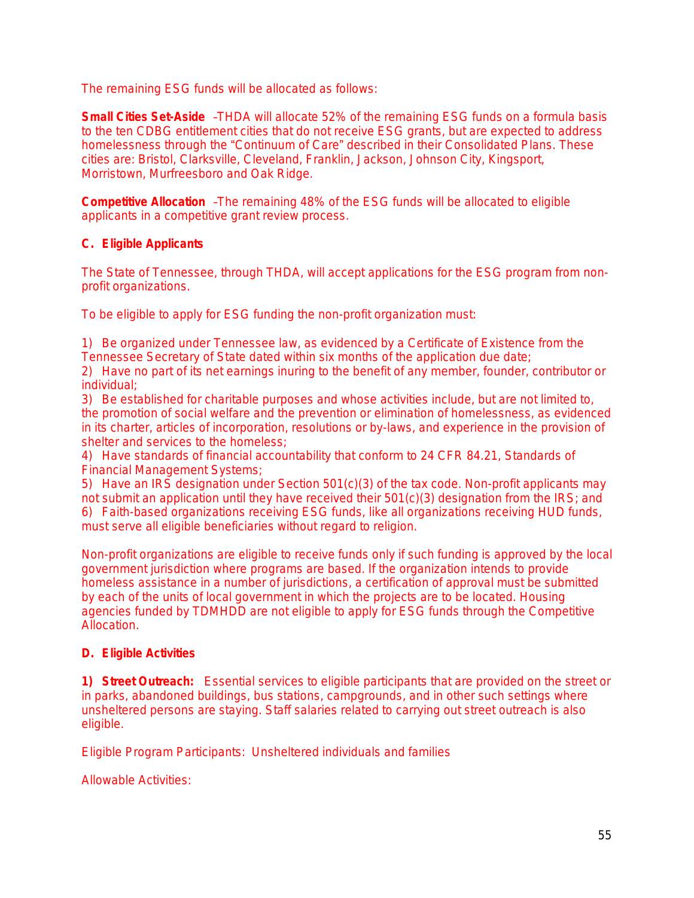The remaining ESG funds will be allocated as follows:

**Small Cities Set-Aside** –THDA will allocate 52% of the remaining ESG funds on a formula basis to the ten CDBG entitlement cities that do not receive ESG grants, but are expected to address homelessness through the "Continuum of Care" described in their Consolidated Plans. These cities are: Bristol, Clarksville, Cleveland, Franklin, Jackson, Johnson City, Kingsport, Morristown, Murfreesboro and Oak Ridge.

**Competitive Allocation** –The remaining 48% of the ESG funds will be allocated to eligible applicants in a competitive grant review process.

### C. Eligible Applicants

The State of Tennessee, through THDA, will accept applications for the ESG program from non-profit organizations.

To be eligible to apply for ESG funding the non-profit organization must:

1) Be organized under Tennessee law, as evidenced by a Certificate of Existence from the Tennessee Secretary of State dated within six months of the application due date;
2) Have no part of its net earnings inuring to the benefit of any member, founder, contributor or individual;
3) Be established for charitable purposes and whose activities include, but are not limited to, the promotion of social welfare and the prevention or elimination of homelessness, as evidenced in its charter, articles of incorporation, resolutions or by-laws, and experience in the provision of shelter and services to the homeless;
4) Have standards of financial accountability that conform to 24 CFR 84.21, Standards of Financial Management Systems;
5) Have an IRS designation under Section 501(c)(3) of the tax code. Non-profit applicants may not submit an application until they have received their 501(c)(3) designation from the IRS; and
6) Faith-based organizations receiving ESG funds, like all organizations receiving HUD funds, must serve all eligible beneficiaries without regard to religion.

Non-profit organizations are eligible to receive funds only if such funding is approved by the local government jurisdiction where programs are based. If the organization intends to provide homeless assistance in a number of jurisdictions, a certification of approval must be submitted by each of the units of local government in which the projects are to be located. Housing agencies funded by TDMHDD are not eligible to apply for ESG funds through the Competitive Allocation.

### D. Eligible Activities

**1) Street Outreach:** Essential services to eligible participants that are provided on the street or in parks, abandoned buildings, bus stations, campgrounds, and in other such settings where unsheltered persons are staying. Staff salaries related to carrying out street outreach is also eligible.

Eligible Program Participants: Unsheltered individuals and families

Allowable Activities: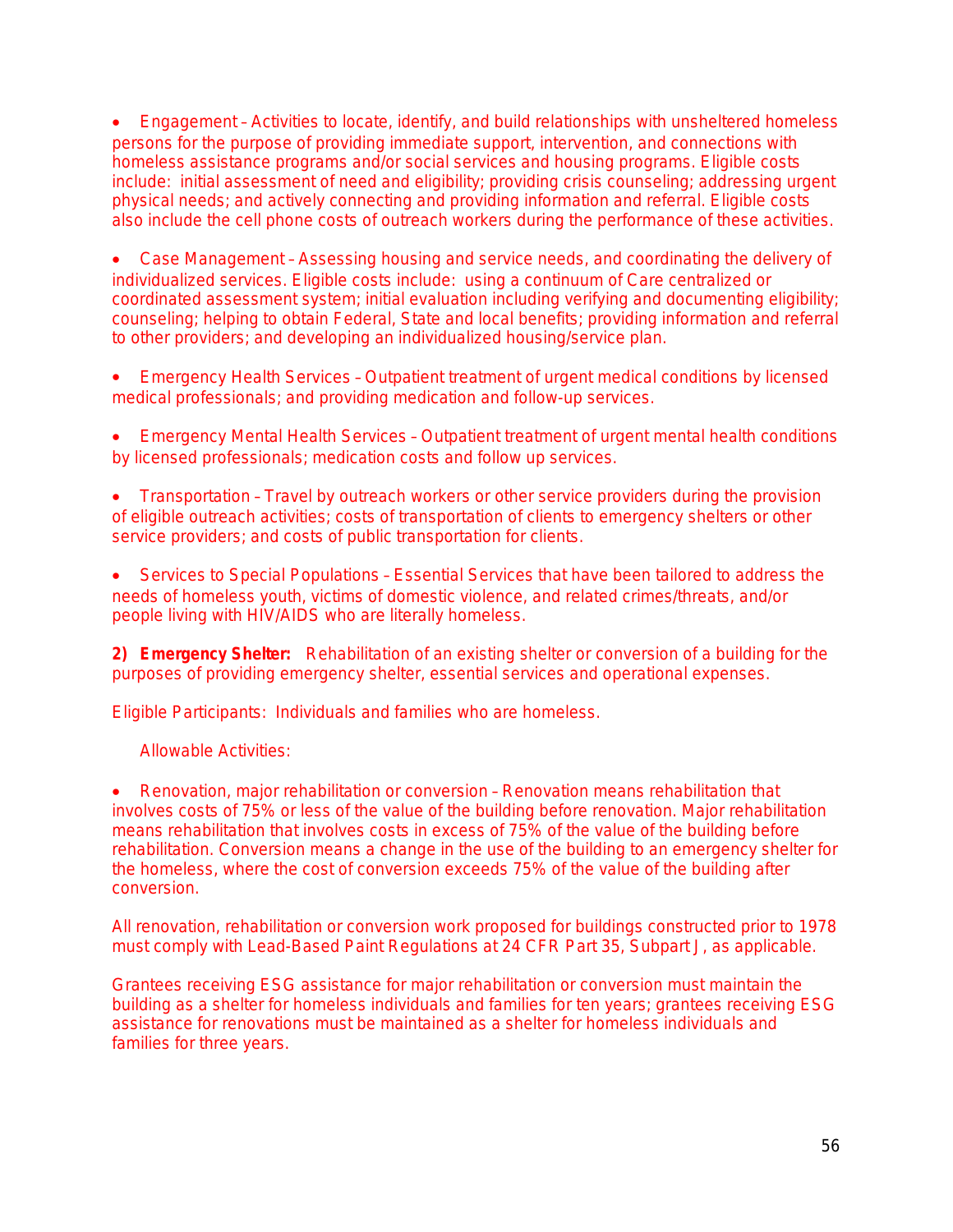- Engagement – Activities to locate, identify, and build relationships with unsheltered homeless persons for the purpose of providing immediate support, intervention, and connections with homeless assistance programs and/or social services and housing programs. Eligible costs include: initial assessment of need and eligibility; providing crisis counseling; addressing urgent physical needs; and actively connecting and providing information and referral. Eligible costs also include the cell phone costs of outreach workers during the performance of these activities.

- Case Management – Assessing housing and service needs, and coordinating the delivery of individualized services. Eligible costs include: using a continuum of Care centralized or coordinated assessment system; initial evaluation including verifying and documenting eligibility; counseling; helping to obtain Federal, State and local benefits; providing information and referral to other providers; and developing an individualized housing/service plan.

- Emergency Health Services – Outpatient treatment of urgent medical conditions by licensed medical professionals; and providing medication and follow-up services.

- Emergency Mental Health Services – Outpatient treatment of urgent mental health conditions by licensed professionals; medication costs and follow up services.

- Transportation – Travel by outreach workers or other service providers during the provision of eligible outreach activities; costs of transportation of clients to emergency shelters or other service providers; and costs of public transportation for clients.

- Services to Special Populations – Essential Services that have been tailored to address the needs of homeless youth, victims of domestic violence, and related crimes/threats, and/or people living with HIV/AIDS who are literally homeless.

**2) Emergency Shelter:** Rehabilitation of an existing shelter or conversion of a building for the purposes of providing emergency shelter, essential services and operational expenses.

Eligible Participants: Individuals and families who are homeless.

Allowable Activities:

- Renovation, major rehabilitation or conversion – Renovation means rehabilitation that involves costs of 75% or less of the value of the building before renovation. Major rehabilitation means rehabilitation that involves costs in excess of 75% of the value of the building before rehabilitation. Conversion means a change in the use of the building to an emergency shelter for the homeless, where the cost of conversion exceeds 75% of the value of the building after conversion.

All renovation, rehabilitation or conversion work proposed for buildings constructed prior to 1978 must comply with Lead-Based Paint Regulations at 24 CFR Part 35, Subpart J, as applicable.

Grantees receiving ESG assistance for major rehabilitation or conversion must maintain the building as a shelter for homeless individuals and families for ten years; grantees receiving ESG assistance for renovations must be maintained as a shelter for homeless individuals and families for three years.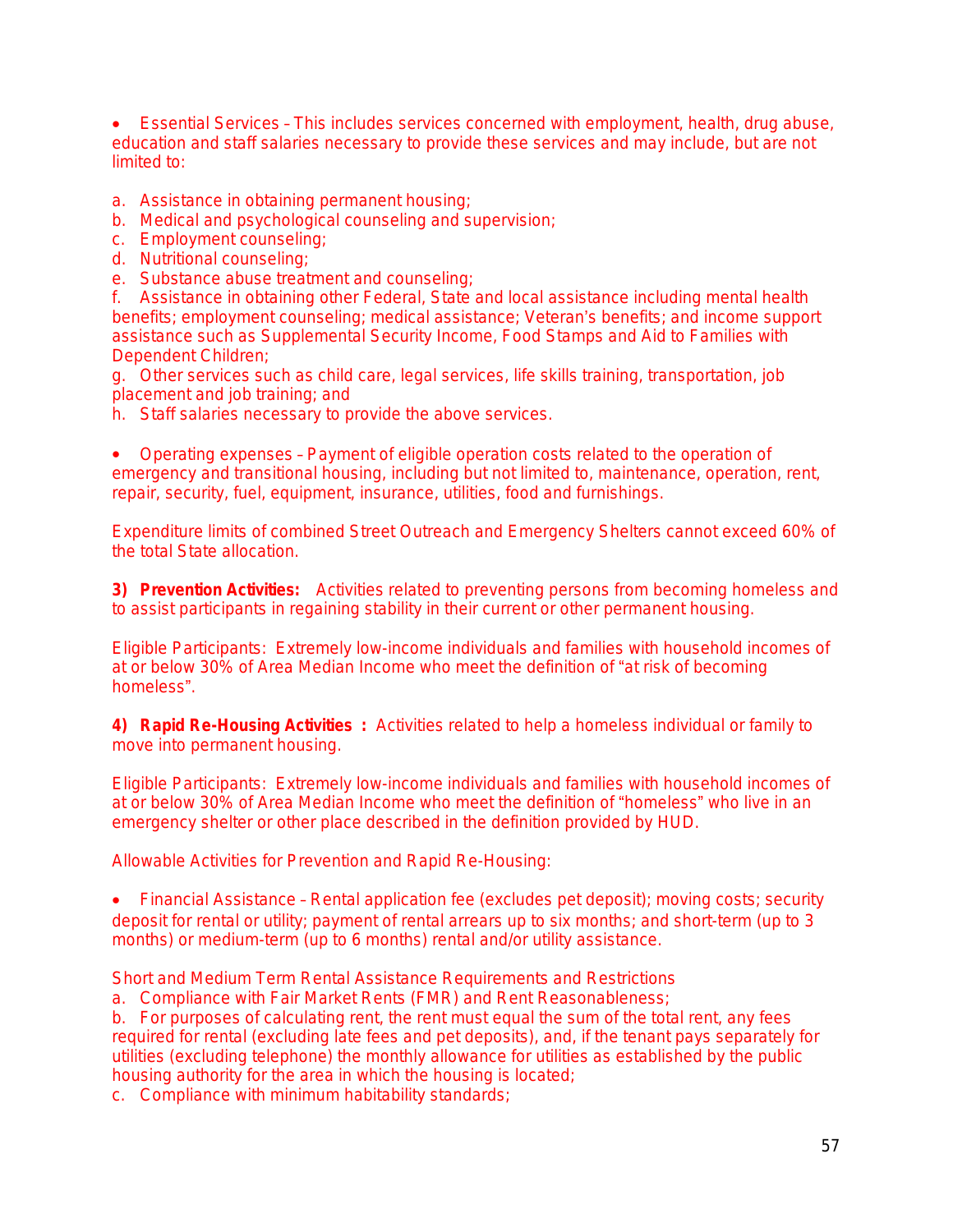- Essential Services – This includes services concerned with employment, health, drug abuse, education and staff salaries necessary to provide these services and may include, but are not limited to:

a. Assistance in obtaining permanent housing;
b. Medical and psychological counseling and supervision;
c. Employment counseling;
d. Nutritional counseling;
e. Substance abuse treatment and counseling;
f. Assistance in obtaining other Federal, State and local assistance including mental health benefits; employment counseling; medical assistance; Veteran's benefits; and income support assistance such as Supplemental Security Income, Food Stamps and Aid to Families with Dependent Children;
g. Other services such as child care, legal services, life skills training, transportation, job placement and job training; and
h. Staff salaries necessary to provide the above services.

- Operating expenses – Payment of eligible operation costs related to the operation of emergency and transitional housing, including but not limited to, maintenance, operation, rent, repair, security, fuel, equipment, insurance, utilities, food and furnishings.

Expenditure limits of combined Street Outreach and Emergency Shelters cannot exceed 60% of the total State allocation.

**3) Prevention Activities:** Activities related to preventing persons from becoming homeless and to assist participants in regaining stability in their current or other permanent housing.

Eligible Participants: Extremely low-income individuals and families with household incomes of at or below 30% of Area Median Income who meet the definition of "at risk of becoming homeless".

**4) Rapid Re-Housing Activities :** Activities related to help a homeless individual or family to move into permanent housing.

Eligible Participants: Extremely low-income individuals and families with household incomes of at or below 30% of Area Median Income who meet the definition of "homeless" who live in an emergency shelter or other place described in the definition provided by HUD.

Allowable Activities for Prevention and Rapid Re-Housing:

- Financial Assistance – Rental application fee (excludes pet deposit); moving costs; security deposit for rental or utility; payment of rental arrears up to six months; and short-term (up to 3 months) or medium-term (up to 6 months) rental and/or utility assistance.

Short and Medium Term Rental Assistance Requirements and Restrictions
a. Compliance with Fair Market Rents (FMR) and Rent Reasonableness;
b. For purposes of calculating rent, the rent must equal the sum of the total rent, any fees required for rental (excluding late fees and pet deposits), and, if the tenant pays separately for utilities (excluding telephone) the monthly allowance for utilities as established by the public housing authority for the area in which the housing is located;
c. Compliance with minimum habitability standards;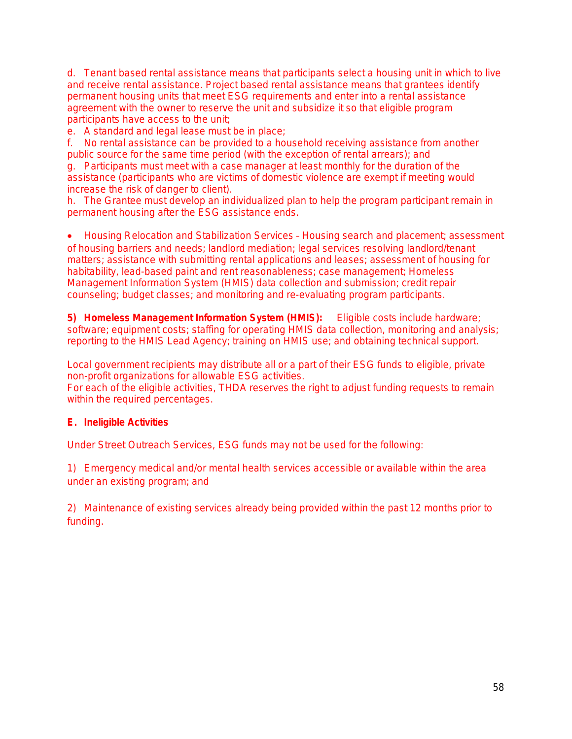d. Tenant based rental assistance means that participants select a housing unit in which to live and receive rental assistance. Project based rental assistance means that grantees identify permanent housing units that meet ESG requirements and enter into a rental assistance agreement with the owner to reserve the unit and subsidize it so that eligible program participants have access to the unit;

e. A standard and legal lease must be in place;

f. No rental assistance can be provided to a household receiving assistance from another public source for the same time period (with the exception of rental arrears); and

g. Participants must meet with a case manager at least monthly for the duration of the assistance (participants who are victims of domestic violence are exempt if meeting would increase the risk of danger to client).

h. The Grantee must develop an individualized plan to help the program participant remain in permanent housing after the ESG assistance ends.

- Housing Relocation and Stabilization Services – Housing search and placement; assessment of housing barriers and needs; landlord mediation; legal services resolving landlord/tenant matters; assistance with submitting rental applications and leases; assessment of housing for habitability, lead-based paint and rent reasonableness; case management; Homeless Management Information System (HMIS) data collection and submission; credit repair counseling; budget classes; and monitoring and re-evaluating program participants.

**5) Homeless Management Information System (HMIS):** Eligible costs include hardware; software; equipment costs; staffing for operating HMIS data collection, monitoring and analysis; reporting to the HMIS Lead Agency; training on HMIS use; and obtaining technical support.

Local government recipients may distribute all or a part of their ESG funds to eligible, private non-profit organizations for allowable ESG activities.
For each of the eligible activities, THDA reserves the right to adjust funding requests to remain within the required percentages.

**E. Ineligible Activities**

Under Street Outreach Services, ESG funds may not be used for the following:

1) Emergency medical and/or mental health services accessible or available within the area under an existing program; and

2) Maintenance of existing services already being provided within the past 12 months prior to funding.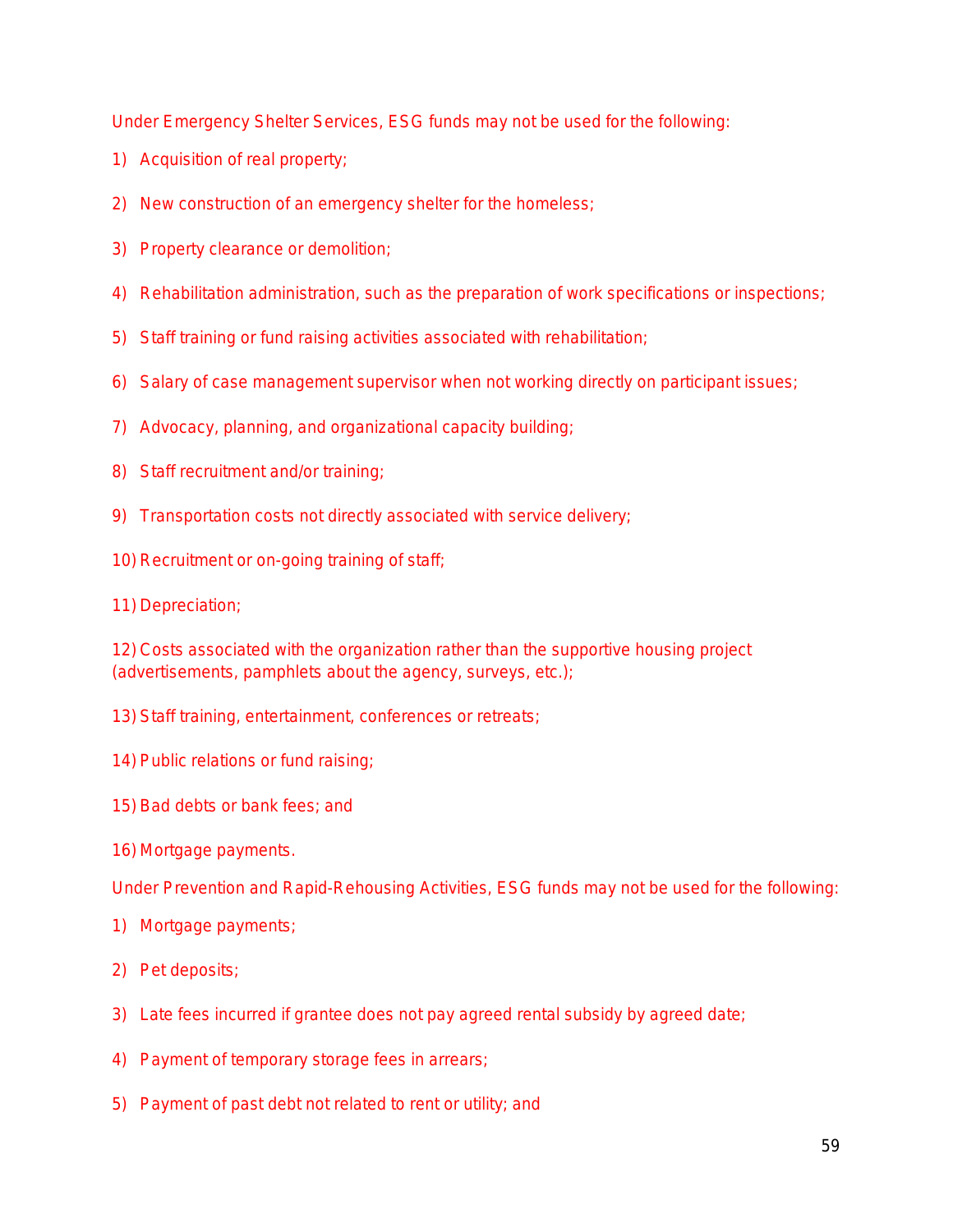Under Emergency Shelter Services, ESG funds may not be used for the following:

1) Acquisition of real property;

2) New construction of an emergency shelter for the homeless;

3) Property clearance or demolition;

4) Rehabilitation administration, such as the preparation of work specifications or inspections;

5) Staff training or fund raising activities associated with rehabilitation;

6) Salary of case management supervisor when not working directly on participant issues;

7) Advocacy, planning, and organizational capacity building;

8) Staff recruitment and/or training;

9) Transportation costs not directly associated with service delivery;

10) Recruitment or on-going training of staff;

11) Depreciation;

12) Costs associated with the organization rather than the supportive housing project (advertisements, pamphlets about the agency, surveys, etc.);

13) Staff training, entertainment, conferences or retreats;

14) Public relations or fund raising;

15) Bad debts or bank fees; and

16) Mortgage payments.

Under Prevention and Rapid-Rehousing Activities, ESG funds may not be used for the following:

1) Mortgage payments;

2) Pet deposits;

3) Late fees incurred if grantee does not pay agreed rental subsidy by agreed date;

4) Payment of temporary storage fees in arrears;

5) Payment of past debt not related to rent or utility; and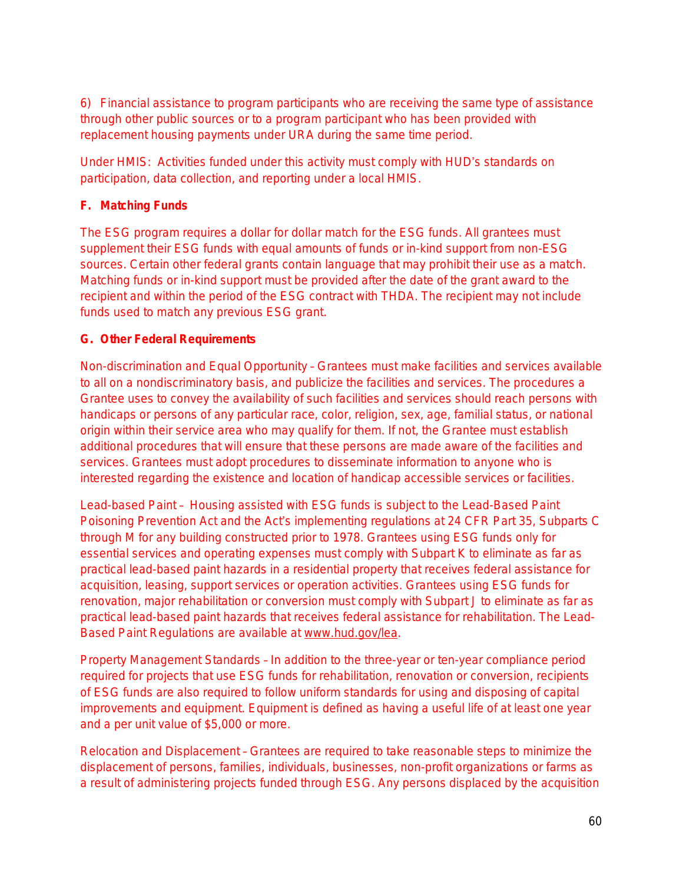6) Financial assistance to program participants who are receiving the same type of assistance through other public sources or to a program participant who has been provided with replacement housing payments under URA during the same time period.

Under HMIS: Activities funded under this activity must comply with HUD's standards on participation, data collection, and reporting under a local HMIS.

**F. Matching Funds**

The ESG program requires a dollar for dollar match for the ESG funds. All grantees must supplement their ESG funds with equal amounts of funds or in-kind support from non-ESG sources. Certain other federal grants contain language that may prohibit their use as a match. Matching funds or in-kind support must be provided after the date of the grant award to the recipient and within the period of the ESG contract with THDA. The recipient may not include funds used to match any previous ESG grant.

**G. Other Federal Requirements**

Non-discrimination and Equal Opportunity – Grantees must make facilities and services available to all on a nondiscriminatory basis, and publicize the facilities and services. The procedures a Grantee uses to convey the availability of such facilities and services should reach persons with handicaps or persons of any particular race, color, religion, sex, age, familial status, or national origin within their service area who may qualify for them. If not, the Grantee must establish additional procedures that will ensure that these persons are made aware of the facilities and services. Grantees must adopt procedures to disseminate information to anyone who is interested regarding the existence and location of handicap accessible services or facilities.

Lead-based Paint – Housing assisted with ESG funds is subject to the Lead-Based Paint Poisoning Prevention Act and the Act's implementing regulations at 24 CFR Part 35, Subparts C through M for any building constructed prior to 1978. Grantees using ESG funds only for essential services and operating expenses must comply with Subpart K to eliminate as far as practical lead-based paint hazards in a residential property that receives federal assistance for acquisition, leasing, support services or operation activities. Grantees using ESG funds for renovation, major rehabilitation or conversion must comply with Subpart J to eliminate as far as practical lead-based paint hazards that receives federal assistance for rehabilitation. The Lead-Based Paint Regulations are available at www.hud.gov/lea.

Property Management Standards – In addition to the three-year or ten-year compliance period required for projects that use ESG funds for rehabilitation, renovation or conversion, recipients of ESG funds are also required to follow uniform standards for using and disposing of capital improvements and equipment. Equipment is defined as having a useful life of at least one year and a per unit value of $5,000 or more.

Relocation and Displacement – Grantees are required to take reasonable steps to minimize the displacement of persons, families, individuals, businesses, non-profit organizations or farms as a result of administering projects funded through ESG. Any persons displaced by the acquisition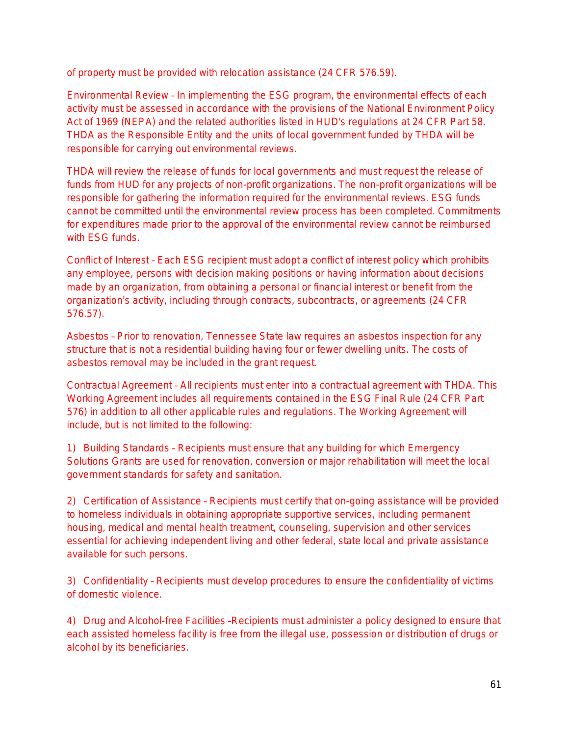of property must be provided with relocation assistance (24 CFR 576.59).

Environmental Review – In implementing the ESG program, the environmental effects of each activity must be assessed in accordance with the provisions of the National Environment Policy Act of 1969 (NEPA) and the related authorities listed in HUD's regulations at 24 CFR Part 58. THDA as the Responsible Entity and the units of local government funded by THDA will be responsible for carrying out environmental reviews.

THDA will review the release of funds for local governments and must request the release of funds from HUD for any projects of non-profit organizations. The non-profit organizations will be responsible for gathering the information required for the environmental reviews. ESG funds cannot be committed until the environmental review process has been completed. Commitments for expenditures made prior to the approval of the environmental review cannot be reimbursed with ESG funds.

Conflict of Interest – Each ESG recipient must adopt a conflict of interest policy which prohibits any employee, persons with decision making positions or having information about decisions made by an organization, from obtaining a personal or financial interest or benefit from the organization's activity, including through contracts, subcontracts, or agreements (24 CFR 576.57).

Asbestos – Prior to renovation, Tennessee State law requires an asbestos inspection for any structure that is not a residential building having four or fewer dwelling units. The costs of asbestos removal may be included in the grant request.

Contractual Agreement – All recipients must enter into a contractual agreement with THDA. This Working Agreement includes all requirements contained in the ESG Final Rule (24 CFR Part 576) in addition to all other applicable rules and regulations. The Working Agreement will include, but is not limited to the following:

1) Building Standards – Recipients must ensure that any building for which Emergency Solutions Grants are used for renovation, conversion or major rehabilitation will meet the local government standards for safety and sanitation.

2) Certification of Assistance – Recipients must certify that on-going assistance will be provided to homeless individuals in obtaining appropriate supportive services, including permanent housing, medical and mental health treatment, counseling, supervision and other services essential for achieving independent living and other federal, state local and private assistance available for such persons.

3) Confidentiality – Recipients must develop procedures to ensure the confidentiality of victims of domestic violence.

4) Drug and Alcohol-free Facilities –Recipients must administer a policy designed to ensure that each assisted homeless facility is free from the illegal use, possession or distribution of drugs or alcohol by its beneficiaries.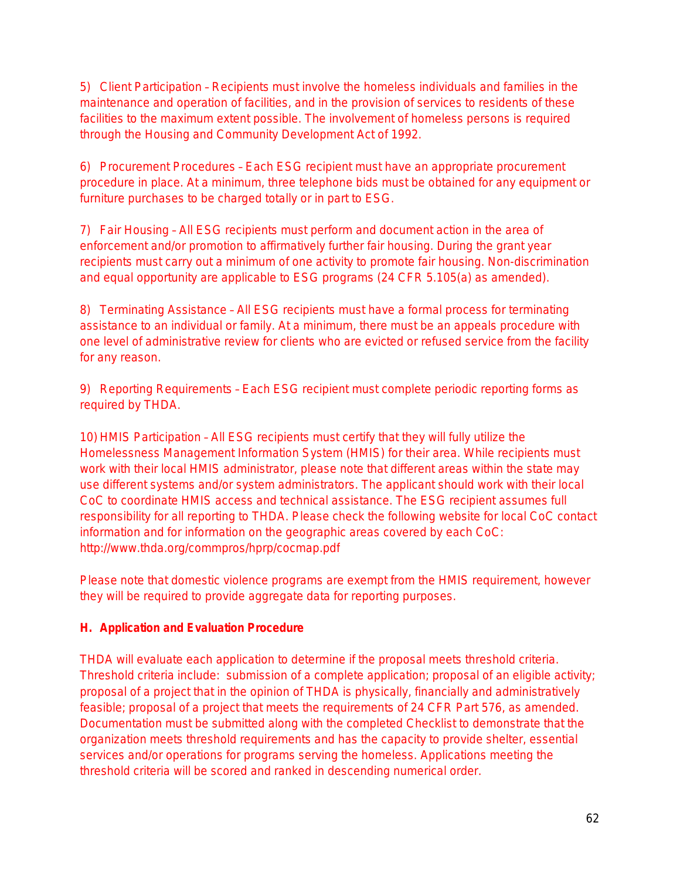5) Client Participation – Recipients must involve the homeless individuals and families in the maintenance and operation of facilities, and in the provision of services to residents of these facilities to the maximum extent possible. The involvement of homeless persons is required through the Housing and Community Development Act of 1992.

6) Procurement Procedures – Each ESG recipient must have an appropriate procurement procedure in place. At a minimum, three telephone bids must be obtained for any equipment or furniture purchases to be charged totally or in part to ESG.

7) Fair Housing – All ESG recipients must perform and document action in the area of enforcement and/or promotion to affirmatively further fair housing. During the grant year recipients must carry out a minimum of one activity to promote fair housing. Non-discrimination and equal opportunity are applicable to ESG programs (24 CFR 5.105(a) as amended).

8) Terminating Assistance – All ESG recipients must have a formal process for terminating assistance to an individual or family. At a minimum, there must be an appeals procedure with one level of administrative review for clients who are evicted or refused service from the facility for any reason.

9) Reporting Requirements – Each ESG recipient must complete periodic reporting forms as required by THDA.

10) HMIS Participation – All ESG recipients must certify that they will fully utilize the Homelessness Management Information System (HMIS) for their area. While recipients must work with their local HMIS administrator, please note that different areas within the state may use different systems and/or system administrators. The applicant should work with their local CoC to coordinate HMIS access and technical assistance. The ESG recipient assumes full responsibility for all reporting to THDA. Please check the following website for local CoC contact information and for information on the geographic areas covered by each CoC: http://www.thda.org/commpros/hprp/cocmap.pdf

Please note that domestic violence programs are exempt from the HMIS requirement, however they will be required to provide aggregate data for reporting purposes.

**H. Application and Evaluation Procedure**

THDA will evaluate each application to determine if the proposal meets threshold criteria. Threshold criteria include: submission of a complete application; proposal of an eligible activity; proposal of a project that in the opinion of THDA is physically, financially and administratively feasible; proposal of a project that meets the requirements of 24 CFR Part 576, as amended. Documentation must be submitted along with the completed Checklist to demonstrate that the organization meets threshold requirements and has the capacity to provide shelter, essential services and/or operations for programs serving the homeless. Applications meeting the threshold criteria will be scored and ranked in descending numerical order.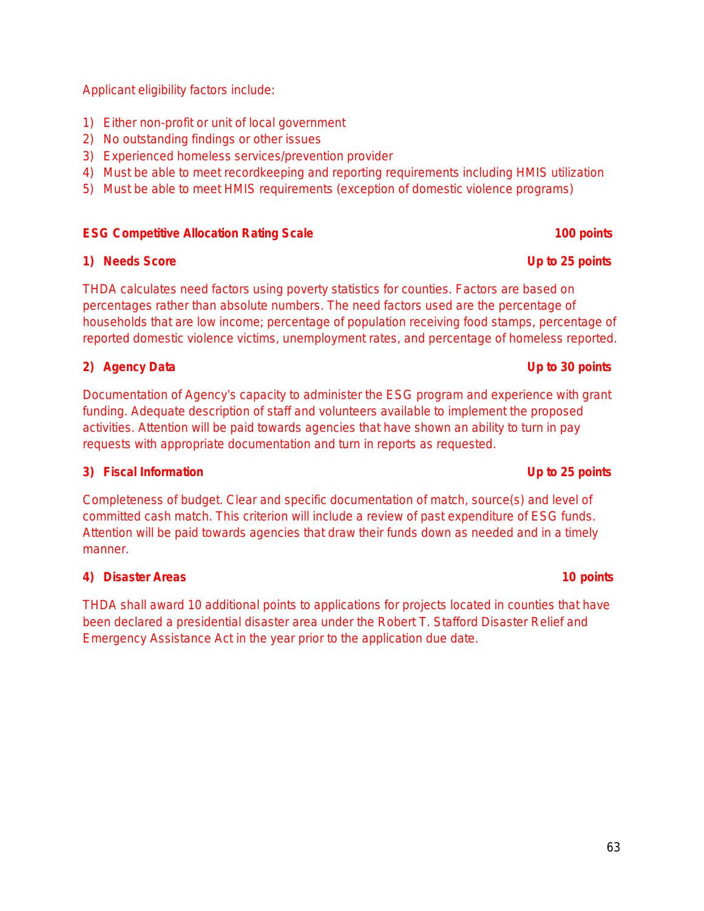Applicant eligibility factors include:

1) Either non-profit or unit of local government
2) No outstanding findings or other issues
3) Experienced homeless services/prevention provider
4) Must be able to meet recordkeeping and reporting requirements including HMIS utilization
5) Must be able to meet HMIS requirements (exception of domestic violence programs)

**ESG Competitive Allocation Rating Scale 100 points**

**1) Needs Score Up to 25 points**

THDA calculates need factors using poverty statistics for counties. Factors are based on percentages rather than absolute numbers. The need factors used are the percentage of households that are low income; percentage of population receiving food stamps, percentage of reported domestic violence victims, unemployment rates, and percentage of homeless reported.

**2) Agency Data Up to 30 points**

Documentation of Agency's capacity to administer the ESG program and experience with grant funding. Adequate description of staff and volunteers available to implement the proposed activities. Attention will be paid towards agencies that have shown an ability to turn in pay requests with appropriate documentation and turn in reports as requested.

**3) Fiscal Information Up to 25 points**

Completeness of budget. Clear and specific documentation of match, source(s) and level of committed cash match. This criterion will include a review of past expenditure of ESG funds. Attention will be paid towards agencies that draw their funds down as needed and in a timely manner.

**4) Disaster Areas 10 points**

THDA shall award 10 additional points to applications for projects located in counties that have been declared a presidential disaster area under the Robert T. Stafford Disaster Relief and Emergency Assistance Act in the year prior to the application due date.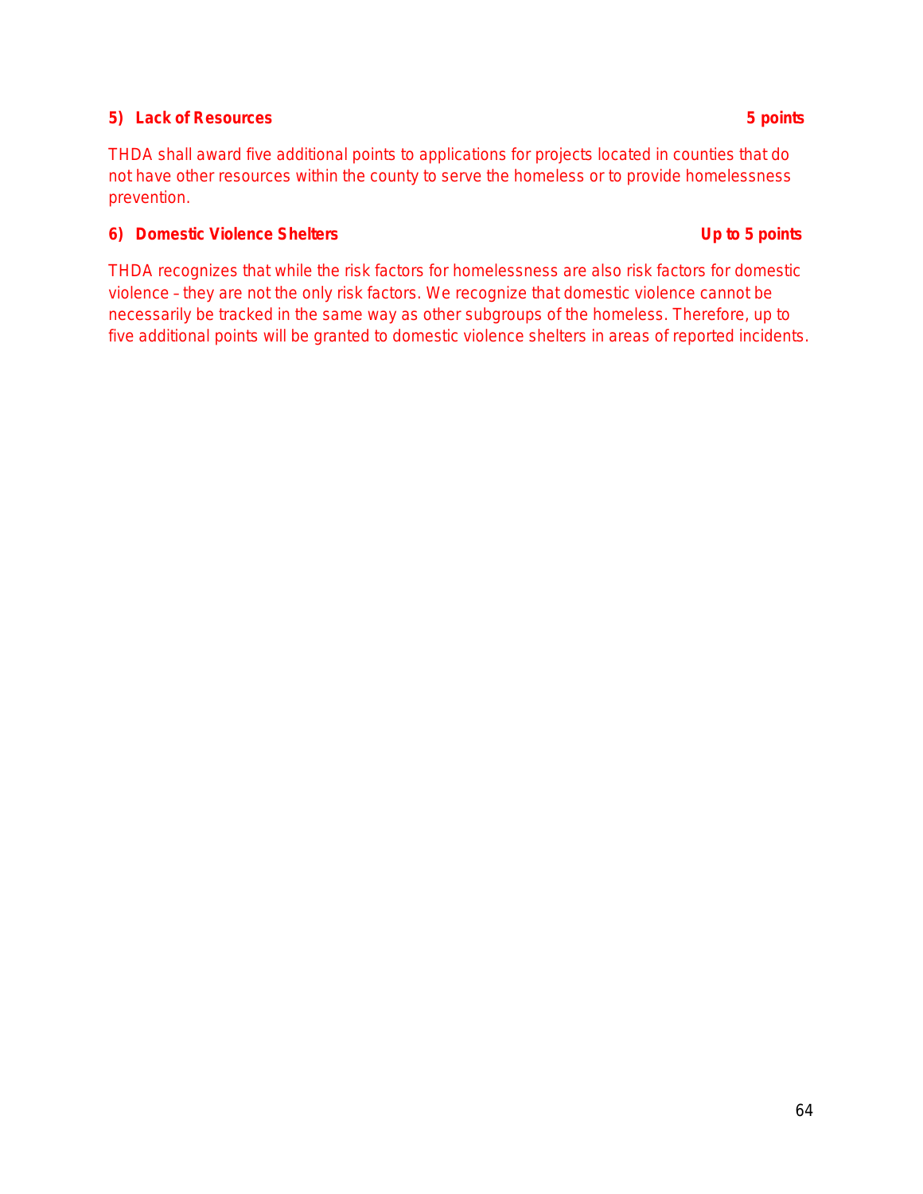**5) Lack of Resources** **5 points**

THDA shall award five additional points to applications for projects located in counties that do not have other resources within the county to serve the homeless or to provide homelessness prevention.

**6) Domestic Violence Shelters** **Up to 5 points**

THDA recognizes that while the risk factors for homelessness are also risk factors for domestic violence – they are not the only risk factors. We recognize that domestic violence cannot be necessarily be tracked in the same way as other subgroups of the homeless. Therefore, up to five additional points will be granted to domestic violence shelters in areas of reported incidents.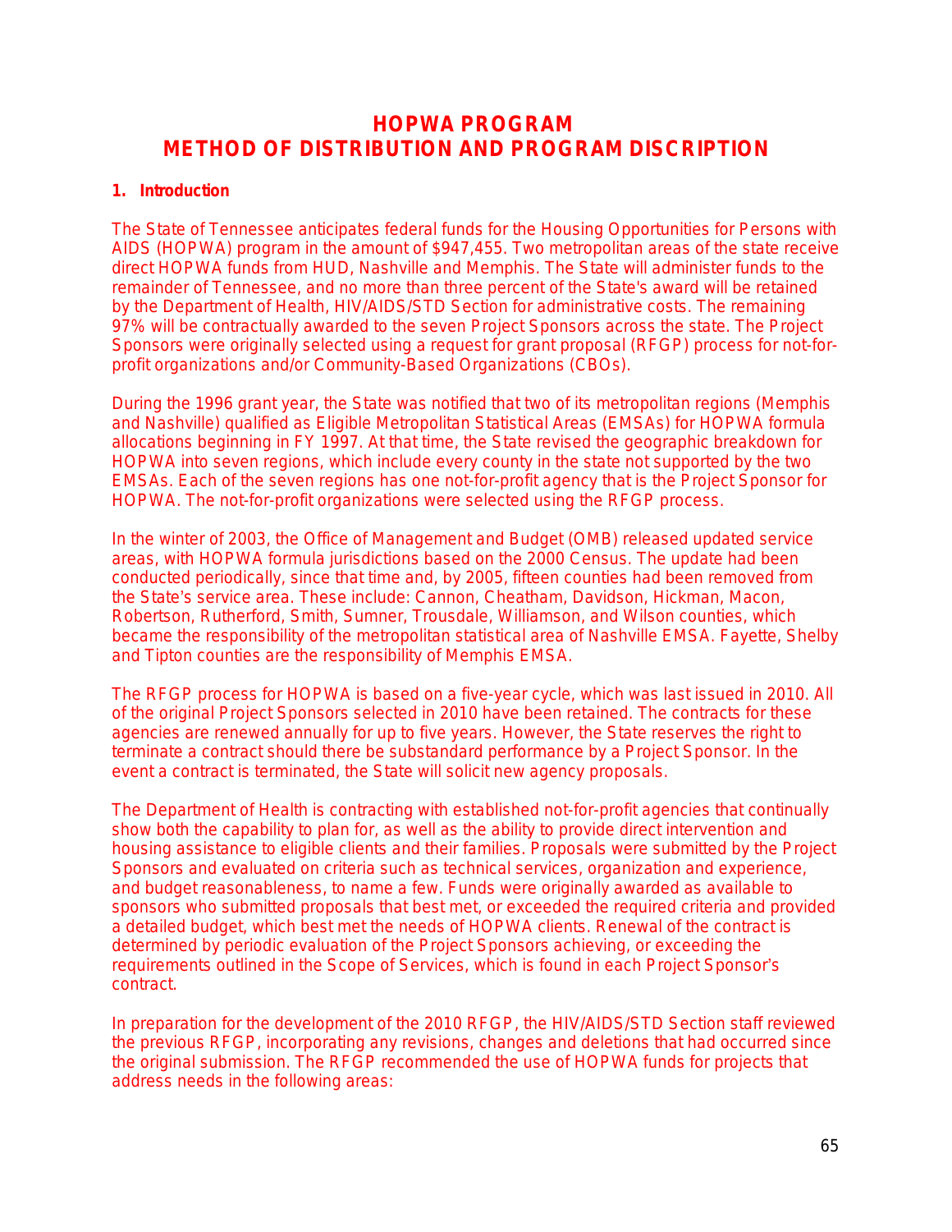# HOPWA PROGRAM
# METHOD OF DISTRIBUTION AND PROGRAM DISCRIPTION

**1. Introduction**

The State of Tennessee anticipates federal funds for the Housing Opportunities for Persons with AIDS (HOPWA) program in the amount of $947,455. Two metropolitan areas of the state receive direct HOPWA funds from HUD, Nashville and Memphis. The State will administer funds to the remainder of Tennessee, and no more than three percent of the State's award will be retained by the Department of Health, HIV/AIDS/STD Section for administrative costs. The remaining 97% will be contractually awarded to the seven Project Sponsors across the state. The Project Sponsors were originally selected using a request for grant proposal (RFGP) process for not-for-profit organizations and/or Community-Based Organizations (CBOs).

During the 1996 grant year, the State was notified that two of its metropolitan regions (Memphis and Nashville) qualified as Eligible Metropolitan Statistical Areas (EMSAs) for HOPWA formula allocations beginning in FY 1997. At that time, the State revised the geographic breakdown for HOPWA into seven regions, which include every county in the state not supported by the two EMSAs. Each of the seven regions has one not-for-profit agency that is the Project Sponsor for HOPWA. The not-for-profit organizations were selected using the RFGP process.

In the winter of 2003, the Office of Management and Budget (OMB) released updated service areas, with HOPWA formula jurisdictions based on the 2000 Census. The update had been conducted periodically, since that time and, by 2005, fifteen counties had been removed from the State's service area. These include: Cannon, Cheatham, Davidson, Hickman, Macon, Robertson, Rutherford, Smith, Sumner, Trousdale, Williamson, and Wilson counties, which became the responsibility of the metropolitan statistical area of Nashville EMSA. Fayette, Shelby and Tipton counties are the responsibility of Memphis EMSA.

The RFGP process for HOPWA is based on a five-year cycle, which was last issued in 2010. All of the original Project Sponsors selected in 2010 have been retained. The contracts for these agencies are renewed annually for up to five years. However, the State reserves the right to terminate a contract should there be substandard performance by a Project Sponsor. In the event a contract is terminated, the State will solicit new agency proposals.

The Department of Health is contracting with established not-for-profit agencies that continually show both the capability to plan for, as well as the ability to provide direct intervention and housing assistance to eligible clients and their families. Proposals were submitted by the Project Sponsors and evaluated on criteria such as technical services, organization and experience, and budget reasonableness, to name a few. Funds were originally awarded as available to sponsors who submitted proposals that best met, or exceeded the required criteria and provided a detailed budget, which best met the needs of HOPWA clients. Renewal of the contract is determined by periodic evaluation of the Project Sponsors achieving, or exceeding the requirements outlined in the Scope of Services, which is found in each Project Sponsor's contract.

In preparation for the development of the 2010 RFGP, the HIV/AIDS/STD Section staff reviewed the previous RFGP, incorporating any revisions, changes and deletions that had occurred since the original submission. The RFGP recommended the use of HOPWA funds for projects that address needs in the following areas: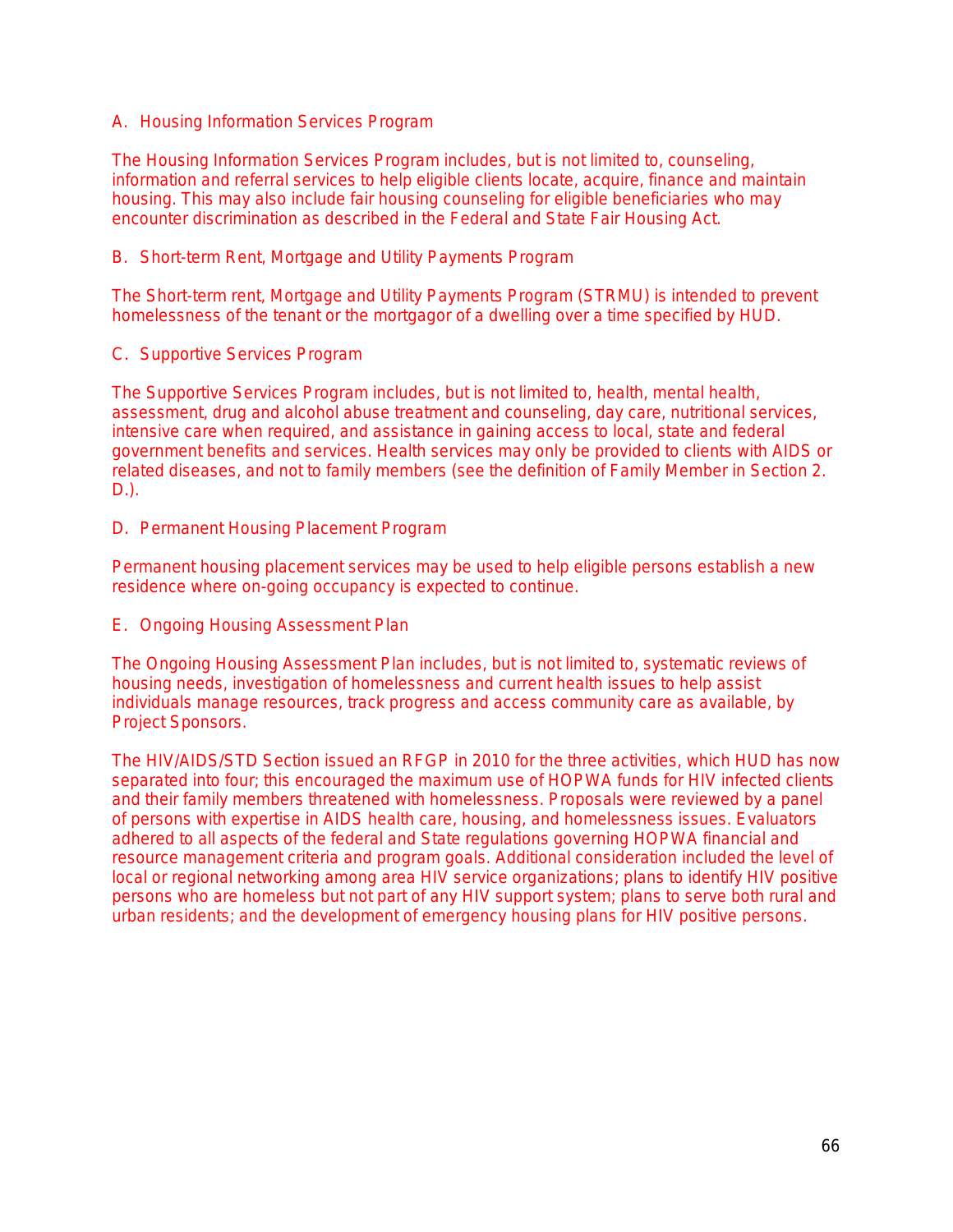### A. Housing Information Services Program

The Housing Information Services Program includes, but is not limited to, counseling, information and referral services to help eligible clients locate, acquire, finance and maintain housing. This may also include fair housing counseling for eligible beneficiaries who may encounter discrimination as described in the Federal and State Fair Housing Act.

### B. Short-term Rent, Mortgage and Utility Payments Program

The Short-term rent, Mortgage and Utility Payments Program (STRMU) is intended to prevent homelessness of the tenant or the mortgagor of a dwelling over a time specified by HUD.

### C. Supportive Services Program

The Supportive Services Program includes, but is not limited to, health, mental health, assessment, drug and alcohol abuse treatment and counseling, day care, nutritional services, intensive care when required, and assistance in gaining access to local, state and federal government benefits and services. Health services may only be provided to clients with AIDS or related diseases, and not to family members (see the definition of Family Member in Section 2. D.).

### D. Permanent Housing Placement Program

Permanent housing placement services may be used to help eligible persons establish a new residence where on-going occupancy is expected to continue.

### E. Ongoing Housing Assessment Plan

The Ongoing Housing Assessment Plan includes, but is not limited to, systematic reviews of housing needs, investigation of homelessness and current health issues to help assist individuals manage resources, track progress and access community care as available, by Project Sponsors.

The HIV/AIDS/STD Section issued an RFGP in 2010 for the three activities, which HUD has now separated into four; this encouraged the maximum use of HOPWA funds for HIV infected clients and their family members threatened with homelessness. Proposals were reviewed by a panel of persons with expertise in AIDS health care, housing, and homelessness issues. Evaluators adhered to all aspects of the federal and State regulations governing HOPWA financial and resource management criteria and program goals. Additional consideration included the level of local or regional networking among area HIV service organizations; plans to identify HIV positive persons who are homeless but not part of any HIV support system; plans to serve both rural and urban residents; and the development of emergency housing plans for HIV positive persons.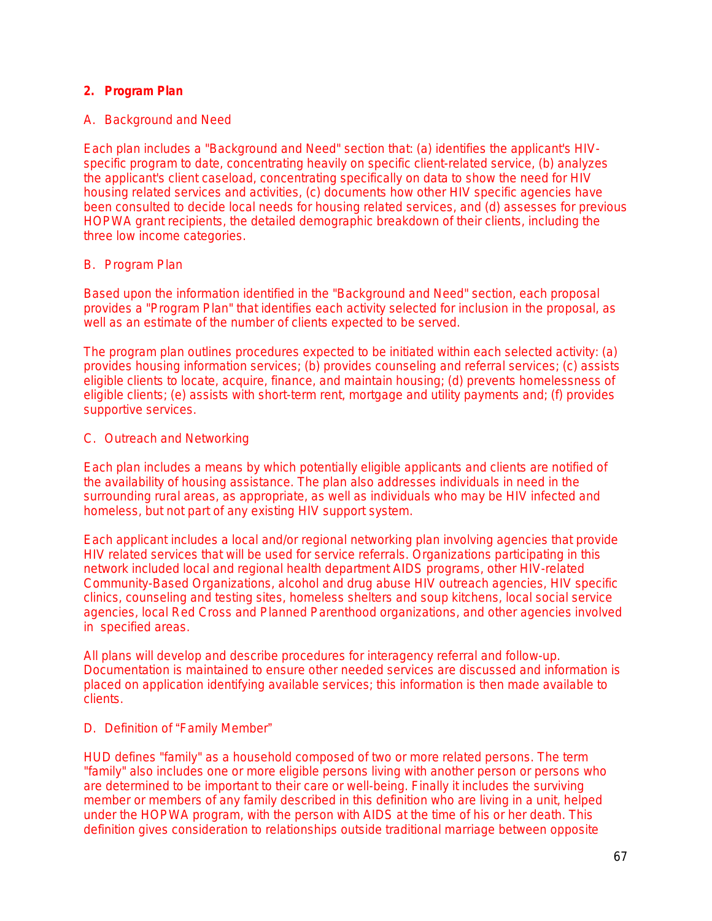## 2. Program Plan

### A. Background and Need

Each plan includes a "Background and Need" section that: (a) identifies the applicant's HIV-specific program to date, concentrating heavily on specific client-related service, (b) analyzes the applicant's client caseload, concentrating specifically on data to show the need for HIV housing related services and activities, (c) documents how other HIV specific agencies have been consulted to decide local needs for housing related services, and (d) assesses for previous HOPWA grant recipients, the detailed demographic breakdown of their clients, including the three low income categories.

### B. Program Plan

Based upon the information identified in the "Background and Need" section, each proposal provides a "Program Plan" that identifies each activity selected for inclusion in the proposal, as well as an estimate of the number of clients expected to be served.

The program plan outlines procedures expected to be initiated within each selected activity: (a) provides housing information services; (b) provides counseling and referral services; (c) assists eligible clients to locate, acquire, finance, and maintain housing; (d) prevents homelessness of eligible clients; (e) assists with short-term rent, mortgage and utility payments and; (f) provides supportive services.

### C. Outreach and Networking

Each plan includes a means by which potentially eligible applicants and clients are notified of the availability of housing assistance. The plan also addresses individuals in need in the surrounding rural areas, as appropriate, as well as individuals who may be HIV infected and homeless, but not part of any existing HIV support system.

Each applicant includes a local and/or regional networking plan involving agencies that provide HIV related services that will be used for service referrals. Organizations participating in this network included local and regional health department AIDS programs, other HIV-related Community-Based Organizations, alcohol and drug abuse HIV outreach agencies, HIV specific clinics, counseling and testing sites, homeless shelters and soup kitchens, local social service agencies, local Red Cross and Planned Parenthood organizations, and other agencies involved in specified areas.

All plans will develop and describe procedures for interagency referral and follow-up. Documentation is maintained to ensure other needed services are discussed and information is placed on application identifying available services; this information is then made available to clients.

### D. Definition of "Family Member"

HUD defines "family" as a household composed of two or more related persons. The term "family" also includes one or more eligible persons living with another person or persons who are determined to be important to their care or well-being. Finally it includes the surviving member or members of any family described in this definition who are living in a unit, helped under the HOPWA program, with the person with AIDS at the time of his or her death. This definition gives consideration to relationships outside traditional marriage between opposite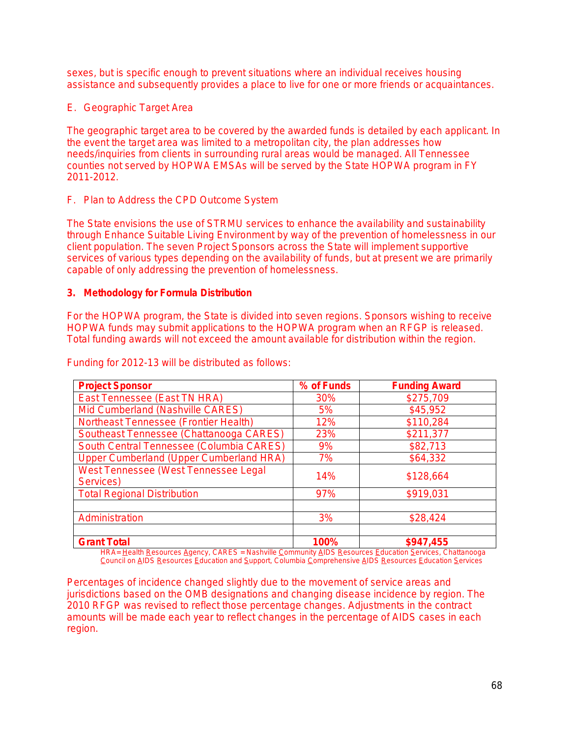sexes, but is specific enough to prevent situations where an individual receives housing assistance and subsequently provides a place to live for one or more friends or acquaintances.

E. Geographic Target Area

The geographic target area to be covered by the awarded funds is detailed by each applicant. In the event the target area was limited to a metropolitan city, the plan addresses how needs/inquiries from clients in surrounding rural areas would be managed. All Tennessee counties not served by HOPWA EMSAs will be served by the State HOPWA program in FY 2011-2012.

F. Plan to Address the CPD Outcome System

The State envisions the use of STRMU services to enhance the availability and sustainability through Enhance Suitable Living Environment by way of the prevention of homelessness in our client population. The seven Project Sponsors across the State will implement supportive services of various types depending on the availability of funds, but at present we are primarily capable of only addressing the prevention of homelessness.

**3. Methodology for Formula Distribution**

For the HOPWA program, the State is divided into seven regions. Sponsors wishing to receive HOPWA funds may submit applications to the HOPWA program when an RFGP is released. Total funding awards will not exceed the amount available for distribution within the region.

Funding for 2012-13 will be distributed as follows:

| **Project Sponsor** | **% of Funds** | **Funding Award** |
|---|---|---|
| East Tennessee (East TN HRA) | 30% | $275,709 |
| Mid Cumberland (Nashville CARES) | 5% | $45,952 |
| Northeast Tennessee (Frontier Health) | 12% | $110,284 |
| Southeast Tennessee (Chattanooga CARES) | 23% | $211,377 |
| South Central Tennessee (Columbia CARES) | 9% | $82,713 |
| Upper Cumberland (Upper Cumberland HRA) | 7% | $64,332 |
| West Tennessee (West Tennessee Legal Services) | 14% | $128,664 |
| Total Regional Distribution | 97% | $919,031 |
| | | |
| Administration | 3% | $28,424 |
| | | |
| **Grant Total** | **100%** | **$947,455** |

HRA= Health Resources Agency, CARES = Nashville Community AIDS Resources Education Services, Chattanooga Council on AIDS Resources Education and Support, Columbia Comprehensive AIDS Resources Education Services

Percentages of incidence changed slightly due to the movement of service areas and jurisdictions based on the OMB designations and changing disease incidence by region. The 2010 RFGP was revised to reflect those percentage changes. Adjustments in the contract amounts will be made each year to reflect changes in the percentage of AIDS cases in each region.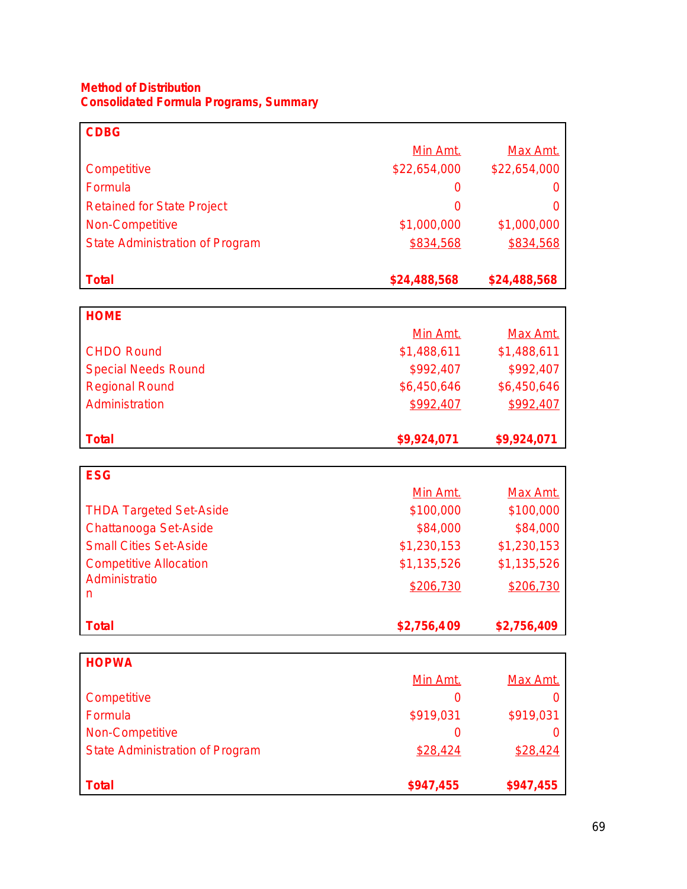**Method of Distribution**
**Consolidated Formula Programs, Summary**

| CDBG | Min Amt. | Max Amt. |
|---|---|---|
| Competitive | $22,654,000 | $22,654,000 |
| Formula | 0 | 0 |
| Retained for State Project | 0 | 0 |
| Non-Competitive | $1,000,000 | $1,000,000 |
| State Administration of Program | $834,568 | $834,568 |
| **Total** | **$24,488,568** | **$24,488,568** |

| HOME | Min Amt. | Max Amt. |
|---|---|---|
| CHDO Round | $1,488,611 | $1,488,611 |
| Special Needs Round | $992,407 | $992,407 |
| Regional Round | $6,450,646 | $6,450,646 |
| Administration | $992,407 | $992,407 |
| **Total** | **$9,924,071** | **$9,924,071** |

| ESG | Min Amt. | Max Amt. |
|---|---|---|
| THDA Targeted Set-Aside | $100,000 | $100,000 |
| Chattanooga Set-Aside | $84,000 | $84,000 |
| Small Cities Set-Aside | $1,230,153 | $1,230,153 |
| Competitive Allocation | $1,135,526 | $1,135,526 |
| Administration | $206,730 | $206,730 |
| **Total** | **$2,756,409** | **$2,756,409** |

| HOPWA | Min Amt. | Max Amt. |
|---|---|---|
| Competitive | 0 | 0 |
| Formula | $919,031 | $919,031 |
| Non-Competitive | 0 | 0 |
| State Administration of Program | $28,424 | $28,424 |
| **Total** | **$947,455** | **$947,455** |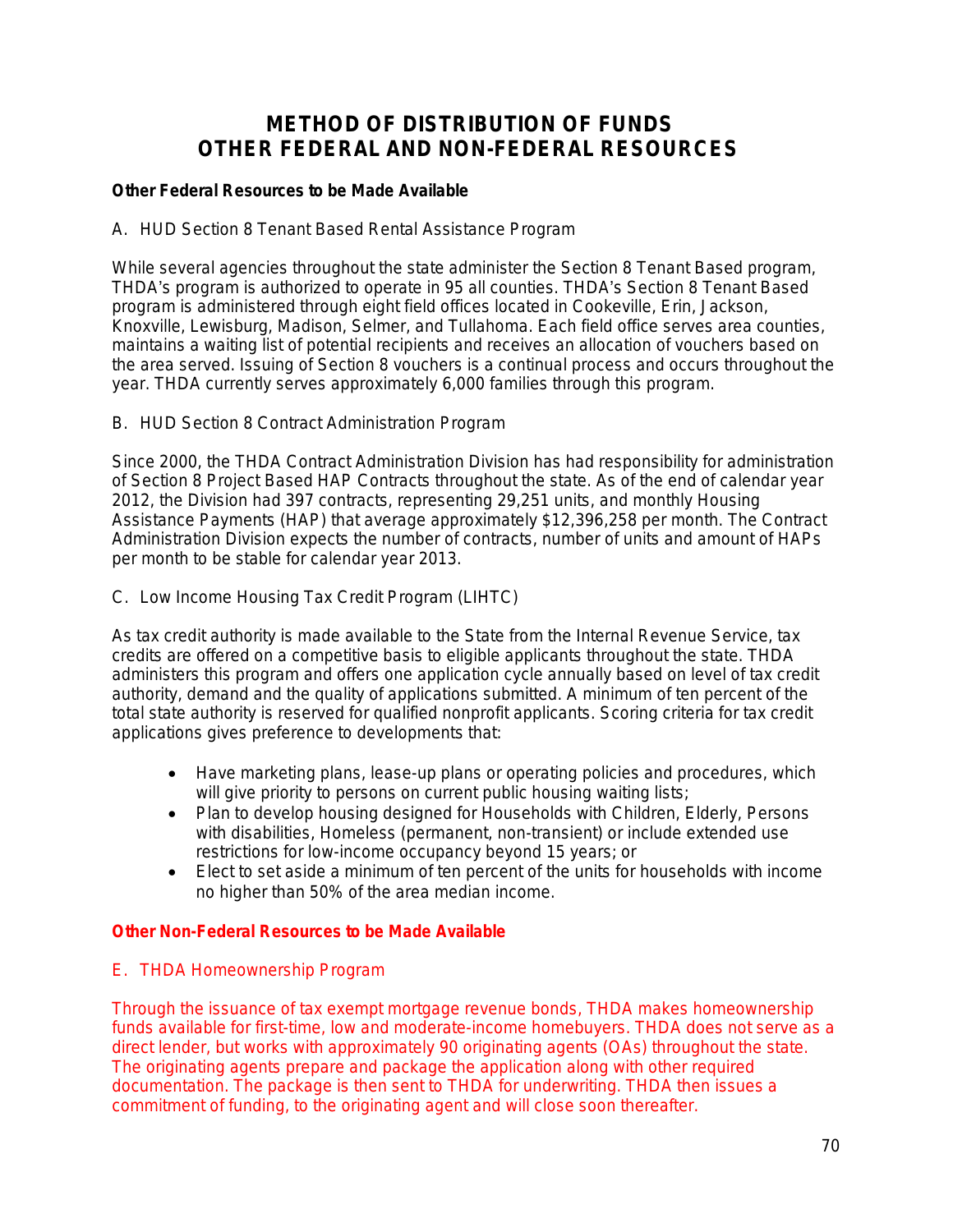# METHOD OF DISTRIBUTION OF FUNDS
# OTHER FEDERAL AND NON-FEDERAL RESOURCES

**Other Federal Resources to be Made Available**

A. HUD Section 8 Tenant Based Rental Assistance Program

While several agencies throughout the state administer the Section 8 Tenant Based program, THDA's program is authorized to operate in 95 all counties. THDA's Section 8 Tenant Based program is administered through eight field offices located in Cookeville, Erin, Jackson, Knoxville, Lewisburg, Madison, Selmer, and Tullahoma. Each field office serves area counties, maintains a waiting list of potential recipients and receives an allocation of vouchers based on the area served. Issuing of Section 8 vouchers is a continual process and occurs throughout the year. THDA currently serves approximately 6,000 families through this program.

B. HUD Section 8 Contract Administration Program

Since 2000, the THDA Contract Administration Division has had responsibility for administration of Section 8 Project Based HAP Contracts throughout the state. As of the end of calendar year 2012, the Division had 397 contracts, representing 29,251 units, and monthly Housing Assistance Payments (HAP) that average approximately $12,396,258 per month. The Contract Administration Division expects the number of contracts, number of units and amount of HAPs per month to be stable for calendar year 2013.

C. Low Income Housing Tax Credit Program (LIHTC)

As tax credit authority is made available to the State from the Internal Revenue Service, tax credits are offered on a competitive basis to eligible applicants throughout the state. THDA administers this program and offers one application cycle annually based on level of tax credit authority, demand and the quality of applications submitted. A minimum of ten percent of the total state authority is reserved for qualified nonprofit applicants. Scoring criteria for tax credit applications gives preference to developments that:

- Have marketing plans, lease-up plans or operating policies and procedures, which will give priority to persons on current public housing waiting lists;
- Plan to develop housing designed for Households with Children, Elderly, Persons with disabilities, Homeless (permanent, non-transient) or include extended use restrictions for low-income occupancy beyond 15 years; or
- Elect to set aside a minimum of ten percent of the units for households with income no higher than 50% of the area median income.

**Other Non-Federal Resources to be Made Available**

E. THDA Homeownership Program

Through the issuance of tax exempt mortgage revenue bonds, THDA makes homeownership funds available for first-time, low and moderate-income homebuyers. THDA does not serve as a direct lender, but works with approximately 90 originating agents (OAs) throughout the state. The originating agents prepare and package the application along with other required documentation. The package is then sent to THDA for underwriting. THDA then issues a commitment of funding, to the originating agent and will close soon thereafter.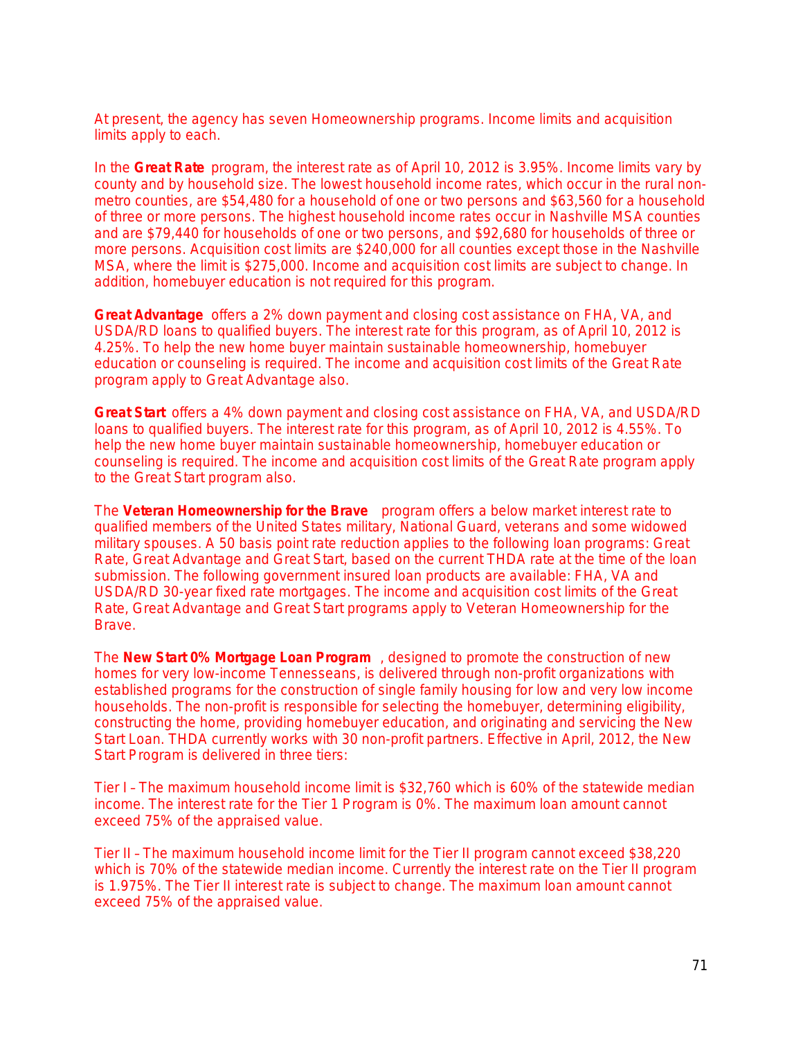At present, the agency has seven Homeownership programs. Income limits and acquisition limits apply to each.

In the **Great Rate** program, the interest rate as of April 10, 2012 is 3.95%. Income limits vary by county and by household size. The lowest household income rates, which occur in the rural non-metro counties, are $54,480 for a household of one or two persons and $63,560 for a household of three or more persons. The highest household income rates occur in Nashville MSA counties and are $79,440 for households of one or two persons, and $92,680 for households of three or more persons. Acquisition cost limits are $240,000 for all counties except those in the Nashville MSA, where the limit is $275,000. Income and acquisition cost limits are subject to change. In addition, homebuyer education is not required for this program.

**Great Advantage** offers a 2% down payment and closing cost assistance on FHA, VA, and USDA/RD loans to qualified buyers. The interest rate for this program, as of April 10, 2012 is 4.25%. To help the new home buyer maintain sustainable homeownership, homebuyer education or counseling is required. The income and acquisition cost limits of the Great Rate program apply to Great Advantage also.

**Great Start** offers a 4% down payment and closing cost assistance on FHA, VA, and USDA/RD loans to qualified buyers. The interest rate for this program, as of April 10, 2012 is 4.55%. To help the new home buyer maintain sustainable homeownership, homebuyer education or counseling is required. The income and acquisition cost limits of the Great Rate program apply to the Great Start program also.

The **Veteran Homeownership for the Brave** program offers a below market interest rate to qualified members of the United States military, National Guard, veterans and some widowed military spouses. A 50 basis point rate reduction applies to the following loan programs: Great Rate, Great Advantage and Great Start, based on the current THDA rate at the time of the loan submission. The following government insured loan products are available: FHA, VA and USDA/RD 30-year fixed rate mortgages. The income and acquisition cost limits of the Great Rate, Great Advantage and Great Start programs apply to Veteran Homeownership for the Brave.

The **New Start 0% Mortgage Loan Program**, designed to promote the construction of new homes for very low-income Tennesseans, is delivered through non-profit organizations with established programs for the construction of single family housing for low and very low income households. The non-profit is responsible for selecting the homebuyer, determining eligibility, constructing the home, providing homebuyer education, and originating and servicing the New Start Loan. THDA currently works with 30 non-profit partners. Effective in April, 2012, the New Start Program is delivered in three tiers:

Tier I – The maximum household income limit is $32,760 which is 60% of the statewide median income. The interest rate for the Tier 1 Program is 0%. The maximum loan amount cannot exceed 75% of the appraised value.

Tier II – The maximum household income limit for the Tier II program cannot exceed $38,220 which is 70% of the statewide median income. Currently the interest rate on the Tier II program is 1.975%. The Tier II interest rate is subject to change. The maximum loan amount cannot exceed 75% of the appraised value.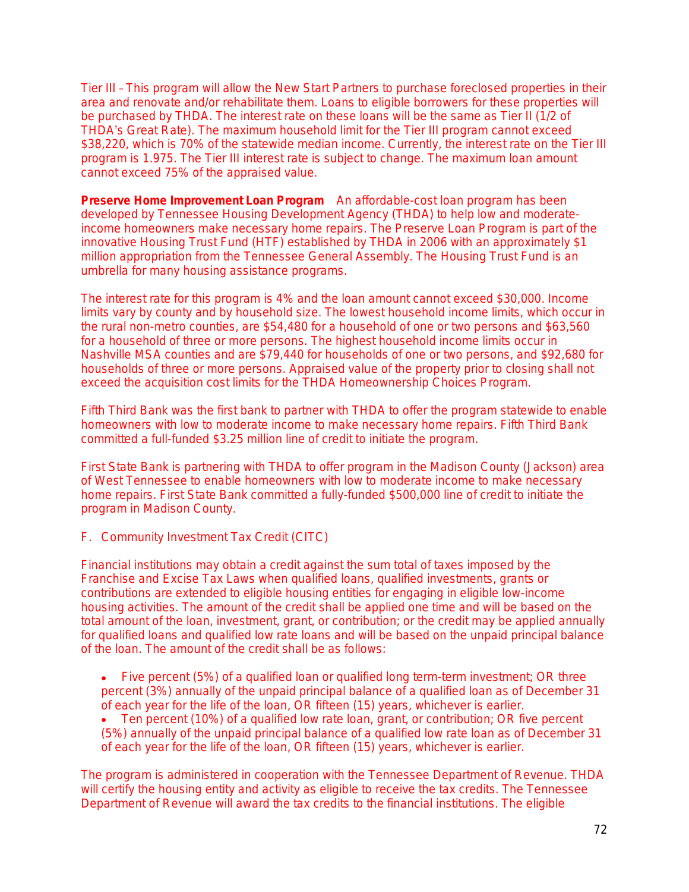Tier III – This program will allow the New Start Partners to purchase foreclosed properties in their area and renovate and/or rehabilitate them. Loans to eligible borrowers for these properties will be purchased by THDA. The interest rate on these loans will be the same as Tier II (1/2 of THDA's Great Rate). The maximum household limit for the Tier III program cannot exceed $38,220, which is 70% of the statewide median income. Currently, the interest rate on the Tier III program is 1.975. The Tier III interest rate is subject to change. The maximum loan amount cannot exceed 75% of the appraised value.

**Preserve Home Improvement Loan Program** An affordable-cost loan program has been developed by Tennessee Housing Development Agency (THDA) to help low and moderate-income homeowners make necessary home repairs. The Preserve Loan Program is part of the innovative Housing Trust Fund (HTF) established by THDA in 2006 with an approximately $1 million appropriation from the Tennessee General Assembly. The Housing Trust Fund is an umbrella for many housing assistance programs.

The interest rate for this program is 4% and the loan amount cannot exceed $30,000. Income limits vary by county and by household size. The lowest household income limits, which occur in the rural non-metro counties, are $54,480 for a household of one or two persons and $63,560 for a household of three or more persons. The highest household income limits occur in Nashville MSA counties and are $79,440 for households of one or two persons, and $92,680 for households of three or more persons. Appraised value of the property prior to closing shall not exceed the acquisition cost limits for the THDA Homeownership Choices Program.

Fifth Third Bank was the first bank to partner with THDA to offer the program statewide to enable homeowners with low to moderate income to make necessary home repairs. Fifth Third Bank committed a full-funded $3.25 million line of credit to initiate the program.

First State Bank is partnering with THDA to offer program in the Madison County (Jackson) area of West Tennessee to enable homeowners with low to moderate income to make necessary home repairs. First State Bank committed a fully-funded $500,000 line of credit to initiate the program in Madison County.

F. Community Investment Tax Credit (CITC)

Financial institutions may obtain a credit against the sum total of taxes imposed by the Franchise and Excise Tax Laws when qualified loans, qualified investments, grants or contributions are extended to eligible housing entities for engaging in eligible low-income housing activities. The amount of the credit shall be applied one time and will be based on the total amount of the loan, investment, grant, or contribution; or the credit may be applied annually for qualified loans and qualified low rate loans and will be based on the unpaid principal balance of the loan. The amount of the credit shall be as follows:

- Five percent (5%) of a qualified loan or qualified long term-term investment; OR three percent (3%) annually of the unpaid principal balance of a qualified loan as of December 31 of each year for the life of the loan, OR fifteen (15) years, whichever is earlier.
- Ten percent (10%) of a qualified low rate loan, grant, or contribution; OR five percent (5%) annually of the unpaid principal balance of a qualified low rate loan as of December 31 of each year for the life of the loan, OR fifteen (15) years, whichever is earlier.

The program is administered in cooperation with the Tennessee Department of Revenue. THDA will certify the housing entity and activity as eligible to receive the tax credits. The Tennessee Department of Revenue will award the tax credits to the financial institutions. The eligible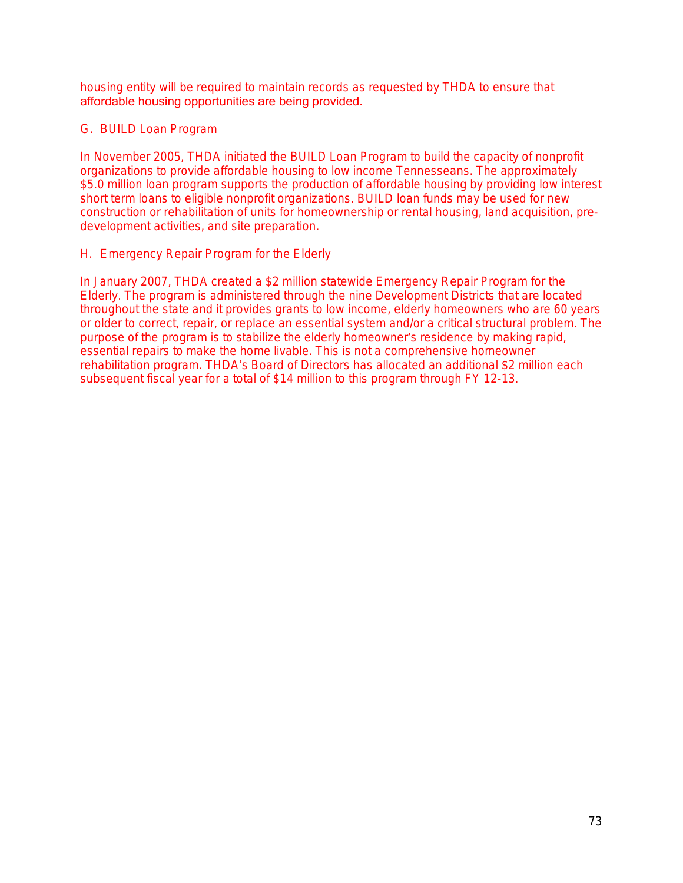housing entity will be required to maintain records as requested by THDA to ensure that affordable housing opportunities are being provided.

G. BUILD Loan Program

In November 2005, THDA initiated the BUILD Loan Program to build the capacity of nonprofit organizations to provide affordable housing to low income Tennesseans. The approximately $5.0 million loan program supports the production of affordable housing by providing low interest short term loans to eligible nonprofit organizations. BUILD loan funds may be used for new construction or rehabilitation of units for homeownership or rental housing, land acquisition, pre-development activities, and site preparation.

H. Emergency Repair Program for the Elderly

In January 2007, THDA created a $2 million statewide Emergency Repair Program for the Elderly. The program is administered through the nine Development Districts that are located throughout the state and it provides grants to low income, elderly homeowners who are 60 years or older to correct, repair, or replace an essential system and/or a critical structural problem. The purpose of the program is to stabilize the elderly homeowner's residence by making rapid, essential repairs to make the home livable. This is not a comprehensive homeowner rehabilitation program. THDA's Board of Directors has allocated an additional $2 million each subsequent fiscal year for a total of $14 million to this program through FY 12-13.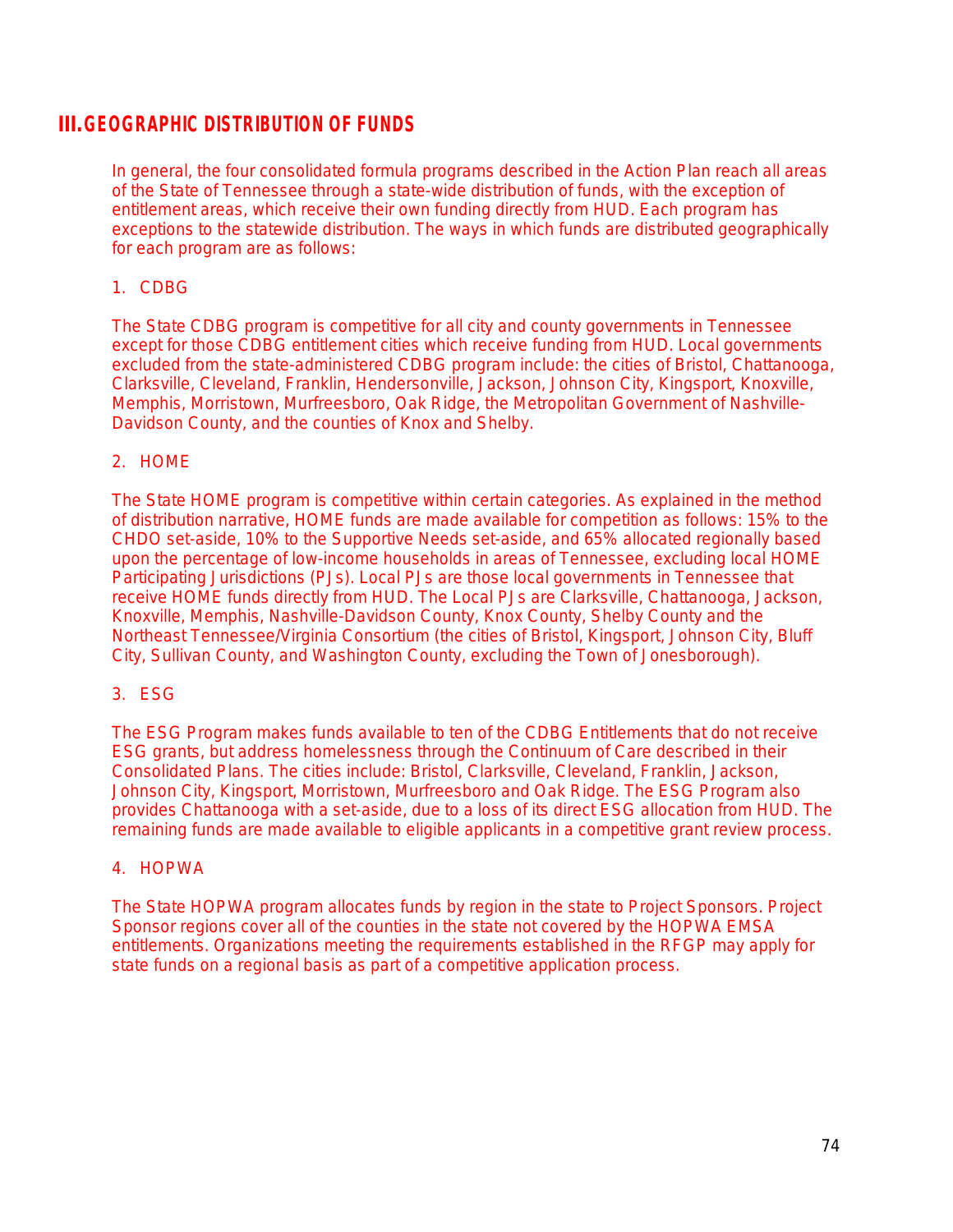## III. GEOGRAPHIC DISTRIBUTION OF FUNDS

In general, the four consolidated formula programs described in the Action Plan reach all areas of the State of Tennessee through a state-wide distribution of funds, with the exception of entitlement areas, which receive their own funding directly from HUD. Each program has exceptions to the statewide distribution. The ways in which funds are distributed geographically for each program are as follows:

1. CDBG

The State CDBG program is competitive for all city and county governments in Tennessee except for those CDBG entitlement cities which receive funding from HUD. Local governments excluded from the state-administered CDBG program include: the cities of Bristol, Chattanooga, Clarksville, Cleveland, Franklin, Hendersonville, Jackson, Johnson City, Kingsport, Knoxville, Memphis, Morristown, Murfreesboro, Oak Ridge, the Metropolitan Government of Nashville-Davidson County, and the counties of Knox and Shelby.

2. HOME

The State HOME program is competitive within certain categories. As explained in the method of distribution narrative, HOME funds are made available for competition as follows: 15% to the CHDO set-aside, 10% to the Supportive Needs set-aside, and 65% allocated regionally based upon the percentage of low-income households in areas of Tennessee, excluding local HOME Participating Jurisdictions (PJs). Local PJs are those local governments in Tennessee that receive HOME funds directly from HUD. The Local PJs are Clarksville, Chattanooga, Jackson, Knoxville, Memphis, Nashville-Davidson County, Knox County, Shelby County and the Northeast Tennessee/Virginia Consortium (the cities of Bristol, Kingsport, Johnson City, Bluff City, Sullivan County, and Washington County, excluding the Town of Jonesborough).

3. ESG

The ESG Program makes funds available to ten of the CDBG Entitlements that do not receive ESG grants, but address homelessness through the Continuum of Care described in their Consolidated Plans. The cities include: Bristol, Clarksville, Cleveland, Franklin, Jackson, Johnson City, Kingsport, Morristown, Murfreesboro and Oak Ridge. The ESG Program also provides Chattanooga with a set-aside, due to a loss of its direct ESG allocation from HUD. The remaining funds are made available to eligible applicants in a competitive grant review process.

4. HOPWA

The State HOPWA program allocates funds by region in the state to Project Sponsors. Project Sponsor regions cover all of the counties in the state not covered by the HOPWA EMSA entitlements. Organizations meeting the requirements established in the RFGP may apply for state funds on a regional basis as part of a competitive application process.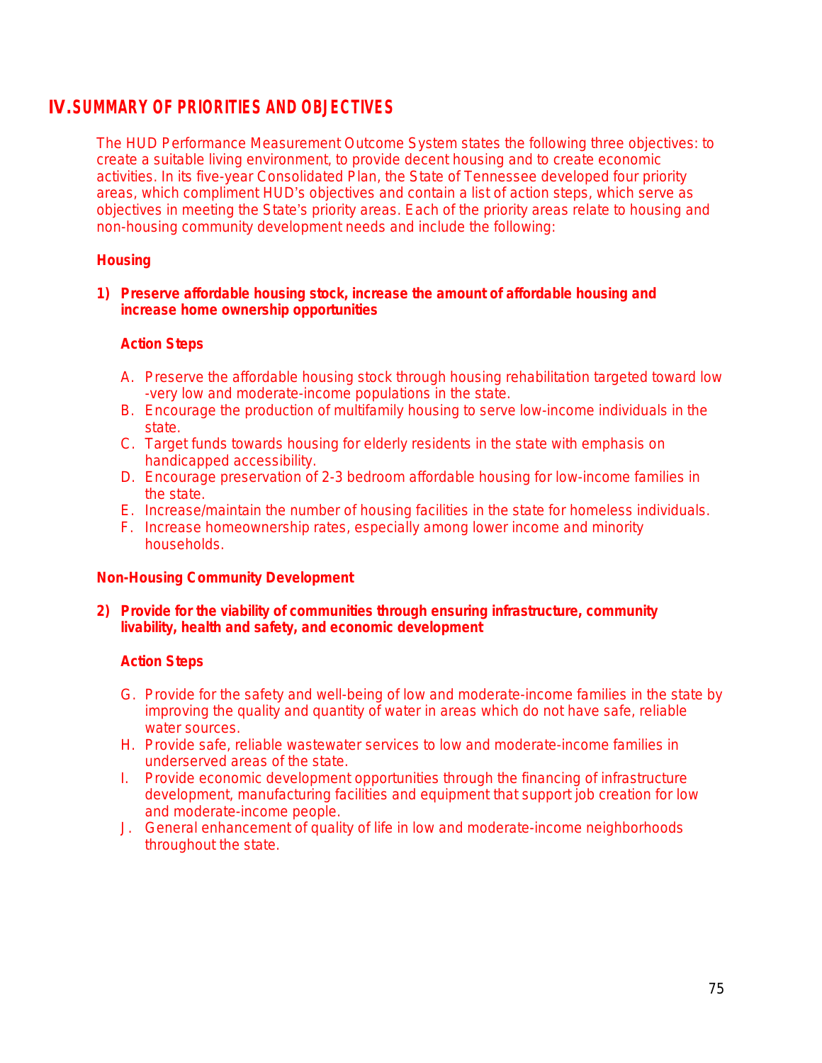## IV. SUMMARY OF PRIORITIES AND OBJECTIVES

The HUD Performance Measurement Outcome System states the following three objectives: to create a suitable living environment, to provide decent housing and to create economic activities. In its five-year Consolidated Plan, the State of Tennessee developed four priority areas, which compliment HUD's objectives and contain a list of action steps, which serve as objectives in meeting the State's priority areas. Each of the priority areas relate to housing and non-housing community development needs and include the following:

**Housing**

**1) Preserve affordable housing stock, increase the amount of affordable housing and increase home ownership opportunities**

**Action Steps**

A. Preserve the affordable housing stock through housing rehabilitation targeted toward low -very low and moderate-income populations in the state.
B. Encourage the production of multifamily housing to serve low-income individuals in the state.
C. Target funds towards housing for elderly residents in the state with emphasis on handicapped accessibility.
D. Encourage preservation of 2-3 bedroom affordable housing for low-income families in the state.
E. Increase/maintain the number of housing facilities in the state for homeless individuals.
F. Increase homeownership rates, especially among lower income and minority households.

**Non-Housing Community Development**

**2) Provide for the viability of communities through ensuring infrastructure, community livability, health and safety, and economic development**

**Action Steps**

G. Provide for the safety and well-being of low and moderate-income families in the state by improving the quality and quantity of water in areas which do not have safe, reliable water sources.
H. Provide safe, reliable wastewater services to low and moderate-income families in underserved areas of the state.
I. Provide economic development opportunities through the financing of infrastructure development, manufacturing facilities and equipment that support job creation for low and moderate-income people.
J. General enhancement of quality of life in low and moderate-income neighborhoods throughout the state.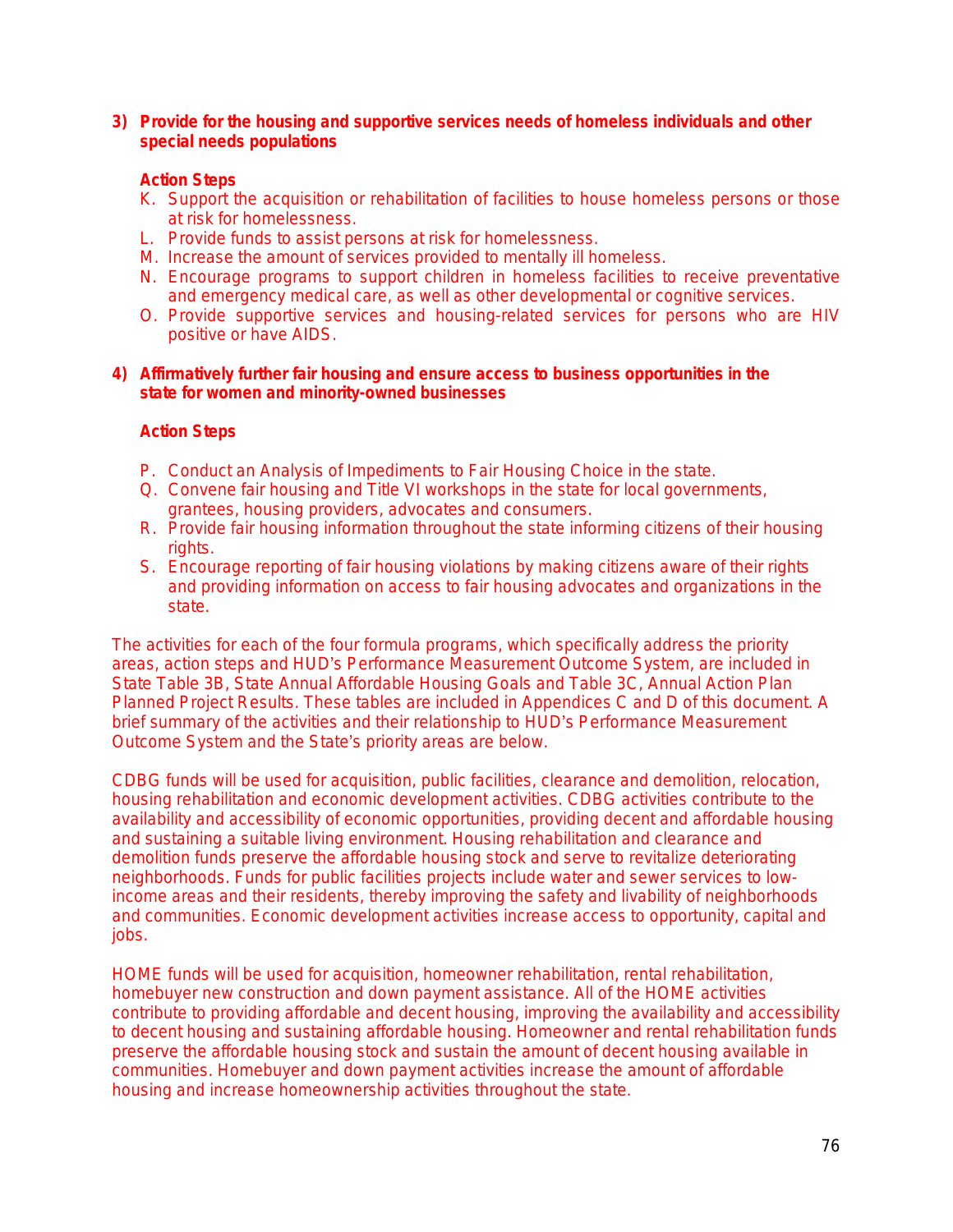**3) Provide for the housing and supportive services needs of homeless individuals and other special needs populations**

**Action Steps**

K. Support the acquisition or rehabilitation of facilities to house homeless persons or those at risk for homelessness.
L. Provide funds to assist persons at risk for homelessness.
M. Increase the amount of services provided to mentally ill homeless.
N. Encourage programs to support children in homeless facilities to receive preventative and emergency medical care, as well as other developmental or cognitive services.
O. Provide supportive services and housing-related services for persons who are HIV positive or have AIDS.

**4) Affirmatively further fair housing and ensure access to business opportunities in the state for women and minority-owned businesses**

**Action Steps**

P. Conduct an Analysis of Impediments to Fair Housing Choice in the state.
Q. Convene fair housing and Title VI workshops in the state for local governments, grantees, housing providers, advocates and consumers.
R. Provide fair housing information throughout the state informing citizens of their housing rights.
S. Encourage reporting of fair housing violations by making citizens aware of their rights and providing information on access to fair housing advocates and organizations in the state.

The activities for each of the four formula programs, which specifically address the priority areas, action steps and HUD's Performance Measurement Outcome System, are included in State Table 3B, State Annual Affordable Housing Goals and Table 3C, Annual Action Plan Planned Project Results. These tables are included in Appendices C and D of this document. A brief summary of the activities and their relationship to HUD's Performance Measurement Outcome System and the State's priority areas are below.

CDBG funds will be used for acquisition, public facilities, clearance and demolition, relocation, housing rehabilitation and economic development activities. CDBG activities contribute to the availability and accessibility of economic opportunities, providing decent and affordable housing and sustaining a suitable living environment. Housing rehabilitation and clearance and demolition funds preserve the affordable housing stock and serve to revitalize deteriorating neighborhoods. Funds for public facilities projects include water and sewer services to low-income areas and their residents, thereby improving the safety and livability of neighborhoods and communities. Economic development activities increase access to opportunity, capital and jobs.

HOME funds will be used for acquisition, homeowner rehabilitation, rental rehabilitation, homebuyer new construction and down payment assistance. All of the HOME activities contribute to providing affordable and decent housing, improving the availability and accessibility to decent housing and sustaining affordable housing. Homeowner and rental rehabilitation funds preserve the affordable housing stock and sustain the amount of decent housing available in communities. Homebuyer and down payment activities increase the amount of affordable housing and increase homeownership activities throughout the state.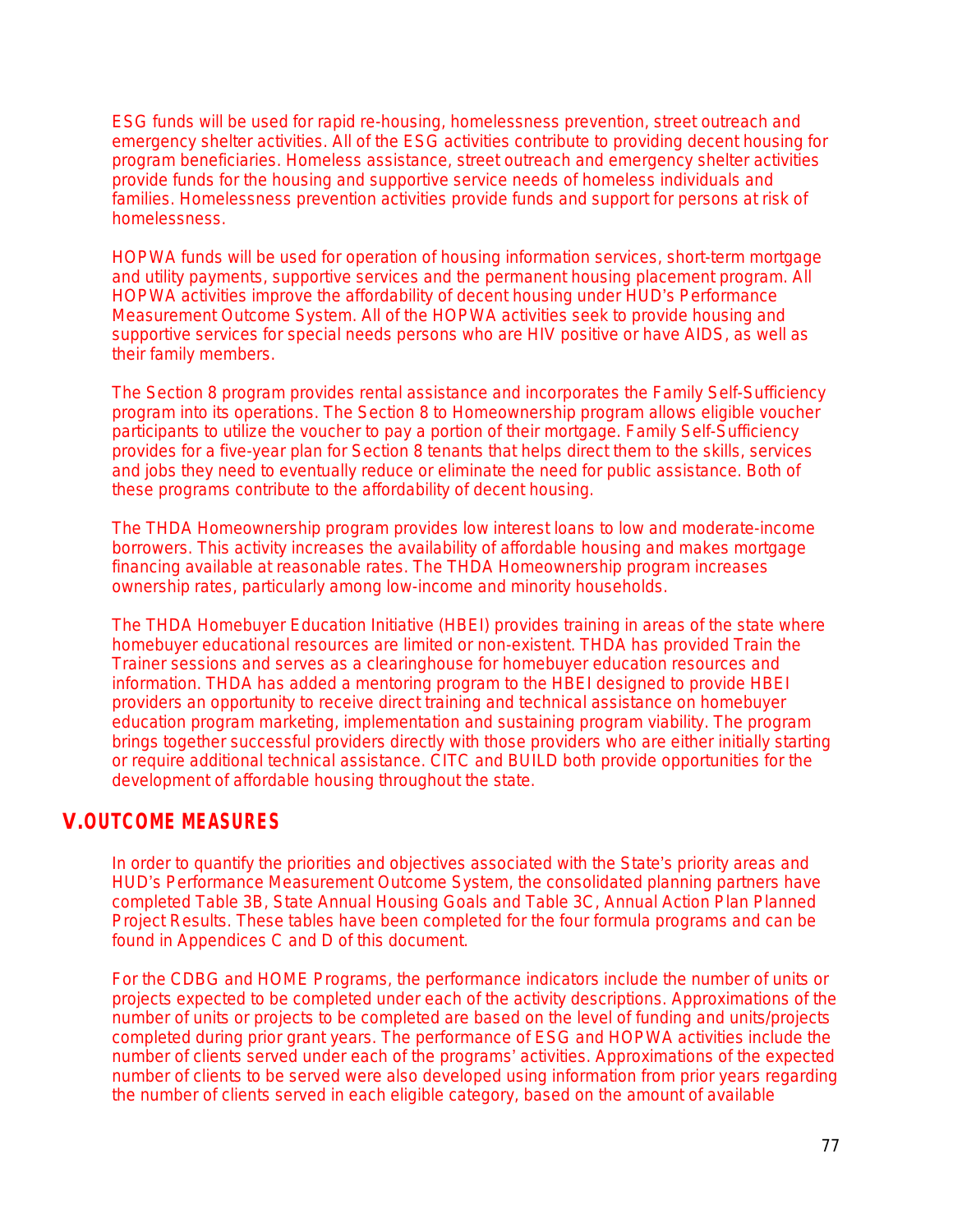ESG funds will be used for rapid re-housing, homelessness prevention, street outreach and emergency shelter activities. All of the ESG activities contribute to providing decent housing for program beneficiaries. Homeless assistance, street outreach and emergency shelter activities provide funds for the housing and supportive service needs of homeless individuals and families. Homelessness prevention activities provide funds and support for persons at risk of homelessness.

HOPWA funds will be used for operation of housing information services, short-term mortgage and utility payments, supportive services and the permanent housing placement program. All HOPWA activities improve the affordability of decent housing under HUD's Performance Measurement Outcome System. All of the HOPWA activities seek to provide housing and supportive services for special needs persons who are HIV positive or have AIDS, as well as their family members.

The Section 8 program provides rental assistance and incorporates the Family Self-Sufficiency program into its operations. The Section 8 to Homeownership program allows eligible voucher participants to utilize the voucher to pay a portion of their mortgage. Family Self-Sufficiency provides for a five-year plan for Section 8 tenants that helps direct them to the skills, services and jobs they need to eventually reduce or eliminate the need for public assistance. Both of these programs contribute to the affordability of decent housing.

The THDA Homeownership program provides low interest loans to low and moderate-income borrowers. This activity increases the availability of affordable housing and makes mortgage financing available at reasonable rates. The THDA Homeownership program increases ownership rates, particularly among low-income and minority households.

The THDA Homebuyer Education Initiative (HBEI) provides training in areas of the state where homebuyer educational resources are limited or non-existent. THDA has provided Train the Trainer sessions and serves as a clearinghouse for homebuyer education resources and information. THDA has added a mentoring program to the HBEI designed to provide HBEI providers an opportunity to receive direct training and technical assistance on homebuyer education program marketing, implementation and sustaining program viability. The program brings together successful providers directly with those providers who are either initially starting or require additional technical assistance. CITC and BUILD both provide opportunities for the development of affordable housing throughout the state.

## V. OUTCOME MEASURES

In order to quantify the priorities and objectives associated with the State's priority areas and HUD's Performance Measurement Outcome System, the consolidated planning partners have completed Table 3B, State Annual Housing Goals and Table 3C, Annual Action Plan Planned Project Results. These tables have been completed for the four formula programs and can be found in Appendices C and D of this document.

For the CDBG and HOME Programs, the performance indicators include the number of units or projects expected to be completed under each of the activity descriptions. Approximations of the number of units or projects to be completed are based on the level of funding and units/projects completed during prior grant years. The performance of ESG and HOPWA activities include the number of clients served under each of the programs' activities. Approximations of the expected number of clients to be served were also developed using information from prior years regarding the number of clients served in each eligible category, based on the amount of available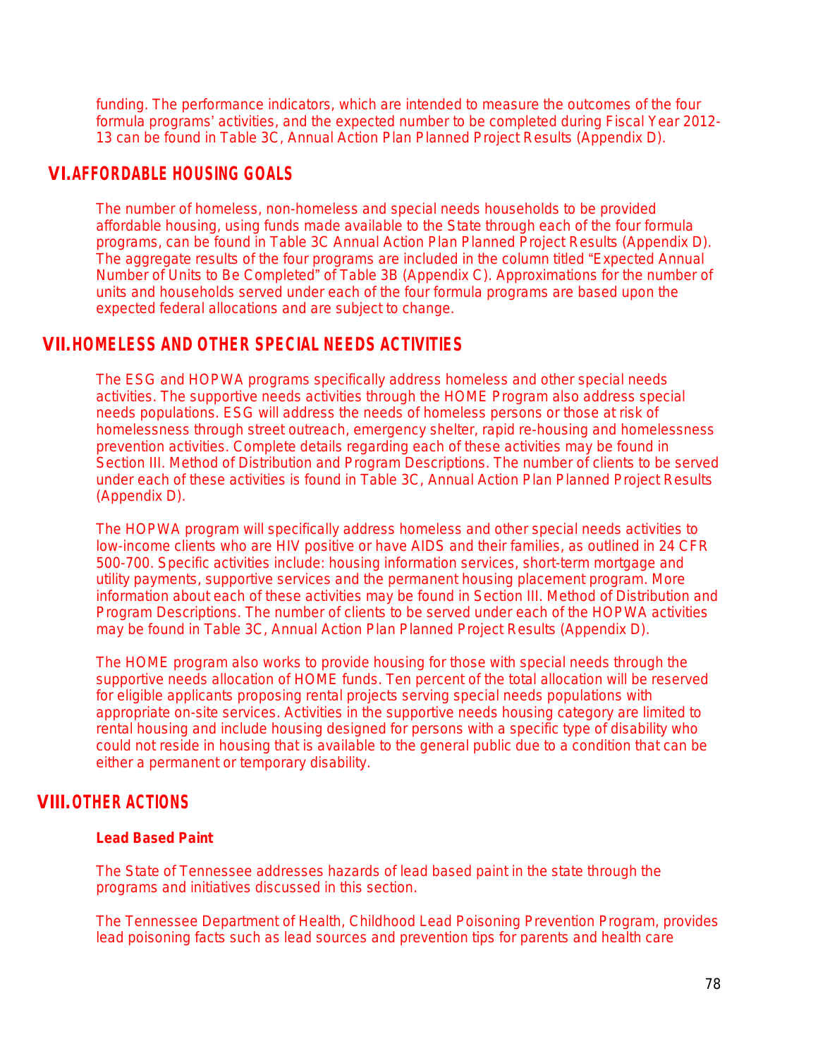funding. The performance indicators, which are intended to measure the outcomes of the four formula programs' activities, and the expected number to be completed during Fiscal Year 2012-13 can be found in Table 3C, Annual Action Plan Planned Project Results (Appendix D).

## VI. AFFORDABLE HOUSING GOALS

The number of homeless, non-homeless and special needs households to be provided affordable housing, using funds made available to the State through each of the four formula programs, can be found in Table 3C Annual Action Plan Planned Project Results (Appendix D). The aggregate results of the four programs are included in the column titled "Expected Annual Number of Units to Be Completed" of Table 3B (Appendix C). Approximations for the number of units and households served under each of the four formula programs are based upon the expected federal allocations and are subject to change.

## VII. HOMELESS AND OTHER SPECIAL NEEDS ACTIVITIES

The ESG and HOPWA programs specifically address homeless and other special needs activities. The supportive needs activities through the HOME Program also address special needs populations. ESG will address the needs of homeless persons or those at risk of homelessness through street outreach, emergency shelter, rapid re-housing and homelessness prevention activities. Complete details regarding each of these activities may be found in Section III. Method of Distribution and Program Descriptions. The number of clients to be served under each of these activities is found in Table 3C, Annual Action Plan Planned Project Results (Appendix D).

The HOPWA program will specifically address homeless and other special needs activities to low-income clients who are HIV positive or have AIDS and their families, as outlined in 24 CFR 500-700. Specific activities include: housing information services, short-term mortgage and utility payments, supportive services and the permanent housing placement program. More information about each of these activities may be found in Section III. Method of Distribution and Program Descriptions. The number of clients to be served under each of the HOPWA activities may be found in Table 3C, Annual Action Plan Planned Project Results (Appendix D).

The HOME program also works to provide housing for those with special needs through the supportive needs allocation of HOME funds. Ten percent of the total allocation will be reserved for eligible applicants proposing rental projects serving special needs populations with appropriate on-site services. Activities in the supportive needs housing category are limited to rental housing and include housing designed for persons with a specific type of disability who could not reside in housing that is available to the general public due to a condition that can be either a permanent or temporary disability.

## VIII. OTHER ACTIONS

### Lead Based Paint

The State of Tennessee addresses hazards of lead based paint in the state through the programs and initiatives discussed in this section.

The Tennessee Department of Health, Childhood Lead Poisoning Prevention Program, provides lead poisoning facts such as lead sources and prevention tips for parents and health care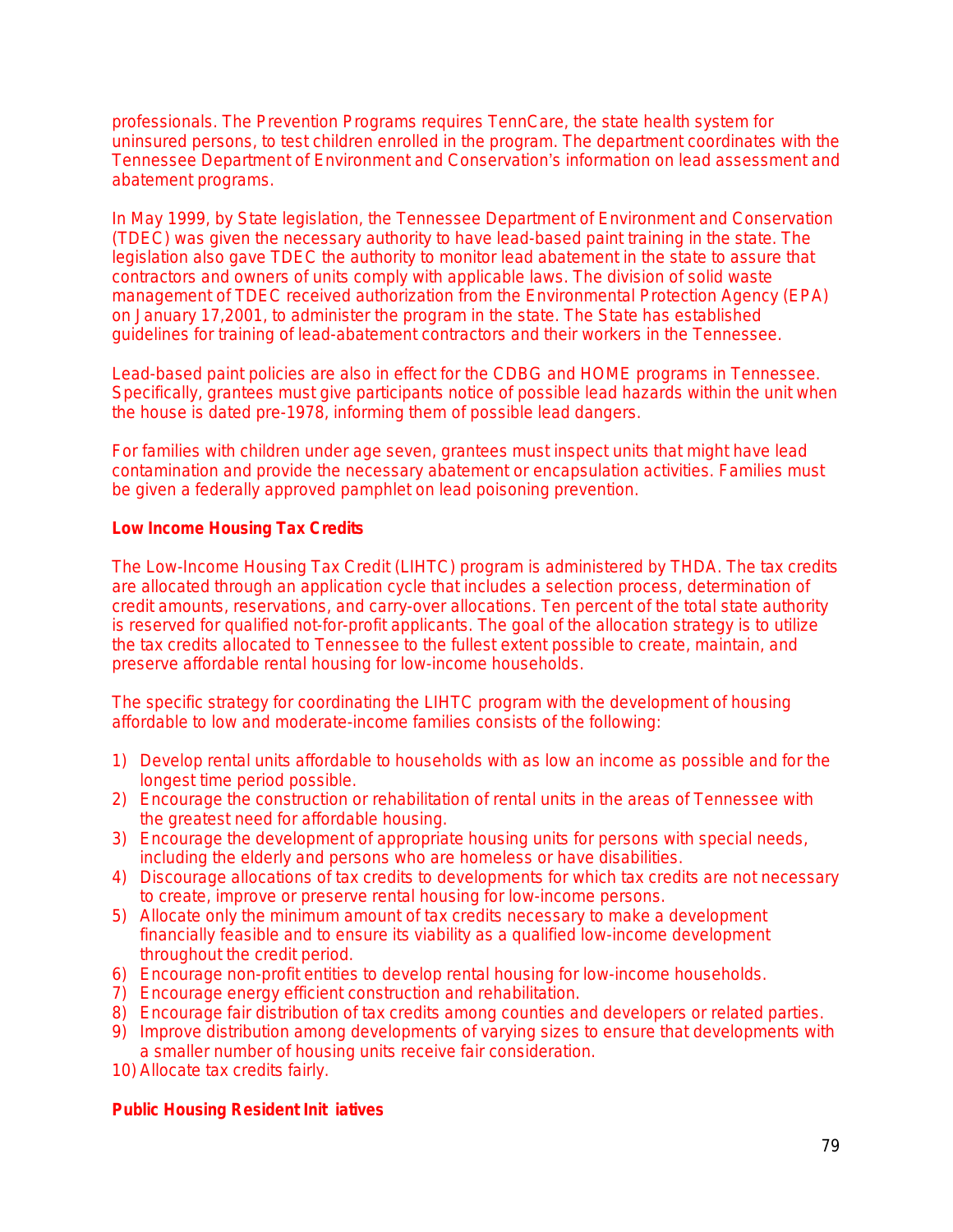professionals. The Prevention Programs requires TennCare, the state health system for uninsured persons, to test children enrolled in the program. The department coordinates with the Tennessee Department of Environment and Conservation's information on lead assessment and abatement programs.

In May 1999, by State legislation, the Tennessee Department of Environment and Conservation (TDEC) was given the necessary authority to have lead-based paint training in the state. The legislation also gave TDEC the authority to monitor lead abatement in the state to assure that contractors and owners of units comply with applicable laws. The division of solid waste management of TDEC received authorization from the Environmental Protection Agency (EPA) on January 17,2001, to administer the program in the state. The State has established guidelines for training of lead-abatement contractors and their workers in the Tennessee.

Lead-based paint policies are also in effect for the CDBG and HOME programs in Tennessee. Specifically, grantees must give participants notice of possible lead hazards within the unit when the house is dated pre-1978, informing them of possible lead dangers.

For families with children under age seven, grantees must inspect units that might have lead contamination and provide the necessary abatement or encapsulation activities. Families must be given a federally approved pamphlet on lead poisoning prevention.

**Low Income Housing Tax Credits**

The Low-Income Housing Tax Credit (LIHTC) program is administered by THDA. The tax credits are allocated through an application cycle that includes a selection process, determination of credit amounts, reservations, and carry-over allocations. Ten percent of the total state authority is reserved for qualified not-for-profit applicants. The goal of the allocation strategy is to utilize the tax credits allocated to Tennessee to the fullest extent possible to create, maintain, and preserve affordable rental housing for low-income households.

The specific strategy for coordinating the LIHTC program with the development of housing affordable to low and moderate-income families consists of the following:

1) Develop rental units affordable to households with as low an income as possible and for the longest time period possible.
2) Encourage the construction or rehabilitation of rental units in the areas of Tennessee with the greatest need for affordable housing.
3) Encourage the development of appropriate housing units for persons with special needs, including the elderly and persons who are homeless or have disabilities.
4) Discourage allocations of tax credits to developments for which tax credits are not necessary to create, improve or preserve rental housing for low-income persons.
5) Allocate only the minimum amount of tax credits necessary to make a development financially feasible and to ensure its viability as a qualified low-income development throughout the credit period.
6) Encourage non-profit entities to develop rental housing for low-income households.
7) Encourage energy efficient construction and rehabilitation.
8) Encourage fair distribution of tax credits among counties and developers or related parties.
9) Improve distribution among developments of varying sizes to ensure that developments with a smaller number of housing units receive fair consideration.
10) Allocate tax credits fairly.

**Public Housing Resident Initiatives**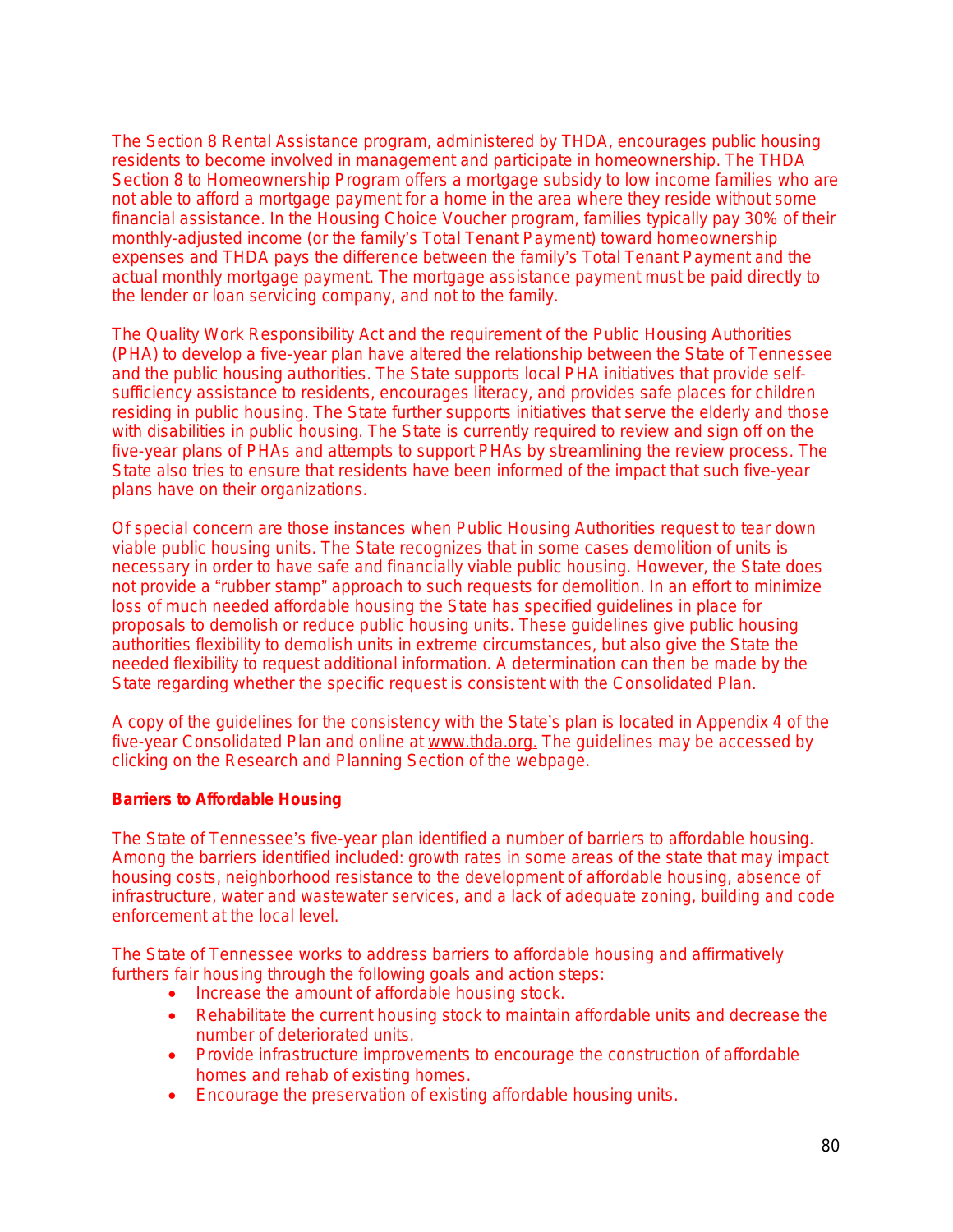The Section 8 Rental Assistance program, administered by THDA, encourages public housing residents to become involved in management and participate in homeownership. The THDA Section 8 to Homeownership Program offers a mortgage subsidy to low income families who are not able to afford a mortgage payment for a home in the area where they reside without some financial assistance. In the Housing Choice Voucher program, families typically pay 30% of their monthly-adjusted income (or the family's Total Tenant Payment) toward homeownership expenses and THDA pays the difference between the family's Total Tenant Payment and the actual monthly mortgage payment. The mortgage assistance payment must be paid directly to the lender or loan servicing company, and not to the family.

The Quality Work Responsibility Act and the requirement of the Public Housing Authorities (PHA) to develop a five-year plan have altered the relationship between the State of Tennessee and the public housing authorities. The State supports local PHA initiatives that provide self-sufficiency assistance to residents, encourages literacy, and provides safe places for children residing in public housing. The State further supports initiatives that serve the elderly and those with disabilities in public housing. The State is currently required to review and sign off on the five-year plans of PHAs and attempts to support PHAs by streamlining the review process. The State also tries to ensure that residents have been informed of the impact that such five-year plans have on their organizations.

Of special concern are those instances when Public Housing Authorities request to tear down viable public housing units. The State recognizes that in some cases demolition of units is necessary in order to have safe and financially viable public housing. However, the State does not provide a "rubber stamp" approach to such requests for demolition. In an effort to minimize loss of much needed affordable housing the State has specified guidelines in place for proposals to demolish or reduce public housing units. These guidelines give public housing authorities flexibility to demolish units in extreme circumstances, but also give the State the needed flexibility to request additional information. A determination can then be made by the State regarding whether the specific request is consistent with the Consolidated Plan.

A copy of the guidelines for the consistency with the State's plan is located in Appendix 4 of the five-year Consolidated Plan and online at www.thda.org. The guidelines may be accessed by clicking on the Research and Planning Section of the webpage.

**Barriers to Affordable Housing**

The State of Tennessee's five-year plan identified a number of barriers to affordable housing. Among the barriers identified included: growth rates in some areas of the state that may impact housing costs, neighborhood resistance to the development of affordable housing, absence of infrastructure, water and wastewater services, and a lack of adequate zoning, building and code enforcement at the local level.

The State of Tennessee works to address barriers to affordable housing and affirmatively furthers fair housing through the following goals and action steps:

- Increase the amount of affordable housing stock.
- Rehabilitate the current housing stock to maintain affordable units and decrease the number of deteriorated units.
- Provide infrastructure improvements to encourage the construction of affordable homes and rehab of existing homes.
- Encourage the preservation of existing affordable housing units.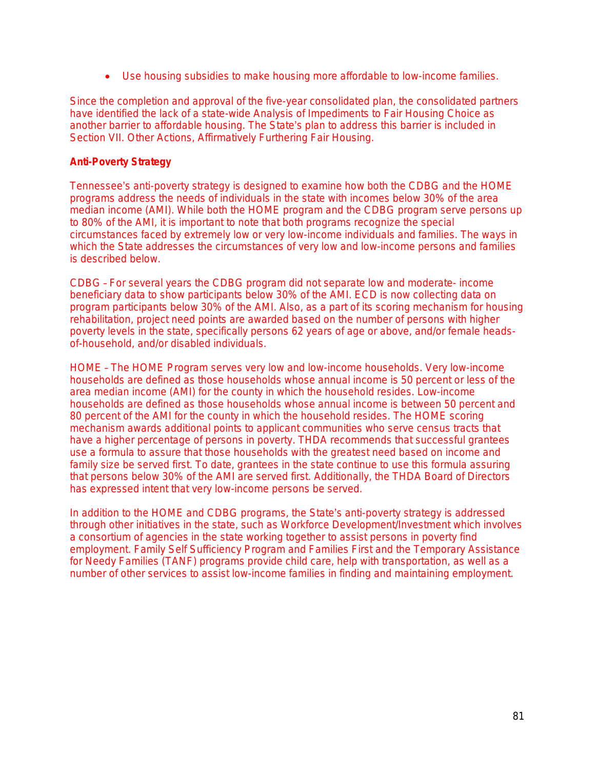- Use housing subsidies to make housing more affordable to low-income families.

Since the completion and approval of the five-year consolidated plan, the consolidated partners have identified the lack of a state-wide Analysis of Impediments to Fair Housing Choice as another barrier to affordable housing. The State's plan to address this barrier is included in Section VII. Other Actions, Affirmatively Furthering Fair Housing.

**Anti-Poverty Strategy**

Tennessee's anti-poverty strategy is designed to examine how both the CDBG and the HOME programs address the needs of individuals in the state with incomes below 30% of the area median income (AMI). While both the HOME program and the CDBG program serve persons up to 80% of the AMI, it is important to note that both programs recognize the special circumstances faced by extremely low or very low-income individuals and families. The ways in which the State addresses the circumstances of very low and low-income persons and families is described below.

CDBG – For several years the CDBG program did not separate low and moderate- income beneficiary data to show participants below 30% of the AMI. ECD is now collecting data on program participants below 30% of the AMI. Also, as a part of its scoring mechanism for housing rehabilitation, project need points are awarded based on the number of persons with higher poverty levels in the state, specifically persons 62 years of age or above, and/or female heads-of-household, and/or disabled individuals.

HOME – The HOME Program serves very low and low-income households. Very low-income households are defined as those households whose annual income is 50 percent or less of the area median income (AMI) for the county in which the household resides. Low-income households are defined as those households whose annual income is between 50 percent and 80 percent of the AMI for the county in which the household resides. The HOME scoring mechanism awards additional points to applicant communities who serve census tracts that have a higher percentage of persons in poverty. THDA recommends that successful grantees use a formula to assure that those households with the greatest need based on income and family size be served first. To date, grantees in the state continue to use this formula assuring that persons below 30% of the AMI are served first. Additionally, the THDA Board of Directors has expressed intent that very low-income persons be served.

In addition to the HOME and CDBG programs, the State's anti-poverty strategy is addressed through other initiatives in the state, such as Workforce Development/Investment which involves a consortium of agencies in the state working together to assist persons in poverty find employment. Family Self Sufficiency Program and Families First and the Temporary Assistance for Needy Families (TANF) programs provide child care, help with transportation, as well as a number of other services to assist low-income families in finding and maintaining employment.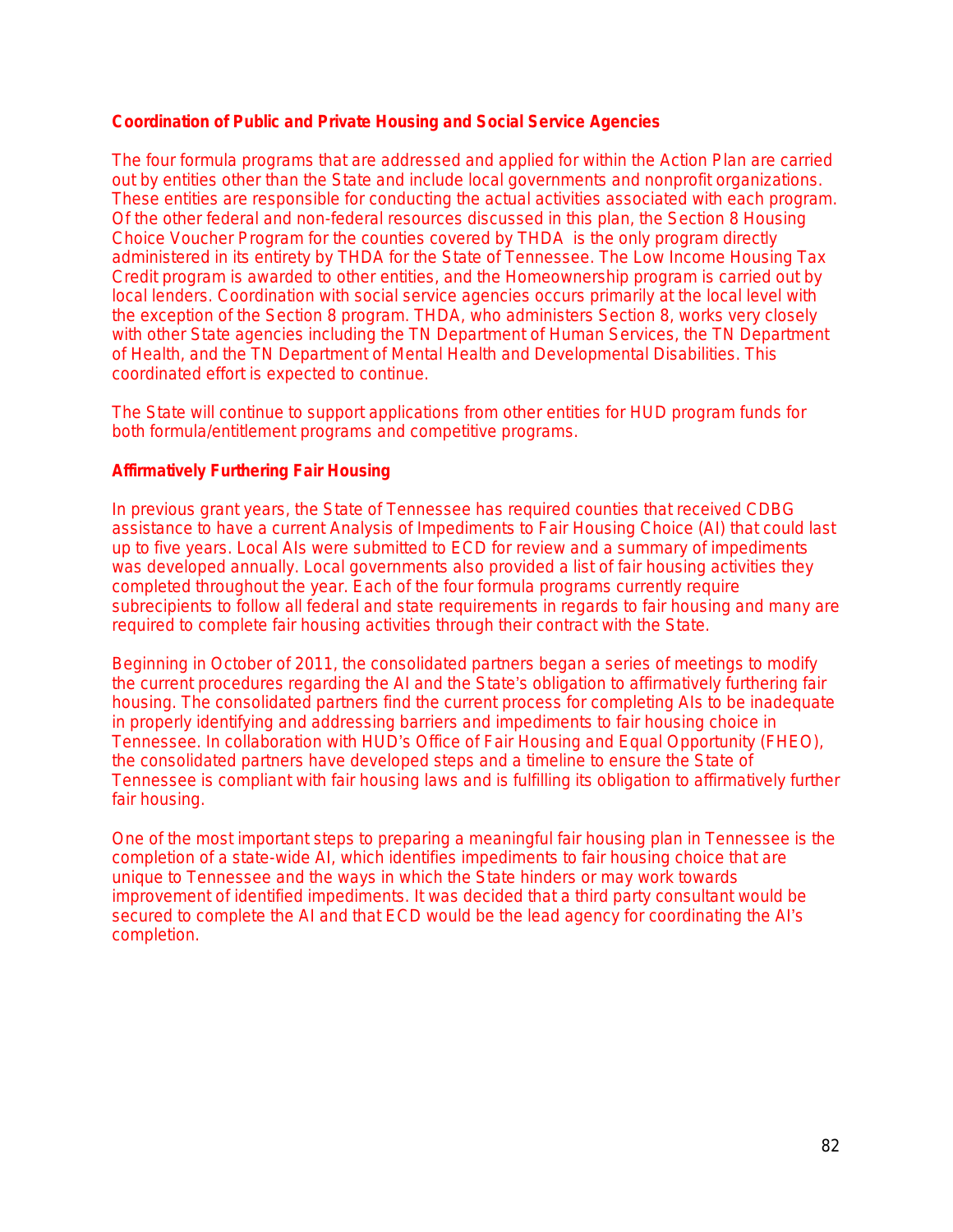**Coordination of Public and Private Housing and Social Service Agencies**

The four formula programs that are addressed and applied for within the Action Plan are carried out by entities other than the State and include local governments and nonprofit organizations. These entities are responsible for conducting the actual activities associated with each program. Of the other federal and non-federal resources discussed in this plan, the Section 8 Housing Choice Voucher Program for the counties covered by THDA is the only program directly administered in its entirety by THDA for the State of Tennessee. The Low Income Housing Tax Credit program is awarded to other entities, and the Homeownership program is carried out by local lenders. Coordination with social service agencies occurs primarily at the local level with the exception of the Section 8 program. THDA, who administers Section 8, works very closely with other State agencies including the TN Department of Human Services, the TN Department of Health, and the TN Department of Mental Health and Developmental Disabilities. This coordinated effort is expected to continue.

The State will continue to support applications from other entities for HUD program funds for both formula/entitlement programs and competitive programs.

**Affirmatively Furthering Fair Housing**

In previous grant years, the State of Tennessee has required counties that received CDBG assistance to have a current Analysis of Impediments to Fair Housing Choice (AI) that could last up to five years. Local AIs were submitted to ECD for review and a summary of impediments was developed annually. Local governments also provided a list of fair housing activities they completed throughout the year. Each of the four formula programs currently require subrecipients to follow all federal and state requirements in regards to fair housing and many are required to complete fair housing activities through their contract with the State.

Beginning in October of 2011, the consolidated partners began a series of meetings to modify the current procedures regarding the AI and the State's obligation to affirmatively furthering fair housing. The consolidated partners find the current process for completing AIs to be inadequate in properly identifying and addressing barriers and impediments to fair housing choice in Tennessee. In collaboration with HUD's Office of Fair Housing and Equal Opportunity (FHEO), the consolidated partners have developed steps and a timeline to ensure the State of Tennessee is compliant with fair housing laws and is fulfilling its obligation to affirmatively further fair housing.

One of the most important steps to preparing a meaningful fair housing plan in Tennessee is the completion of a state-wide AI, which identifies impediments to fair housing choice that are unique to Tennessee and the ways in which the State hinders or may work towards improvement of identified impediments. It was decided that a third party consultant would be secured to complete the AI and that ECD would be the lead agency for coordinating the AI's completion.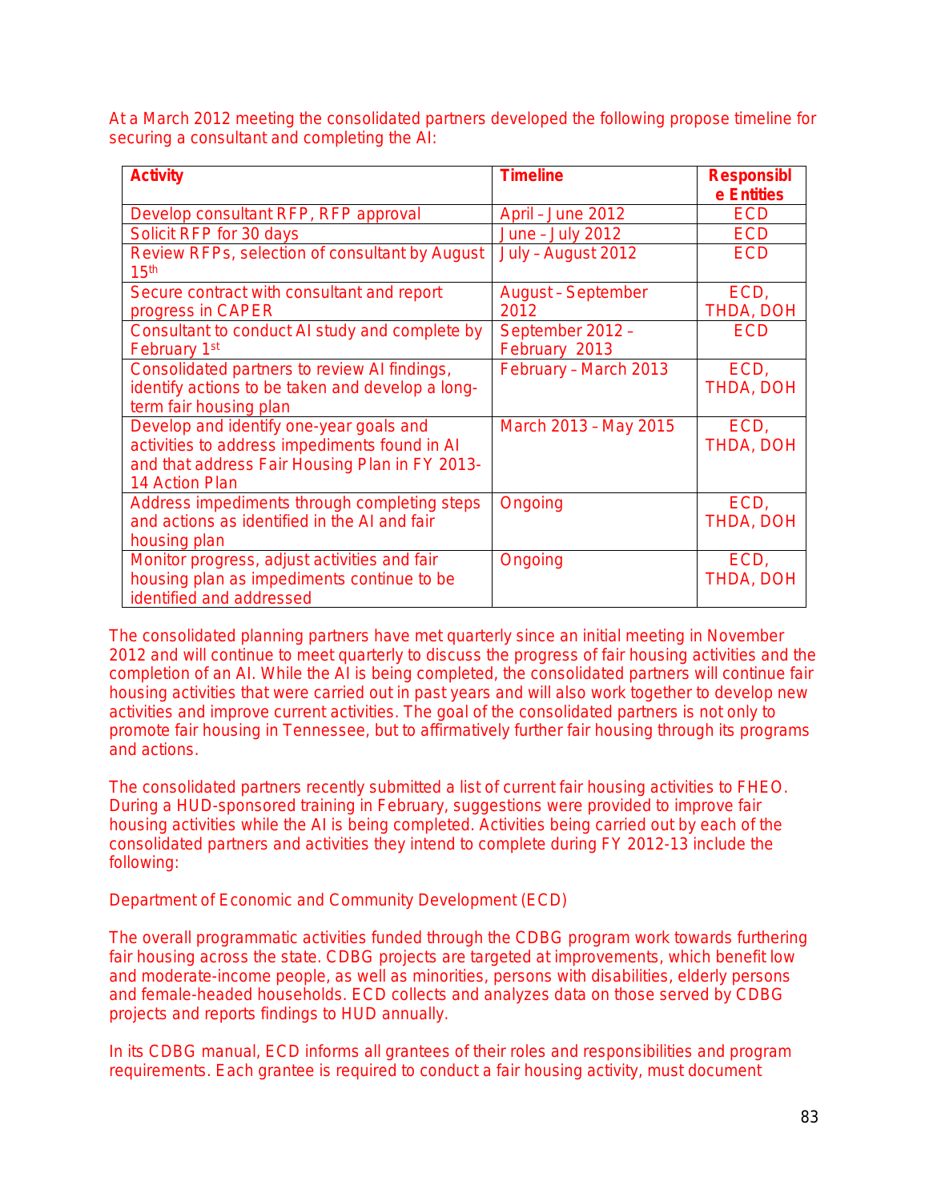At a March 2012 meeting the consolidated partners developed the following propose timeline for securing a consultant and completing the AI:

| Activity | Timeline | Responsible Entities |
|---|---|---|
| Develop consultant RFP, RFP approval | April – June 2012 | ECD |
| Solicit RFP for 30 days | June – July 2012 | ECD |
| Review RFPs, selection of consultant by August 15th | July – August 2012 | ECD |
| Secure contract with consultant and report progress in CAPER | August – September 2012 | ECD, THDA, DOH |
| Consultant to conduct AI study and complete by February 1st | September 2012 – February 2013 | ECD |
| Consolidated partners to review AI findings, identify actions to be taken and develop a long-term fair housing plan | February – March 2013 | ECD, THDA, DOH |
| Develop and identify one-year goals and activities to address impediments found in AI and that address Fair Housing Plan in FY 2013-14 Action Plan | March 2013 – May 2015 | ECD, THDA, DOH |
| Address impediments through completing steps and actions as identified in the AI and fair housing plan | Ongoing | ECD, THDA, DOH |
| Monitor progress, adjust activities and fair housing plan as impediments continue to be identified and addressed | Ongoing | ECD, THDA, DOH |

The consolidated planning partners have met quarterly since an initial meeting in November 2012 and will continue to meet quarterly to discuss the progress of fair housing activities and the completion of an AI. While the AI is being completed, the consolidated partners will continue fair housing activities that were carried out in past years and will also work together to develop new activities and improve current activities. The goal of the consolidated partners is not only to promote fair housing in Tennessee, but to affirmatively further fair housing through its programs and actions.

The consolidated partners recently submitted a list of current fair housing activities to FHEO. During a HUD-sponsored training in February, suggestions were provided to improve fair housing activities while the AI is being completed. Activities being carried out by each of the consolidated partners and activities they intend to complete during FY 2012-13 include the following:

Department of Economic and Community Development (ECD)

The overall programmatic activities funded through the CDBG program work towards furthering fair housing across the state. CDBG projects are targeted at improvements, which benefit low and moderate-income people, as well as minorities, persons with disabilities, elderly persons and female-headed households. ECD collects and analyzes data on those served by CDBG projects and reports findings to HUD annually.

In its CDBG manual, ECD informs all grantees of their roles and responsibilities and program requirements. Each grantee is required to conduct a fair housing activity, must document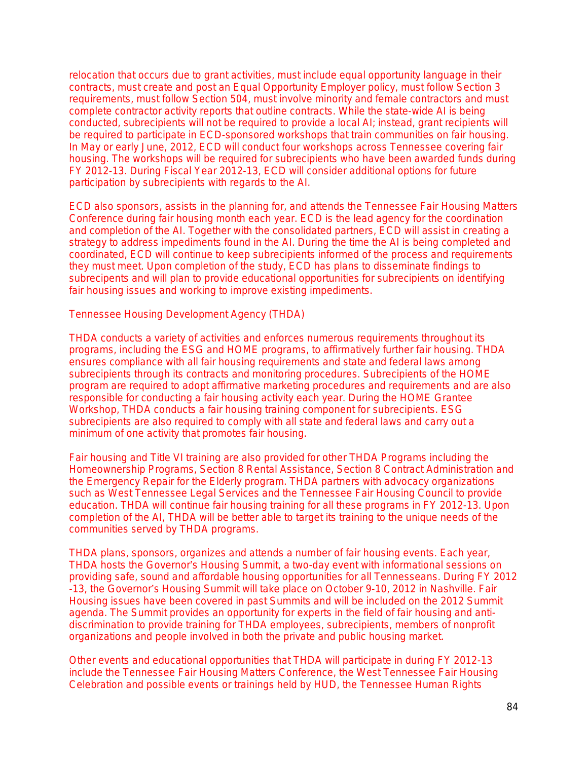relocation that occurs due to grant activities, must include equal opportunity language in their contracts, must create and post an Equal Opportunity Employer policy, must follow Section 3 requirements, must follow Section 504, must involve minority and female contractors and must complete contractor activity reports that outline contracts. While the state-wide AI is being conducted, subrecipients will not be required to provide a local AI; instead, grant recipients will be required to participate in ECD-sponsored workshops that train communities on fair housing. In May or early June, 2012, ECD will conduct four workshops across Tennessee covering fair housing. The workshops will be required for subrecipients who have been awarded funds during FY 2012-13. During Fiscal Year 2012-13, ECD will consider additional options for future participation by subrecipients with regards to the AI.

ECD also sponsors, assists in the planning for, and attends the Tennessee Fair Housing Matters Conference during fair housing month each year. ECD is the lead agency for the coordination and completion of the AI. Together with the consolidated partners, ECD will assist in creating a strategy to address impediments found in the AI. During the time the AI is being completed and coordinated, ECD will continue to keep subrecipients informed of the process and requirements they must meet. Upon completion of the study, ECD has plans to disseminate findings to subrecepients and will plan to provide educational opportunities for subrecipients on identifying fair housing issues and working to improve existing impediments.

Tennessee Housing Development Agency (THDA)

THDA conducts a variety of activities and enforces numerous requirements throughout its programs, including the ESG and HOME programs, to affirmatively further fair housing. THDA ensures compliance with all fair housing requirements and state and federal laws among subrecipients through its contracts and monitoring procedures. Subrecipients of the HOME program are required to adopt affirmative marketing procedures and requirements and are also responsible for conducting a fair housing activity each year. During the HOME Grantee Workshop, THDA conducts a fair housing training component for subrecipients. ESG subrecipients are also required to comply with all state and federal laws and carry out a minimum of one activity that promotes fair housing.

Fair housing and Title VI training are also provided for other THDA Programs including the Homeownership Programs, Section 8 Rental Assistance, Section 8 Contract Administration and the Emergency Repair for the Elderly program. THDA partners with advocacy organizations such as West Tennessee Legal Services and the Tennessee Fair Housing Council to provide education. THDA will continue fair housing training for all these programs in FY 2012-13. Upon completion of the AI, THDA will be better able to target its training to the unique needs of the communities served by THDA programs.

THDA plans, sponsors, organizes and attends a number of fair housing events. Each year, THDA hosts the Governor's Housing Summit, a two-day event with informational sessions on providing safe, sound and affordable housing opportunities for all Tennesseans. During FY 2012 -13, the Governor's Housing Summit will take place on October 9-10, 2012 in Nashville. Fair Housing issues have been covered in past Summits and will be included on the 2012 Summit agenda. The Summit provides an opportunity for experts in the field of fair housing and anti-discrimination to provide training for THDA employees, subrecipients, members of nonprofit organizations and people involved in both the private and public housing market.

Other events and educational opportunities that THDA will participate in during FY 2012-13 include the Tennessee Fair Housing Matters Conference, the West Tennessee Fair Housing Celebration and possible events or trainings held by HUD, the Tennessee Human Rights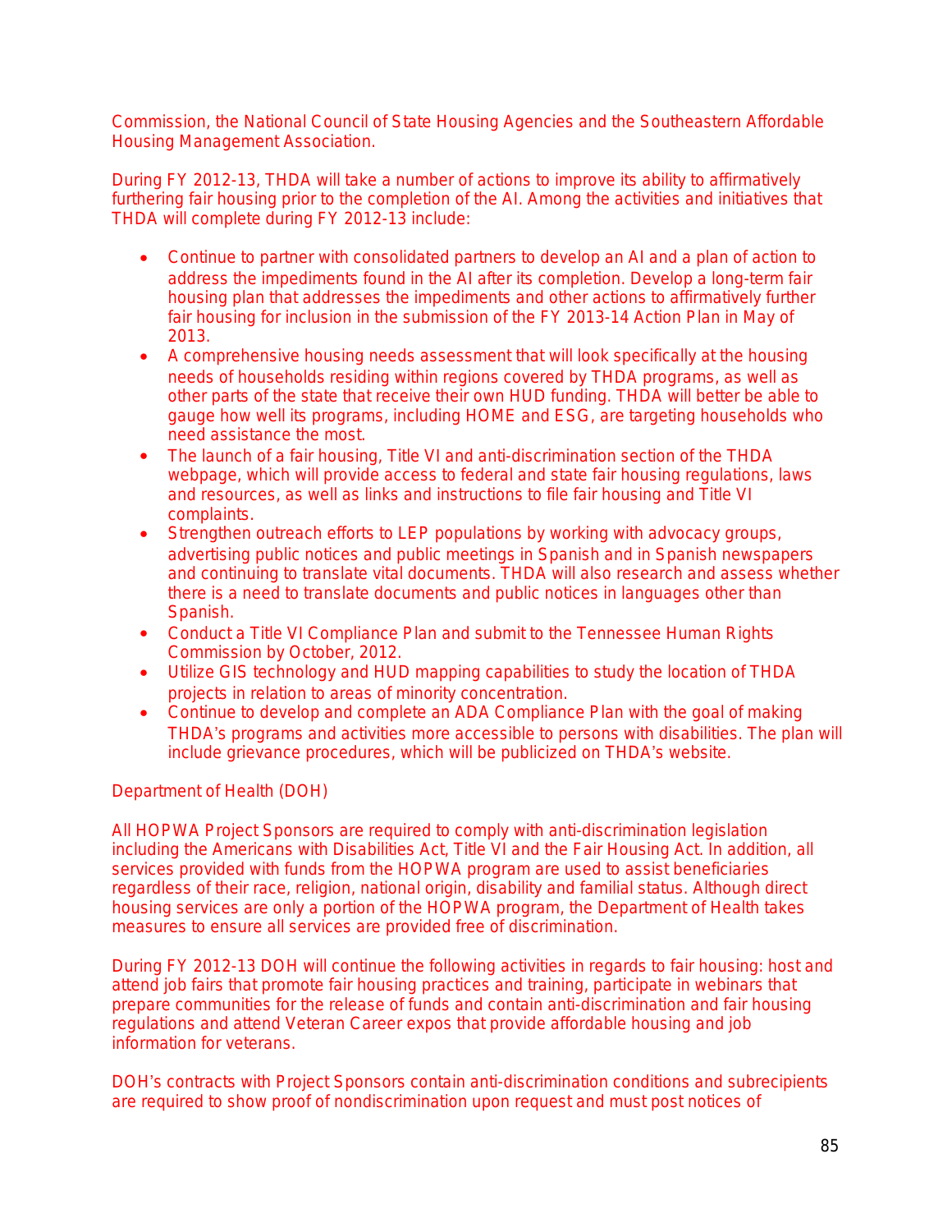Commission, the National Council of State Housing Agencies and the Southeastern Affordable Housing Management Association.

During FY 2012-13, THDA will take a number of actions to improve its ability to affirmatively furthering fair housing prior to the completion of the AI. Among the activities and initiatives that THDA will complete during FY 2012-13 include:

- Continue to partner with consolidated partners to develop an AI and a plan of action to address the impediments found in the AI after its completion. Develop a long-term fair housing plan that addresses the impediments and other actions to affirmatively further fair housing for inclusion in the submission of the FY 2013-14 Action Plan in May of 2013.
- A comprehensive housing needs assessment that will look specifically at the housing needs of households residing within regions covered by THDA programs, as well as other parts of the state that receive their own HUD funding. THDA will better be able to gauge how well its programs, including HOME and ESG, are targeting households who need assistance the most.
- The launch of a fair housing, Title VI and anti-discrimination section of the THDA webpage, which will provide access to federal and state fair housing regulations, laws and resources, as well as links and instructions to file fair housing and Title VI complaints.
- Strengthen outreach efforts to LEP populations by working with advocacy groups, advertising public notices and public meetings in Spanish and in Spanish newspapers and continuing to translate vital documents. THDA will also research and assess whether there is a need to translate documents and public notices in languages other than Spanish.
- Conduct a Title VI Compliance Plan and submit to the Tennessee Human Rights Commission by October, 2012.
- Utilize GIS technology and HUD mapping capabilities to study the location of THDA projects in relation to areas of minority concentration.
- Continue to develop and complete an ADA Compliance Plan with the goal of making THDA's programs and activities more accessible to persons with disabilities. The plan will include grievance procedures, which will be publicized on THDA's website.

Department of Health (DOH)

All HOPWA Project Sponsors are required to comply with anti-discrimination legislation including the Americans with Disabilities Act, Title VI and the Fair Housing Act. In addition, all services provided with funds from the HOPWA program are used to assist beneficiaries regardless of their race, religion, national origin, disability and familial status. Although direct housing services are only a portion of the HOPWA program, the Department of Health takes measures to ensure all services are provided free of discrimination.

During FY 2012-13 DOH will continue the following activities in regards to fair housing: host and attend job fairs that promote fair housing practices and training, participate in webinars that prepare communities for the release of funds and contain anti-discrimination and fair housing regulations and attend Veteran Career expos that provide affordable housing and job information for veterans.

DOH's contracts with Project Sponsors contain anti-discrimination conditions and subrecipients are required to show proof of nondiscrimination upon request and must post notices of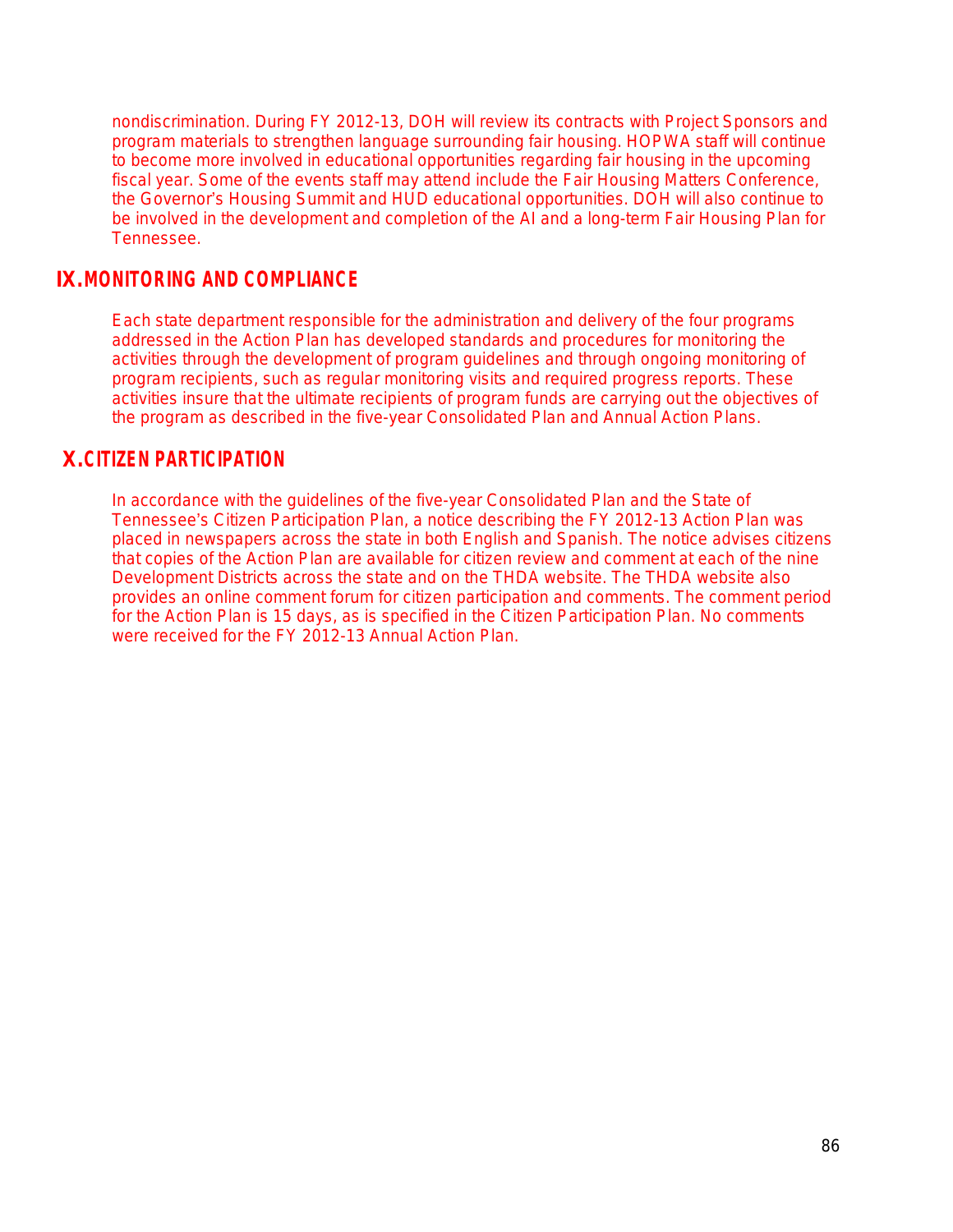nondiscrimination. During FY 2012-13, DOH will review its contracts with Project Sponsors and program materials to strengthen language surrounding fair housing. HOPWA staff will continue to become more involved in educational opportunities regarding fair housing in the upcoming fiscal year. Some of the events staff may attend include the Fair Housing Matters Conference, the Governor's Housing Summit and HUD educational opportunities. DOH will also continue to be involved in the development and completion of the AI and a long-term Fair Housing Plan for Tennessee.

## IX. MONITORING AND COMPLIANCE

Each state department responsible for the administration and delivery of the four programs addressed in the Action Plan has developed standards and procedures for monitoring the activities through the development of program guidelines and through ongoing monitoring of program recipients, such as regular monitoring visits and required progress reports. These activities insure that the ultimate recipients of program funds are carrying out the objectives of the program as described in the five-year Consolidated Plan and Annual Action Plans.

## X. CITIZEN PARTICIPATION

In accordance with the guidelines of the five-year Consolidated Plan and the State of Tennessee's Citizen Participation Plan, a notice describing the FY 2012-13 Action Plan was placed in newspapers across the state in both English and Spanish. The notice advises citizens that copies of the Action Plan are available for citizen review and comment at each of the nine Development Districts across the state and on the THDA website. The THDA website also provides an online comment forum for citizen participation and comments. The comment period for the Action Plan is 15 days, as is specified in the Citizen Participation Plan. No comments were received for the FY 2012-13 Annual Action Plan.